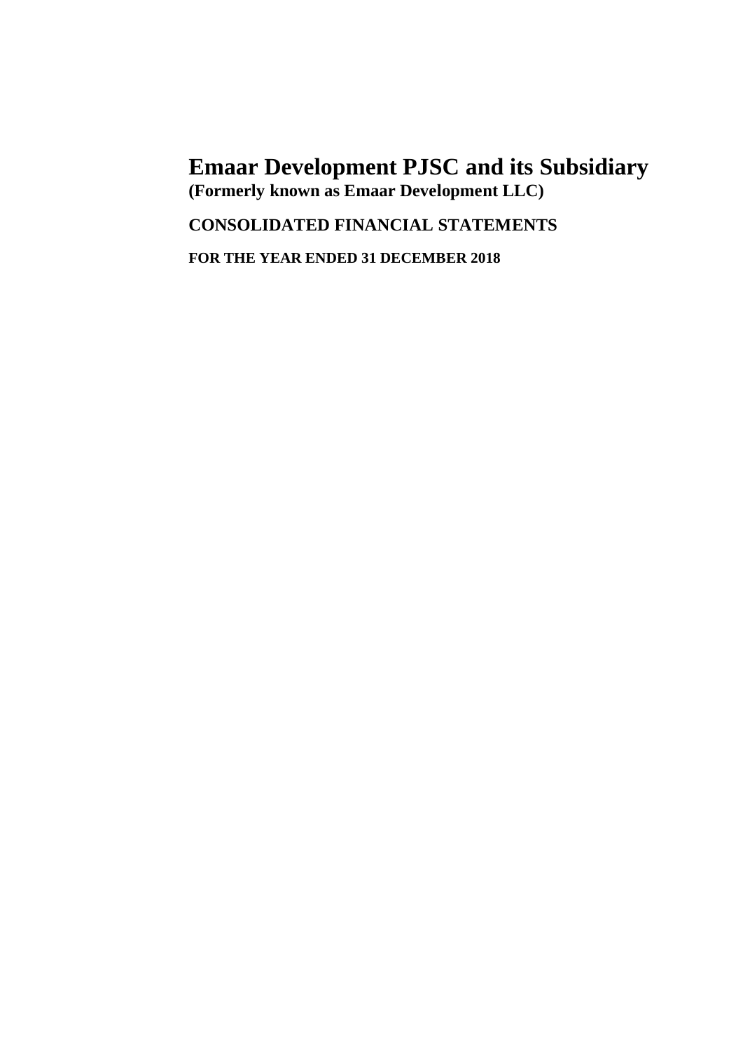# Emaar Development PJSC and its Subsidiary

**(Formerly known as Emaar Development LLC)**

## CONSOLIDATED FINANCIAL STATEMENTS

### FOR THE YEAR ENDED 31 DECEMBER 2018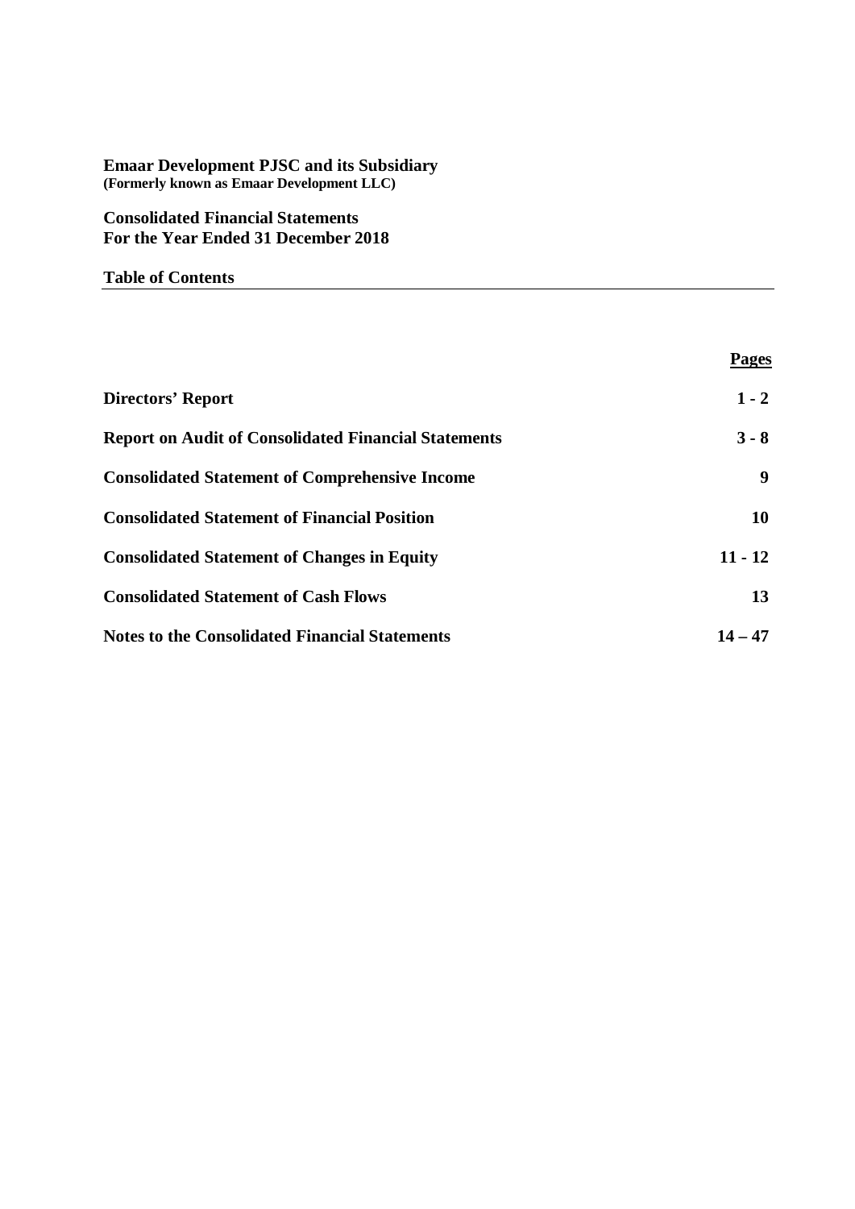**Emaar Development PJSC and its Subsidiary**
**(Formerly known as Emaar Development LLC)**

**Consolidated Financial Statements**
**For the Year Ended 31 December 2018**

**Table of Contents**

| | **Pages** |
|---|---|
| **Directors' Report** | **1 - 2** |
| **Report on Audit of Consolidated Financial Statements** | **3 - 8** |
| **Consolidated Statement of Comprehensive Income** | **9** |
| **Consolidated Statement of Financial Position** | **10** |
| **Consolidated Statement of Changes in Equity** | **11 - 12** |
| **Consolidated Statement of Cash Flows** | **13** |
| **Notes to the Consolidated Financial Statements** | **14 – 47** |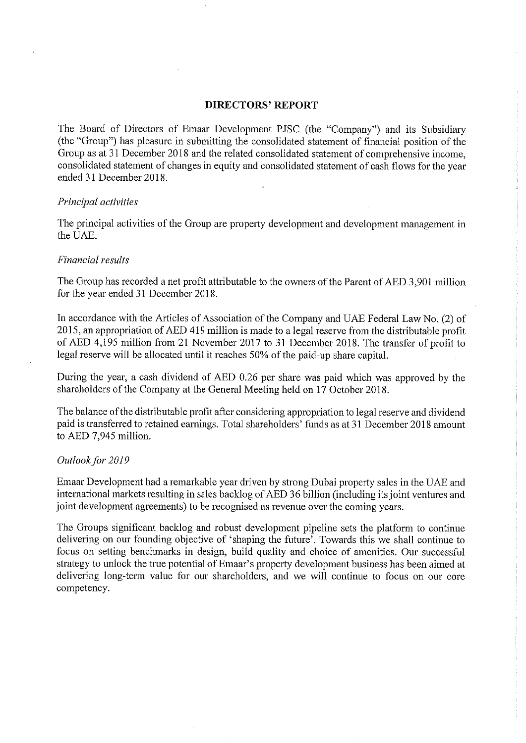## DIRECTORS' REPORT

The Board of Directors of Emaar Development PJSC (the "Company") and its Subsidiary (the "Group") has pleasure in submitting the consolidated statement of financial position of the Group as at 31 December 2018 and the related consolidated statement of comprehensive income, consolidated statement of changes in equity and consolidated statement of cash flows for the year ended 31 December 2018.

### *Principal activities*

The principal activities of the Group are property development and development management in the UAE.

### *Financial results*

The Group has recorded a net profit attributable to the owners of the Parent of AED 3,901 million for the year ended 31 December 2018.

In accordance with the Articles of Association of the Company and UAE Federal Law No. (2) of 2015, an appropriation of AED 419 million is made to a legal reserve from the distributable profit of AED 4,195 million from 21 November 2017 to 31 December 2018. The transfer of profit to legal reserve will be allocated until it reaches 50% of the paid-up share capital.

During the year, a cash dividend of AED 0.26 per share was paid which was approved by the shareholders of the Company at the General Meeting held on 17 October 2018.

The balance of the distributable profit after considering appropriation to legal reserve and dividend paid is transferred to retained earnings. Total shareholders' funds as at 31 December 2018 amount to AED 7,945 million.

### *Outlook for 2019*

Emaar Development had a remarkable year driven by strong Dubai property sales in the UAE and international markets resulting in sales backlog of AED 36 billion (including its joint ventures and joint development agreements) to be recognised as revenue over the coming years.

The Groups significant backlog and robust development pipeline sets the platform to continue delivering on our founding objective of 'shaping the future'. Towards this we shall continue to focus on setting benchmarks in design, build quality and choice of amenities. Our successful strategy to unlock the true potential of Emaar's property development business has been aimed at delivering long-term value for our shareholders, and we will continue to focus on our core competency.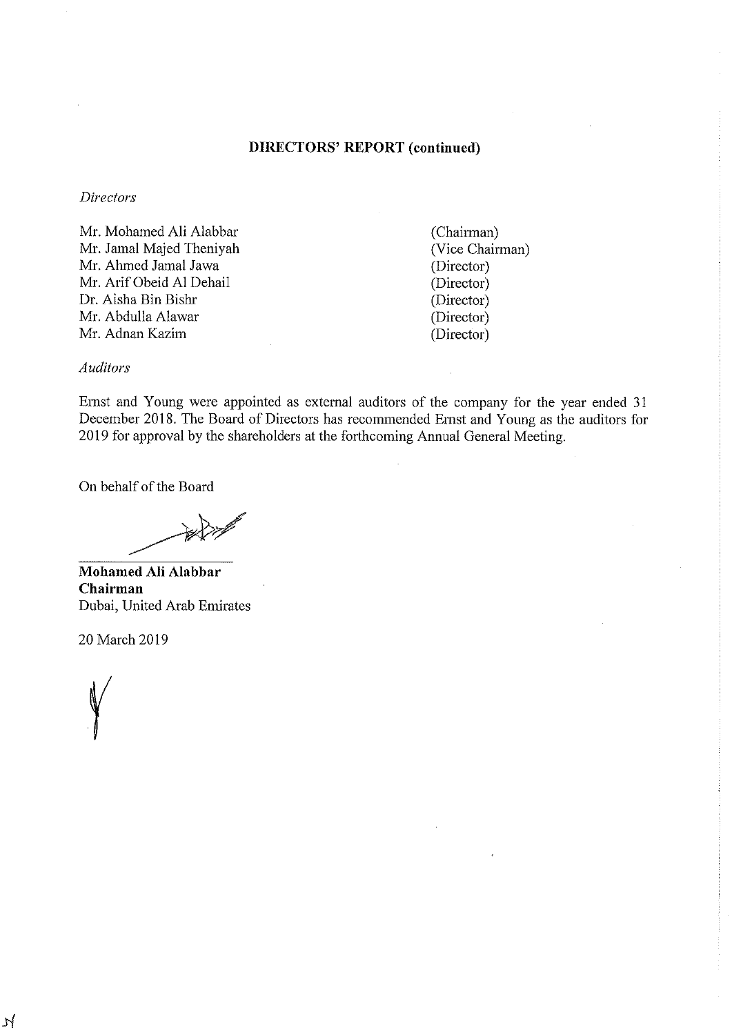## DIRECTORS' REPORT (continued)

*Directors*

| | |
|---|---|
| Mr. Mohamed Ali Alabbar | (Chairman) |
| Mr. Jamal Majed Theniyah | (Vice Chairman) |
| Mr. Ahmed Jamal Jawa | (Director) |
| Mr. Arif Obeid Al Dehail | (Director) |
| Dr. Aisha Bin Bishr | (Director) |
| Mr. Abdulla Alawar | (Director) |
| Mr. Adnan Kazim | (Director) |

*Auditors*

Ernst and Young were appointed as external auditors of the company for the year ended 31 December 2018. The Board of Directors has recommended Ernst and Young as the auditors for 2019 for approval by the shareholders at the forthcoming Annual General Meeting.

On behalf of the Board

**Mohamed Ali Alabbar**
**Chairman**
Dubai, United Arab Emirates

20 March 2019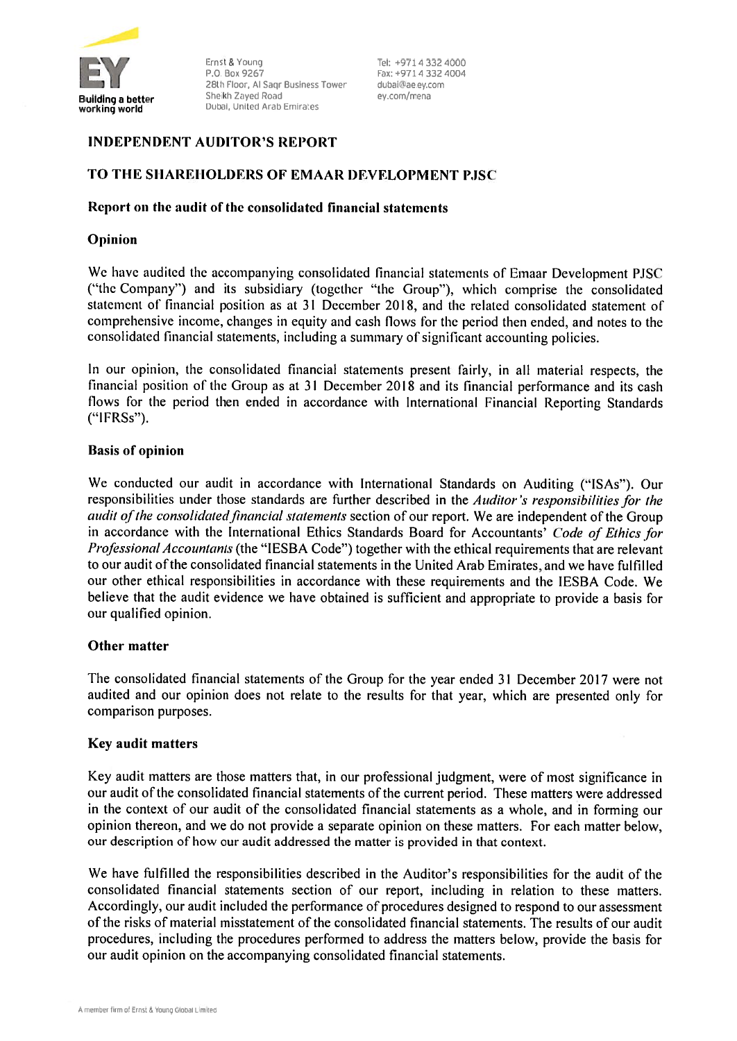Ernst & Young
P.O. Box 9267
28th Floor, Al Saqr Business Tower
Sheikh Zayed Road
Dubai, United Arab Emirates

Tel: +971 4 332 4000
Fax: +971 4 332 4004
dubai@ae.ey.com
ey.com/mena

## INDEPENDENT AUDITOR'S REPORT

## TO THE SHAREHOLDERS OF EMAAR DEVELOPMENT PJSC

### Report on the audit of the consolidated financial statements

### Opinion

We have audited the accompanying consolidated financial statements of Emaar Development PJSC ("the Company") and its subsidiary (together "the Group"), which comprise the consolidated statement of financial position as at 31 December 2018, and the related consolidated statement of comprehensive income, changes in equity and cash flows for the period then ended, and notes to the consolidated financial statements, including a summary of significant accounting policies.

In our opinion, the consolidated financial statements present fairly, in all material respects, the financial position of the Group as at 31 December 2018 and its financial performance and its cash flows for the period then ended in accordance with International Financial Reporting Standards ("IFRSs").

### Basis of opinion

We conducted our audit in accordance with International Standards on Auditing ("ISAs"). Our responsibilities under those standards are further described in the *Auditor's responsibilities for the audit of the consolidated financial statements* section of our report. We are independent of the Group in accordance with the International Ethics Standards Board for Accountants' *Code of Ethics for Professional Accountants* (the "IESBA Code") together with the ethical requirements that are relevant to our audit of the consolidated financial statements in the United Arab Emirates, and we have fulfilled our other ethical responsibilities in accordance with these requirements and the IESBA Code. We believe that the audit evidence we have obtained is sufficient and appropriate to provide a basis for our qualified opinion.

### Other matter

The consolidated financial statements of the Group for the year ended 31 December 2017 were not audited and our opinion does not relate to the results for that year, which are presented only for comparison purposes.

### Key audit matters

Key audit matters are those matters that, in our professional judgment, were of most significance in our audit of the consolidated financial statements of the current period. These matters were addressed in the context of our audit of the consolidated financial statements as a whole, and in forming our opinion thereon, and we do not provide a separate opinion on these matters. For each matter below, our description of how our audit addressed the matter is provided in that context.

We have fulfilled the responsibilities described in the Auditor's responsibilities for the audit of the consolidated financial statements section of our report, including in relation to these matters. Accordingly, our audit included the performance of procedures designed to respond to our assessment of the risks of material misstatement of the consolidated financial statements. The results of our audit procedures, including the procedures performed to address the matters below, provide the basis for our audit opinion on the accompanying consolidated financial statements.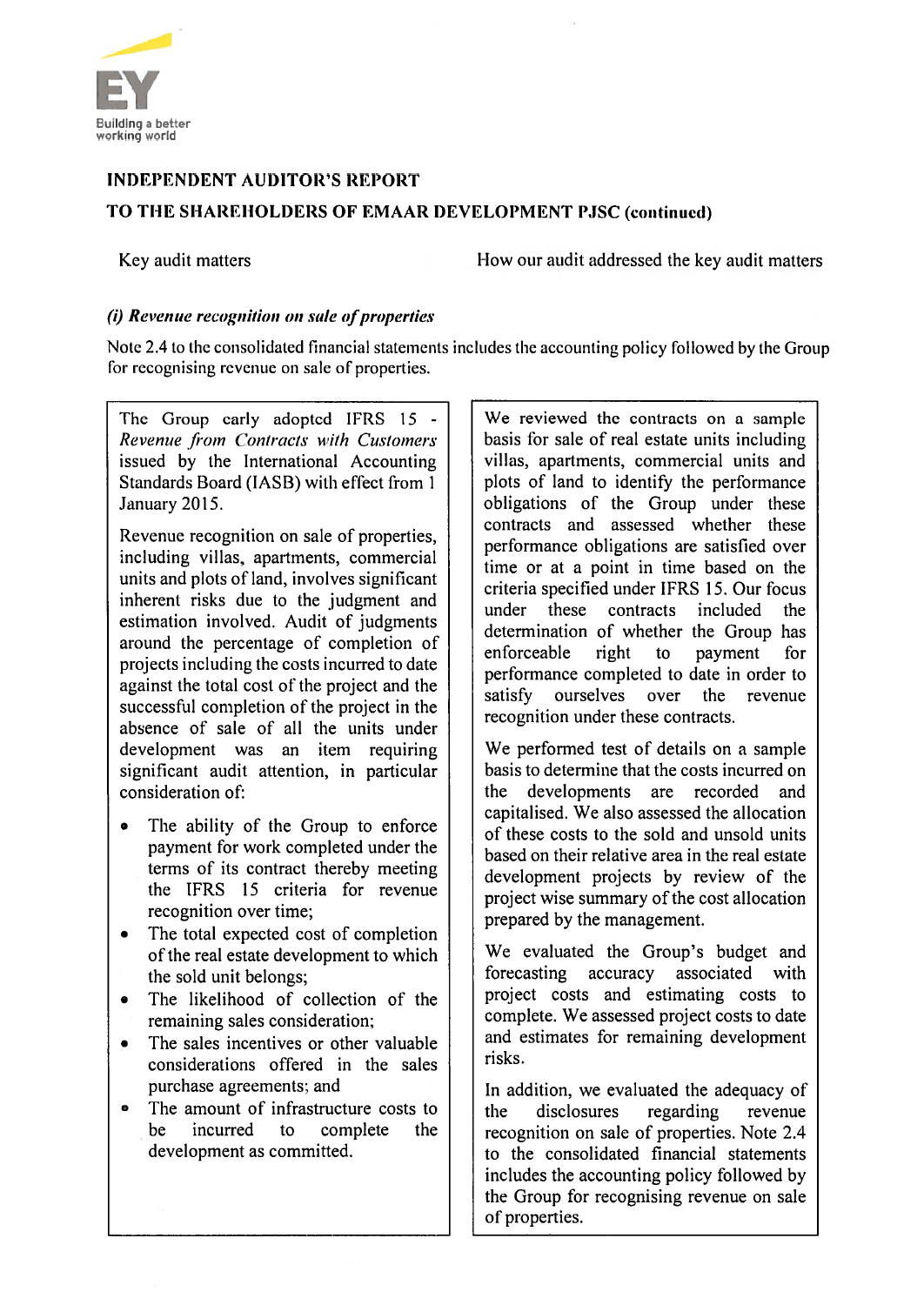## INDEPENDENT AUDITOR'S REPORT

## TO THE SHAREHOLDERS OF EMAAR DEVELOPMENT PJSC (continued)

| Key audit matters | How our audit addressed the key audit matters |
| --- | --- |

### *(i) Revenue recognition on sale of properties*

Note 2.4 to the consolidated financial statements includes the accounting policy followed by the Group for recognising revenue on sale of properties.

| Key audit matters | How our audit addressed the key audit matters |
| --- | --- |
| The Group early adopted IFRS 15 - *Revenue from Contracts with Customers* issued by the International Accounting Standards Board (IASB) with effect from 1 January 2015.<br><br>Revenue recognition on sale of properties, including villas, apartments, commercial units and plots of land, involves significant inherent risks due to the judgment and estimation involved. Audit of judgments around the percentage of completion of projects including the costs incurred to date against the total cost of the project and the successful completion of the project in the absence of sale of all the units under development was an item requiring significant audit attention, in particular consideration of:<br><br>• The ability of the Group to enforce payment for work completed under the terms of its contract thereby meeting the IFRS 15 criteria for revenue recognition over time;<br>• The total expected cost of completion of the real estate development to which the sold unit belongs;<br>• The likelihood of collection of the remaining sales consideration;<br>• The sales incentives or other valuable considerations offered in the sales purchase agreements; and<br>• The amount of infrastructure costs to be incurred to complete the development as committed. | We reviewed the contracts on a sample basis for sale of real estate units including villas, apartments, commercial units and plots of land to identify the performance obligations of the Group under these contracts and assessed whether these performance obligations are satisfied over time or at a point in time based on the criteria specified under IFRS 15. Our focus under these contracts included the determination of whether the Group has enforceable right to payment for performance completed to date in order to satisfy ourselves over the revenue recognition under these contracts.<br><br>We performed test of details on a sample basis to determine that the costs incurred on the developments are recorded and capitalised. We also assessed the allocation of these costs to the sold and unsold units based on their relative area in the real estate development projects by review of the project wise summary of the cost allocation prepared by the management.<br><br>We evaluated the Group's budget and forecasting accuracy associated with project costs and estimating costs to complete. We assessed project costs to date and estimates for remaining development risks.<br><br>In addition, we evaluated the adequacy of the disclosures regarding revenue recognition on sale of properties. Note 2.4 to the consolidated financial statements includes the accounting policy followed by the Group for recognising revenue on sale of properties. |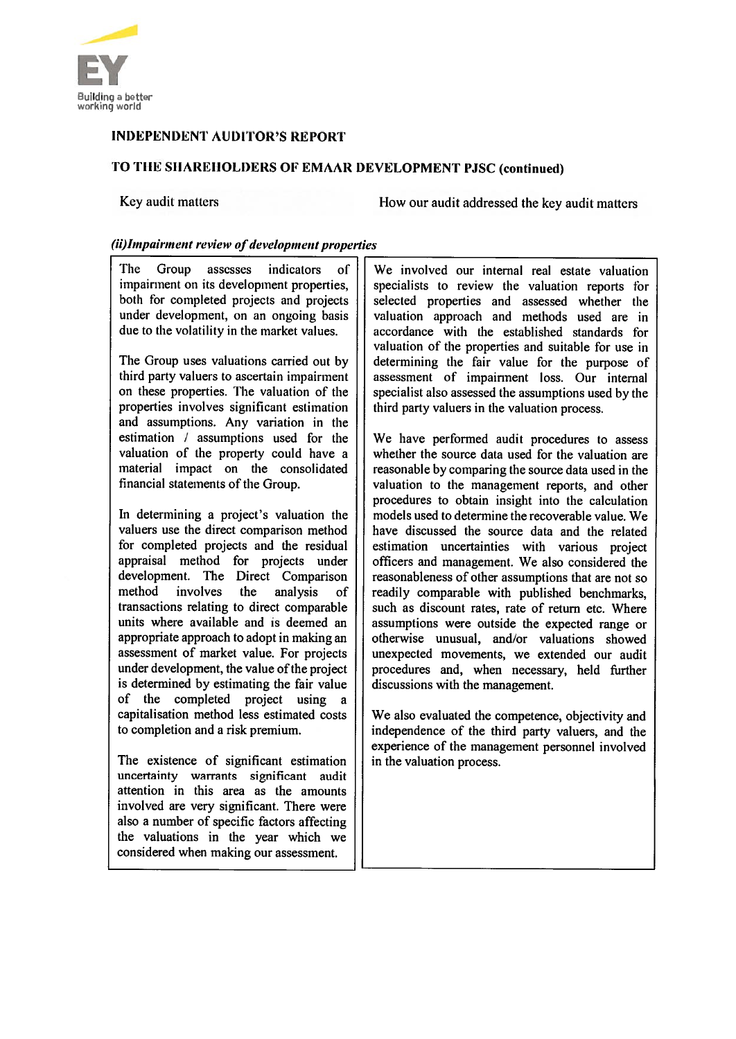## INDEPENDENT AUDITOR'S REPORT

## TO THE SHAREHOLDERS OF EMAAR DEVELOPMENT PJSC (continued)

| Key audit matters | How our audit addressed the key audit matters |
|---|---|

***(ii)Impairment review of development properties***

| Key audit matters | How our audit addressed the key audit matters |
|---|---|
| The Group assesses indicators of impairment on its development properties, both for completed projects and projects under development, on an ongoing basis due to the volatility in the market values.<br><br>The Group uses valuations carried out by third party valuers to ascertain impairment on these properties. The valuation of the properties involves significant estimation and assumptions. Any variation in the estimation / assumptions used for the valuation of the property could have a material impact on the consolidated financial statements of the Group.<br><br>In determining a project's valuation the valuers use the direct comparison method for completed projects and the residual appraisal method for projects under development. The Direct Comparison method involves the analysis of transactions relating to direct comparable units where available and is deemed an appropriate approach to adopt in making an assessment of market value. For projects under development, the value of the project is determined by estimating the fair value of the completed project using a capitalisation method less estimated costs to completion and a risk premium.<br><br>The existence of significant estimation uncertainty warrants significant audit attention in this area as the amounts involved are very significant. There were also a number of specific factors affecting the valuations in the year which we considered when making our assessment. | We involved our internal real estate valuation specialists to review the valuation reports for selected properties and assessed whether the valuation approach and methods used are in accordance with the established standards for valuation of the properties and suitable for use in determining the fair value for the purpose of assessment of impairment loss. Our internal specialist also assessed the assumptions used by the third party valuers in the valuation process.<br><br>We have performed audit procedures to assess whether the source data used for the valuation are reasonable by comparing the source data used in the valuation to the management reports, and other procedures to obtain insight into the calculation models used to determine the recoverable value. We have discussed the source data and the related estimation uncertainties with various project officers and management. We also considered the reasonableness of other assumptions that are not so readily comparable with published benchmarks, such as discount rates, rate of return etc. Where assumptions were outside the expected range or otherwise unusual, and/or valuations showed unexpected movements, we extended our audit procedures and, when necessary, held further discussions with the management.<br><br>We also evaluated the competence, objectivity and independence of the third party valuers, and the experience of the management personnel involved in the valuation process. |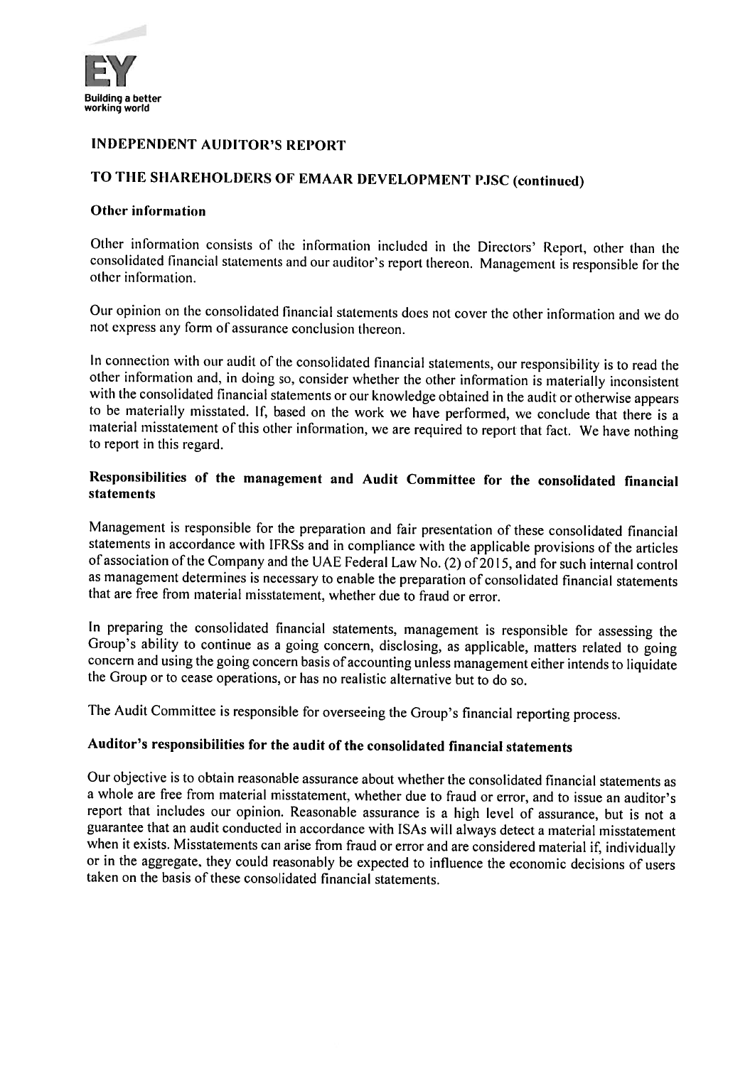## INDEPENDENT AUDITOR'S REPORT

## TO THE SHAREHOLDERS OF EMAAR DEVELOPMENT PJSC (continued)

### Other information

Other information consists of the information included in the Directors' Report, other than the consolidated financial statements and our auditor's report thereon. Management is responsible for the other information.

Our opinion on the consolidated financial statements does not cover the other information and we do not express any form of assurance conclusion thereon.

In connection with our audit of the consolidated financial statements, our responsibility is to read the other information and, in doing so, consider whether the other information is materially inconsistent with the consolidated financial statements or our knowledge obtained in the audit or otherwise appears to be materially misstated. If, based on the work we have performed, we conclude that there is a material misstatement of this other information, we are required to report that fact. We have nothing to report in this regard.

### Responsibilities of the management and Audit Committee for the consolidated financial statements

Management is responsible for the preparation and fair presentation of these consolidated financial statements in accordance with IFRSs and in compliance with the applicable provisions of the articles of association of the Company and the UAE Federal Law No. (2) of 2015, and for such internal control as management determines is necessary to enable the preparation of consolidated financial statements that are free from material misstatement, whether due to fraud or error.

In preparing the consolidated financial statements, management is responsible for assessing the Group's ability to continue as a going concern, disclosing, as applicable, matters related to going concern and using the going concern basis of accounting unless management either intends to liquidate the Group or to cease operations, or has no realistic alternative but to do so.

The Audit Committee is responsible for overseeing the Group's financial reporting process.

### Auditor's responsibilities for the audit of the consolidated financial statements

Our objective is to obtain reasonable assurance about whether the consolidated financial statements as a whole are free from material misstatement, whether due to fraud or error, and to issue an auditor's report that includes our opinion. Reasonable assurance is a high level of assurance, but is not a guarantee that an audit conducted in accordance with ISAs will always detect a material misstatement when it exists. Misstatements can arise from fraud or error and are considered material if, individually or in the aggregate, they could reasonably be expected to influence the economic decisions of users taken on the basis of these consolidated financial statements.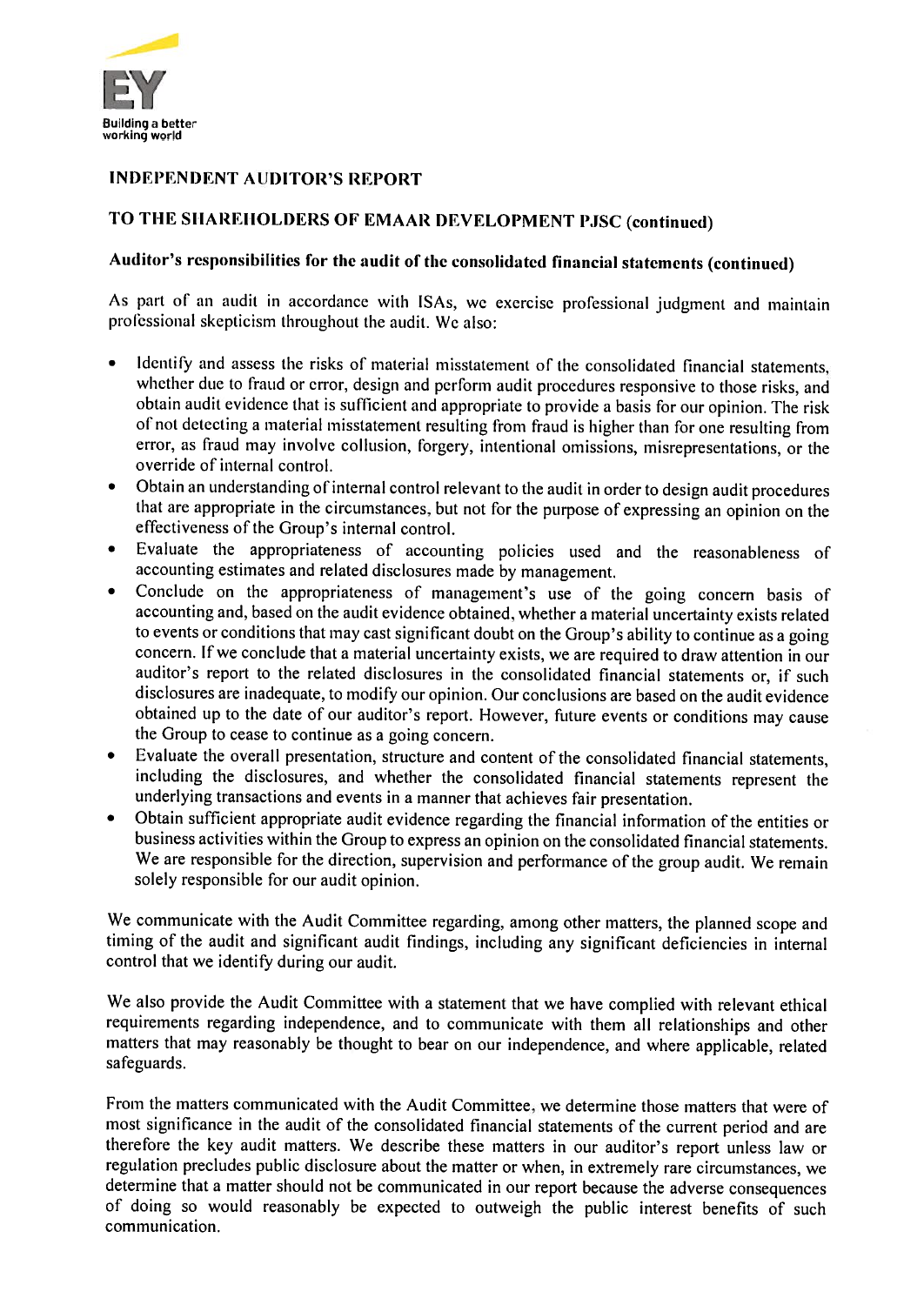## INDEPENDENT AUDITOR'S REPORT

## TO THE SHAREHOLDERS OF EMAAR DEVELOPMENT PJSC (continued)

### Auditor's responsibilities for the audit of the consolidated financial statements (continued)

As part of an audit in accordance with ISAs, we exercise professional judgment and maintain professional skepticism throughout the audit. We also:

- Identify and assess the risks of material misstatement of the consolidated financial statements, whether due to fraud or error, design and perform audit procedures responsive to those risks, and obtain audit evidence that is sufficient and appropriate to provide a basis for our opinion. The risk of not detecting a material misstatement resulting from fraud is higher than for one resulting from error, as fraud may involve collusion, forgery, intentional omissions, misrepresentations, or the override of internal control.
- Obtain an understanding of internal control relevant to the audit in order to design audit procedures that are appropriate in the circumstances, but not for the purpose of expressing an opinion on the effectiveness of the Group's internal control.
- Evaluate the appropriateness of accounting policies used and the reasonableness of accounting estimates and related disclosures made by management.
- Conclude on the appropriateness of management's use of the going concern basis of accounting and, based on the audit evidence obtained, whether a material uncertainty exists related to events or conditions that may cast significant doubt on the Group's ability to continue as a going concern. If we conclude that a material uncertainty exists, we are required to draw attention in our auditor's report to the related disclosures in the consolidated financial statements or, if such disclosures are inadequate, to modify our opinion. Our conclusions are based on the audit evidence obtained up to the date of our auditor's report. However, future events or conditions may cause the Group to cease to continue as a going concern.
- Evaluate the overall presentation, structure and content of the consolidated financial statements, including the disclosures, and whether the consolidated financial statements represent the underlying transactions and events in a manner that achieves fair presentation.
- Obtain sufficient appropriate audit evidence regarding the financial information of the entities or business activities within the Group to express an opinion on the consolidated financial statements. We are responsible for the direction, supervision and performance of the group audit. We remain solely responsible for our audit opinion.

We communicate with the Audit Committee regarding, among other matters, the planned scope and timing of the audit and significant audit findings, including any significant deficiencies in internal control that we identify during our audit.

We also provide the Audit Committee with a statement that we have complied with relevant ethical requirements regarding independence, and to communicate with them all relationships and other matters that may reasonably be thought to bear on our independence, and where applicable, related safeguards.

From the matters communicated with the Audit Committee, we determine those matters that were of most significance in the audit of the consolidated financial statements of the current period and are therefore the key audit matters. We describe these matters in our auditor's report unless law or regulation precludes public disclosure about the matter or when, in extremely rare circumstances, we determine that a matter should not be communicated in our report because the adverse consequences of doing so would reasonably be expected to outweigh the public interest benefits of such communication.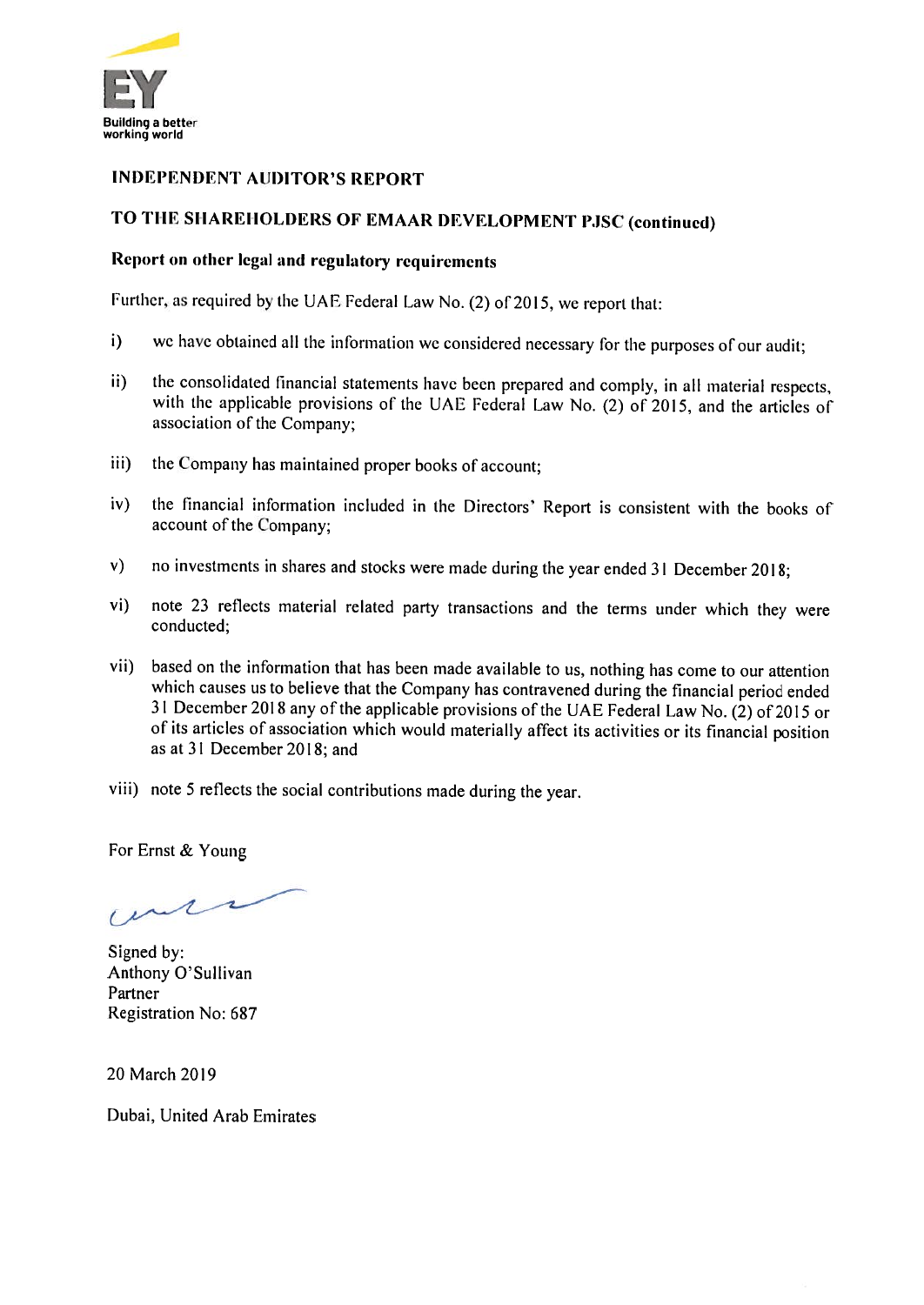# INDEPENDENT AUDITOR'S REPORT

## TO THE SHAREHOLDERS OF EMAAR DEVELOPMENT PJSC (continued)

### Report on other legal and regulatory requirements

Further, as required by the UAE Federal Law No. (2) of 2015, we report that:

i) we have obtained all the information we considered necessary for the purposes of our audit;

ii) the consolidated financial statements have been prepared and comply, in all material respects, with the applicable provisions of the UAE Federal Law No. (2) of 2015, and the articles of association of the Company;

iii) the Company has maintained proper books of account;

iv) the financial information included in the Directors' Report is consistent with the books of account of the Company;

v) no investments in shares and stocks were made during the year ended 31 December 2018;

vi) note 23 reflects material related party transactions and the terms under which they were conducted;

vii) based on the information that has been made available to us, nothing has come to our attention which causes us to believe that the Company has contravened during the financial period ended 31 December 2018 any of the applicable provisions of the UAE Federal Law No. (2) of 2015 or of its articles of association which would materially affect its activities or its financial position as at 31 December 2018; and

viii) note 5 reflects the social contributions made during the year.

For Ernst & Young

Signed by:
Anthony O'Sullivan
Partner
Registration No: 687

20 March 2019

Dubai, United Arab Emirates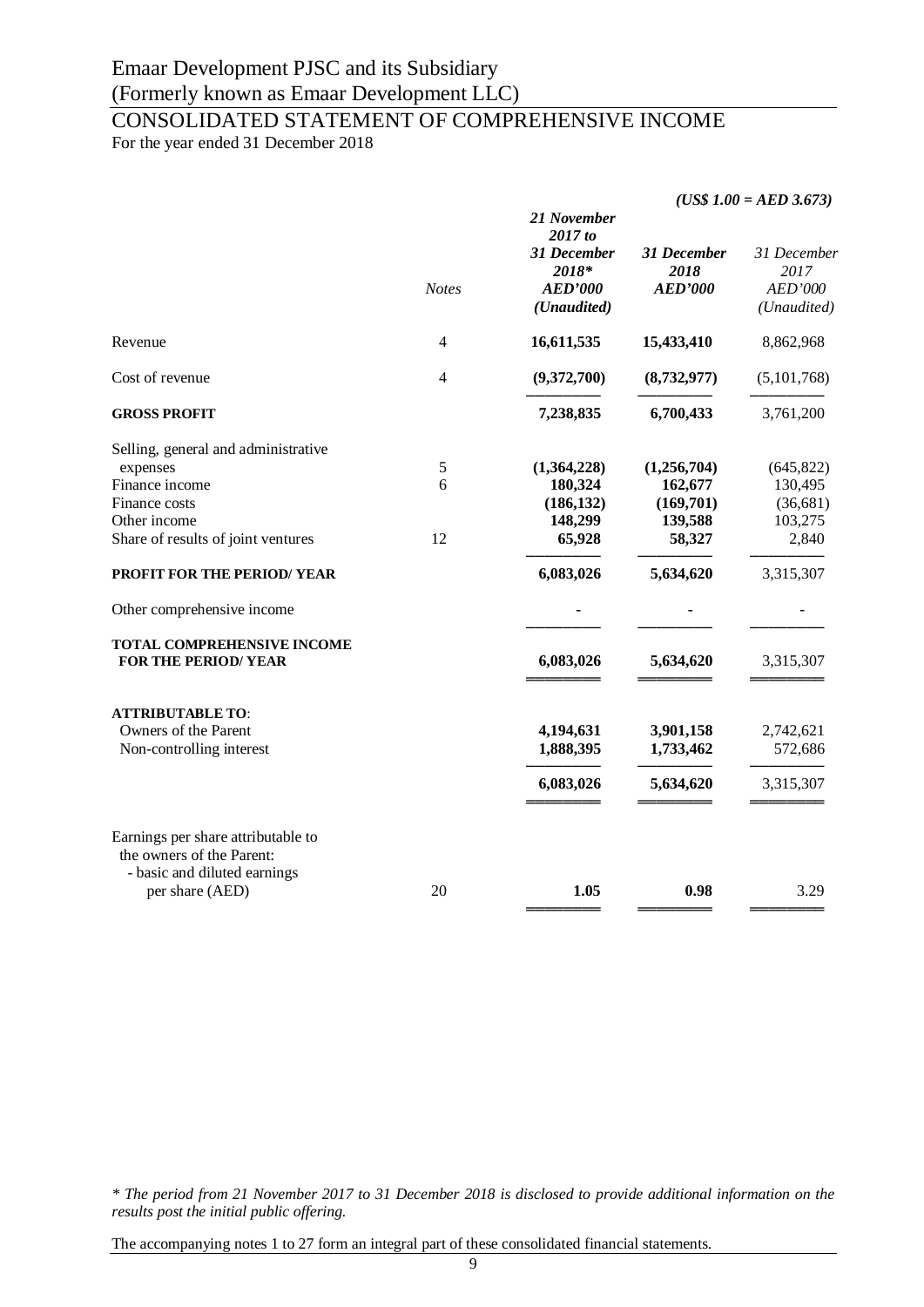# Emaar Development PJSC and its Subsidiary
(Formerly known as Emaar Development LLC)

## CONSOLIDATED STATEMENT OF COMPREHENSIVE INCOME

For the year ended 31 December 2018

*(US$ 1.00 = AED 3.673)*

| | *Notes* | ***21 November 2017 to 31 December 2018\**** ***AED'000*** ***(Unaudited)*** | ***31 December 2018*** ***AED'000*** | *31 December 2017* *AED'000* *(Unaudited)* |
|---|---|---|---|---|
| Revenue | 4 | **16,611,535** | **15,433,410** | 8,862,968 |
| Cost of revenue | 4 | **(9,372,700)** | **(8,732,977)** | (5,101,768) |
| **GROSS PROFIT** | | **7,238,835** | **6,700,433** | 3,761,200 |
| Selling, general and administrative expenses | 5 | **(1,364,228)** | **(1,256,704)** | (645,822) |
| Finance income | 6 | **180,324** | **162,677** | 130,495 |
| Finance costs | | **(186,132)** | **(169,701)** | (36,681) |
| Other income | | **148,299** | **139,588** | 103,275 |
| Share of results of joint ventures | 12 | **65,928** | **58,327** | 2,840 |
| **PROFIT FOR THE PERIOD/ YEAR** | | **6,083,026** | **5,634,620** | 3,315,307 |
| Other comprehensive income | | **-** | **-** | - |
| **TOTAL COMPREHENSIVE INCOME FOR THE PERIOD/ YEAR** | | **6,083,026** | **5,634,620** | 3,315,307 |
| **ATTRIBUTABLE TO**: | | | | |
| Owners of the Parent | | **4,194,631** | **3,901,158** | 2,742,621 |
| Non-controlling interest | | **1,888,395** | **1,733,462** | 572,686 |
| | | **6,083,026** | **5,634,620** | 3,315,307 |
| Earnings per share attributable to the owners of the Parent: - basic and diluted earnings per share (AED) | 20 | **1.05** | **0.98** | 3.29 |

*\* The period from 21 November 2017 to 31 December 2018 is disclosed to provide additional information on the results post the initial public offering.*

The accompanying notes 1 to 27 form an integral part of these consolidated financial statements.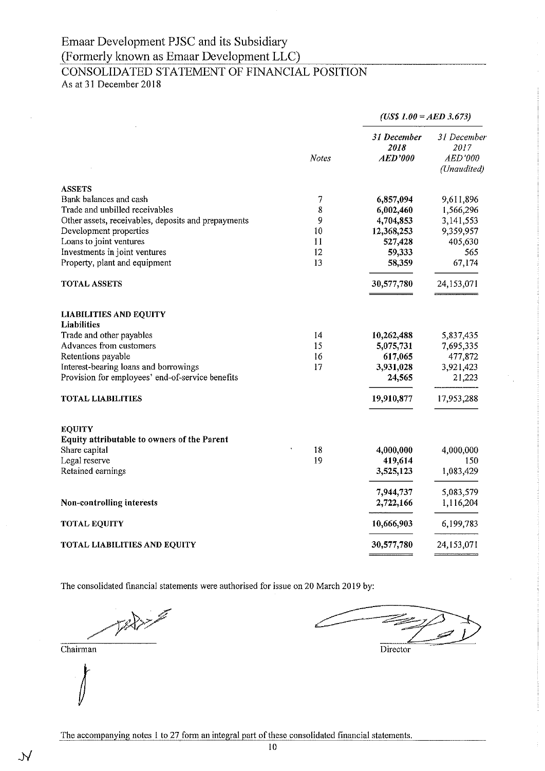# Emaar Development PJSC and its Subsidiary
# (Formerly known as Emaar Development LLC)

## CONSOLIDATED STATEMENT OF FINANCIAL POSITION

As at 31 December 2018

| | | *(US$ 1.00 = AED 3.673)* | |
|---|---|---|---|
| | *Notes* | ***31 December 2018 AED'000*** | *31 December 2017 AED'000 (Unaudited)* |
| **ASSETS** | | | |
| Bank balances and cash | 7 | **6,857,094** | 9,611,896 |
| Trade and unbilled receivables | 8 | **6,002,460** | 1,566,296 |
| Other assets, receivables, deposits and prepayments | 9 | **4,704,853** | 3,141,553 |
| Development properties | 10 | **12,368,253** | 9,359,957 |
| Loans to joint ventures | 11 | **527,428** | 405,630 |
| Investments in joint ventures | 12 | **59,333** | 565 |
| Property, plant and equipment | 13 | **58,359** | 67,174 |
| **TOTAL ASSETS** | | **30,577,780** | 24,153,071 |
| **LIABILITIES AND EQUITY** | | | |
| **Liabilities** | | | |
| Trade and other payables | 14 | **10,262,488** | 5,837,435 |
| Advances from customers | 15 | **5,075,731** | 7,695,335 |
| Retentions payable | 16 | **617,065** | 477,872 |
| Interest-bearing loans and borrowings | 17 | **3,931,028** | 3,921,423 |
| Provision for employees' end-of-service benefits | | **24,565** | 21,223 |
| **TOTAL LIABILITIES** | | **19,910,877** | 17,953,288 |
| **EQUITY** | | | |
| **Equity attributable to owners of the Parent** | | | |
| Share capital | 18 | **4,000,000** | 4,000,000 |
| Legal reserve | 19 | **419,614** | 150 |
| Retained earnings | | **3,525,123** | 1,083,429 |
| | | **7,944,737** | 5,083,579 |
| **Non-controlling interests** | | **2,722,166** | 1,116,204 |
| **TOTAL EQUITY** | | **10,666,903** | 6,199,783 |
| **TOTAL LIABILITIES AND EQUITY** | | **30,577,780** | 24,153,071 |

The consolidated financial statements were authorised for issue on 20 March 2019 by:

Chairman

Director

The accompanying notes 1 to 27 form an integral part of these consolidated financial statements.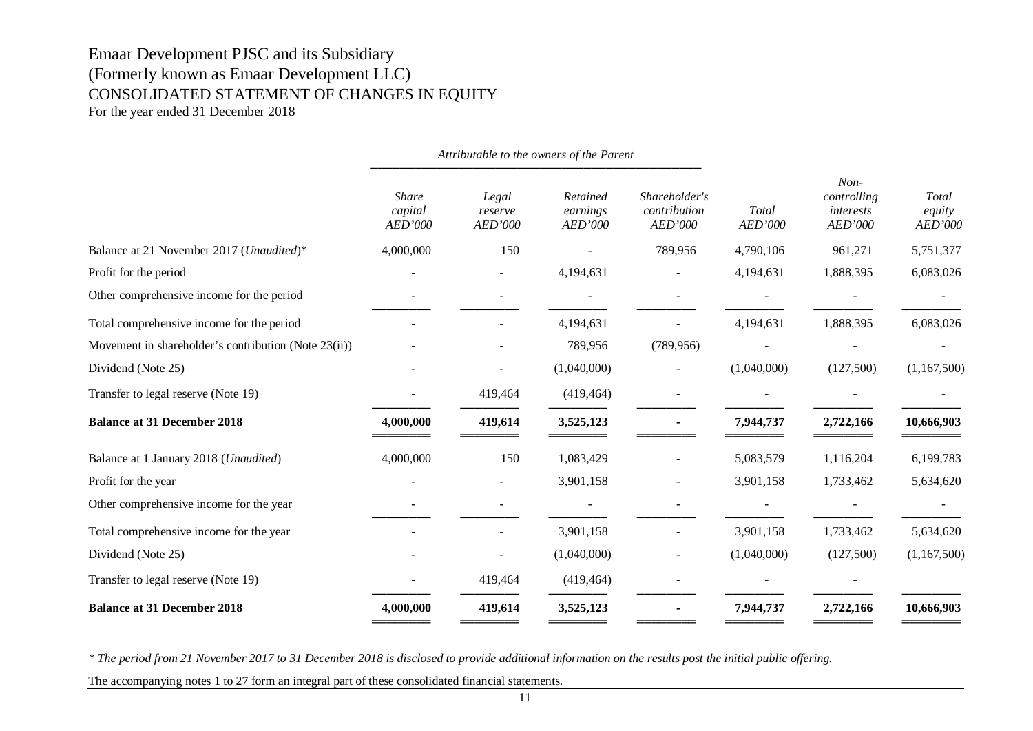# Emaar Development PJSC and its Subsidiary
(Formerly known as Emaar Development LLC)

## CONSOLIDATED STATEMENT OF CHANGES IN EQUITY
For the year ended 31 December 2018

| | *Attributable to the owners of the Parent* | | | | | | |
|---|---|---|---|---|---|---|---|
| | *Share capital AED'000* | *Legal reserve AED'000* | *Retained earnings AED'000* | *Shareholder's contribution AED'000* | *Total AED'000* | *Non-controlling interests AED'000* | *Total equity AED'000* |
| Balance at 21 November 2017 (*Unaudited*)* | 4,000,000 | 150 | - | 789,956 | 4,790,106 | 961,271 | 5,751,377 |
| Profit for the period | - | - | 4,194,631 | - | 4,194,631 | 1,888,395 | 6,083,026 |
| Other comprehensive income for the period | - | - | - | - | - | - | - |
| Total comprehensive income for the period | - | - | 4,194,631 | - | 4,194,631 | 1,888,395 | 6,083,026 |
| Movement in shareholder's contribution (Note 23(ii)) | - | - | 789,956 | (789,956) | - | - | - |
| Dividend (Note 25) | - | - | (1,040,000) | - | (1,040,000) | (127,500) | (1,167,500) |
| Transfer to legal reserve (Note 19) | - | 419,464 | (419,464) | - | - | - | - |
| **Balance at 31 December 2018** | **4,000,000** | **419,614** | **3,525,123** | **-** | **7,944,737** | **2,722,166** | **10,666,903** |
| Balance at 1 January 2018 (*Unaudited*) | 4,000,000 | 150 | 1,083,429 | - | 5,083,579 | 1,116,204 | 6,199,783 |
| Profit for the year | - | - | 3,901,158 | - | 3,901,158 | 1,733,462 | 5,634,620 |
| Other comprehensive income for the year | - | - | - | - | - | - | - |
| Total comprehensive income for the year | - | - | 3,901,158 | - | 3,901,158 | 1,733,462 | 5,634,620 |
| Dividend (Note 25) | - | - | (1,040,000) | - | (1,040,000) | (127,500) | (1,167,500) |
| Transfer to legal reserve (Note 19) | - | 419,464 | (419,464) | - | - | - | |
| **Balance at 31 December 2018** | **4,000,000** | **419,614** | **3,525,123** | **-** | **7,944,737** | **2,722,166** | **10,666,903** |

*\* The period from 21 November 2017 to 31 December 2018 is disclosed to provide additional information on the results post the initial public offering.*

The accompanying notes 1 to 27 form an integral part of these consolidated financial statements.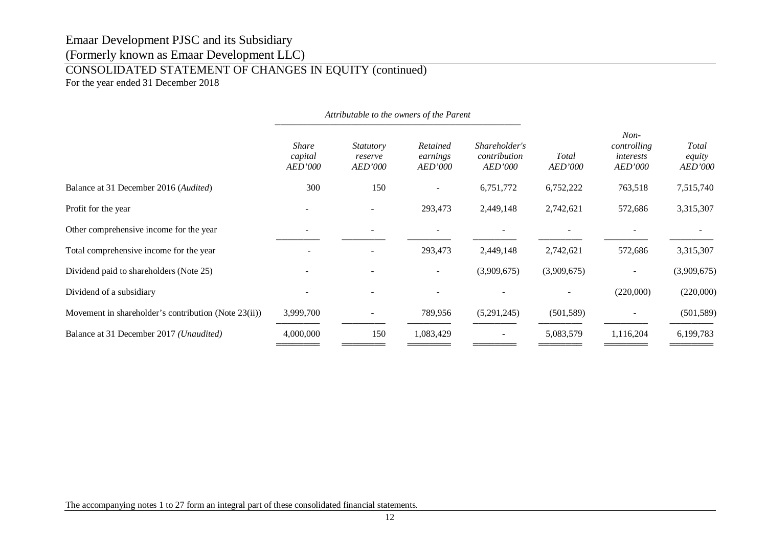# Emaar Development PJSC and its Subsidiary
## (Formerly known as Emaar Development LLC)
## CONSOLIDATED STATEMENT OF CHANGES IN EQUITY (continued)
For the year ended 31 December 2018

| | *Attributable to the owners of the Parent* | | | | | | |
|---|---|---|---|---|---|---|---|
| | *Share capital AED'000* | *Statutory reserve AED'000* | *Retained earnings AED'000* | *Shareholder's contribution AED'000* | *Total AED'000* | *Non-controlling interests AED'000* | *Total equity AED'000* |
| Balance at 31 December 2016 (*Audited*) | 300 | 150 | - | 6,751,772 | 6,752,222 | 763,518 | 7,515,740 |
| Profit for the year | - | - | 293,473 | 2,449,148 | 2,742,621 | 572,686 | 3,315,307 |
| Other comprehensive income for the year | - | - | - | - | - | - | - |
| Total comprehensive income for the year | - | - | 293,473 | 2,449,148 | 2,742,621 | 572,686 | 3,315,307 |
| Dividend paid to shareholders (Note 25) | - | - | - | (3,909,675) | (3,909,675) | - | (3,909,675) |
| Dividend of a subsidiary | - | - | - | - | - | (220,000) | (220,000) |
| Movement in shareholder's contribution (Note 23(ii)) | 3,999,700 | - | 789,956 | (5,291,245) | (501,589) | - | (501,589) |
| Balance at 31 December 2017 *(Unaudited)* | 4,000,000 | 150 | 1,083,429 | - | 5,083,579 | 1,116,204 | 6,199,783 |

The accompanying notes 1 to 27 form an integral part of these consolidated financial statements.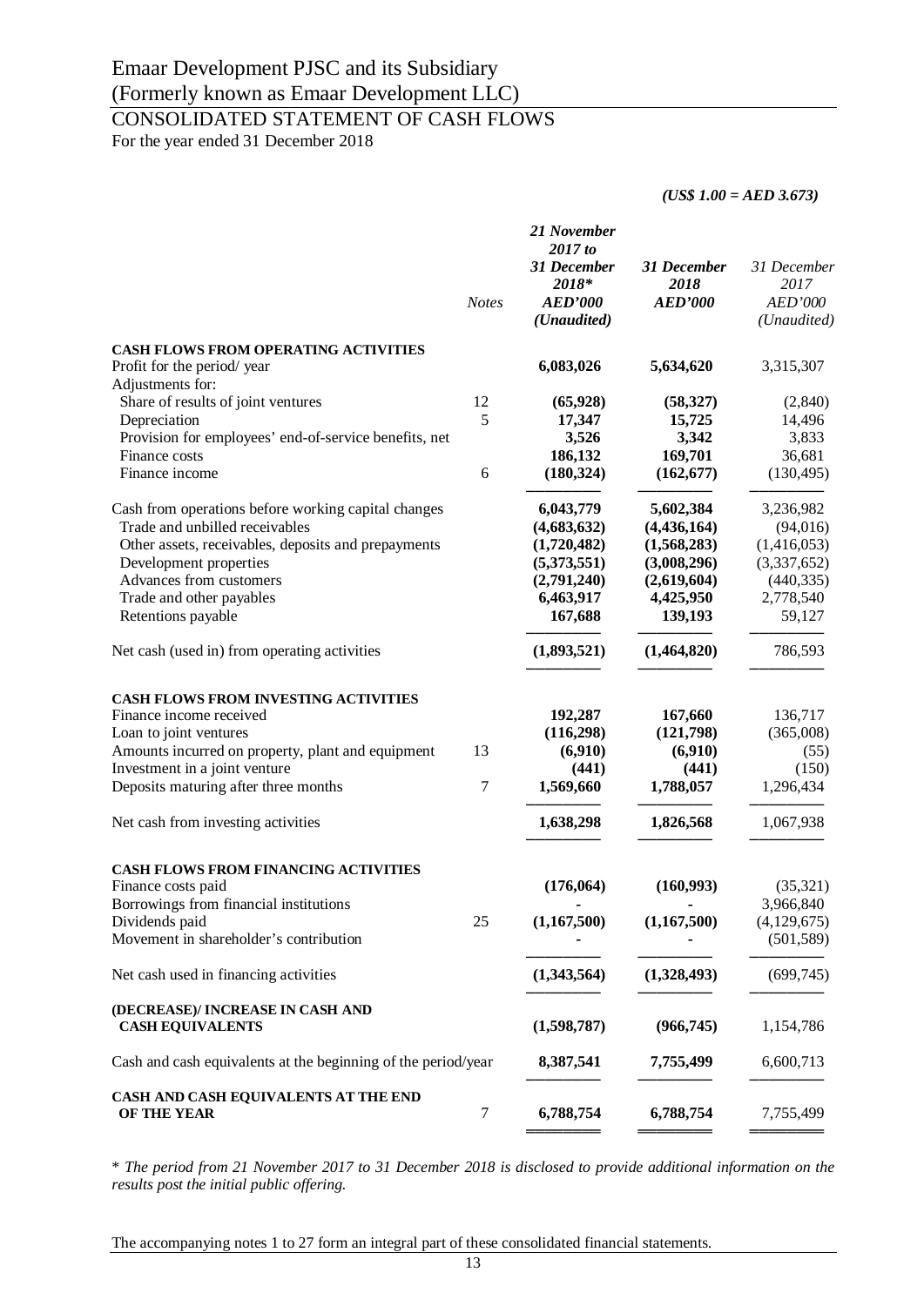# Emaar Development PJSC and its Subsidiary

(Formerly known as Emaar Development LLC)

## CONSOLIDATED STATEMENT OF CASH FLOWS

For the year ended 31 December 2018

***(US$ 1.00 = AED 3.673)***

| | Notes | *21 November 2017 to 31 December 2018** AED'000 (Unaudited) | *31 December 2018* AED'000 | *31 December 2017* AED'000 (Unaudited) |
|---|---|---|---|---|
| **CASH FLOWS FROM OPERATING ACTIVITIES** | | | | |
| Profit for the period/ year | | **6,083,026** | **5,634,620** | 3,315,307 |
| Adjustments for: | | | | |
| Share of results of joint ventures | 12 | **(65,928)** | **(58,327)** | (2,840) |
| Depreciation | 5 | **17,347** | **15,725** | 14,496 |
| Provision for employees' end-of-service benefits, net | | **3,526** | **3,342** | 3,833 |
| Finance costs | | **186,132** | **169,701** | 36,681 |
| Finance income | 6 | **(180,324)** | **(162,677)** | (130,495) |
| Cash from operations before working capital changes | | **6,043,779** | **5,602,384** | 3,236,982 |
| Trade and unbilled receivables | | **(4,683,632)** | **(4,436,164)** | (94,016) |
| Other assets, receivables, deposits and prepayments | | **(1,720,482)** | **(1,568,283)** | (1,416,053) |
| Development properties | | **(5,373,551)** | **(3,008,296)** | (3,337,652) |
| Advances from customers | | **(2,791,240)** | **(2,619,604)** | (440,335) |
| Trade and other payables | | **6,463,917** | **4,425,950** | 2,778,540 |
| Retentions payable | | **167,688** | **139,193** | 59,127 |
| Net cash (used in) from operating activities | | **(1,893,521)** | **(1,464,820)** | 786,593 |
| **CASH FLOWS FROM INVESTING ACTIVITIES** | | | | |
| Finance income received | | **192,287** | **167,660** | 136,717 |
| Loan to joint ventures | | **(116,298)** | **(121,798)** | (365,008) |
| Amounts incurred on property, plant and equipment | 13 | **(6,910)** | **(6,910)** | (55) |
| Investment in a joint venture | | **(441)** | **(441)** | (150) |
| Deposits maturing after three months | 7 | **1,569,660** | **1,788,057** | 1,296,434 |
| Net cash from investing activities | | **1,638,298** | **1,826,568** | 1,067,938 |
| **CASH FLOWS FROM FINANCING ACTIVITIES** | | | | |
| Finance costs paid | | **(176,064)** | **(160,993)** | (35,321) |
| Borrowings from financial institutions | | **-** | **-** | 3,966,840 |
| Dividends paid | 25 | **(1,167,500)** | **(1,167,500)** | (4,129,675) |
| Movement in shareholder's contribution | | **-** | **-** | (501,589) |
| Net cash used in financing activities | | **(1,343,564)** | **(1,328,493)** | (699,745) |
| **(DECREASE)/ INCREASE IN CASH AND CASH EQUIVALENTS** | | **(1,598,787)** | **(966,745)** | 1,154,786 |
| Cash and cash equivalents at the beginning of the period/year | | **8,387,541** | **7,755,499** | 6,600,713 |
| **CASH AND CASH EQUIVALENTS AT THE END OF THE YEAR** | 7 | **6,788,754** | **6,788,754** | 7,755,499 |

*\* The period from 21 November 2017 to 31 December 2018 is disclosed to provide additional information on the results post the initial public offering.*

The accompanying notes 1 to 27 form an integral part of these consolidated financial statements.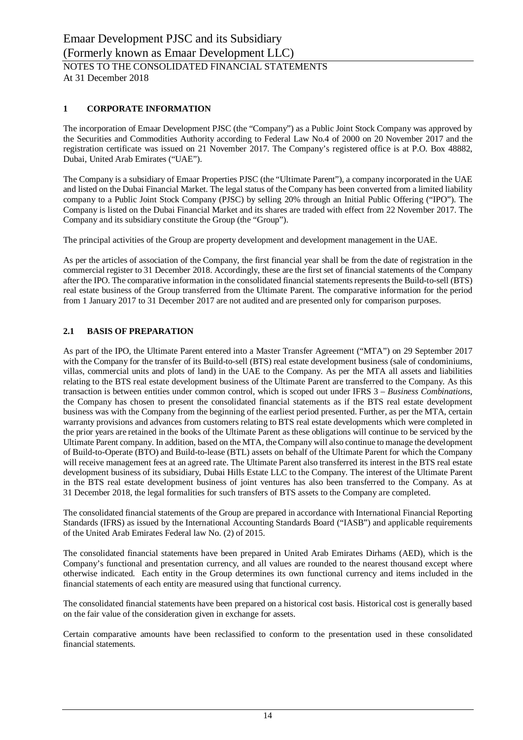## 1 CORPORATE INFORMATION

The incorporation of Emaar Development PJSC (the "Company") as a Public Joint Stock Company was approved by the Securities and Commodities Authority according to Federal Law No.4 of 2000 on 20 November 2017 and the registration certificate was issued on 21 November 2017. The Company's registered office is at P.O. Box 48882, Dubai, United Arab Emirates ("UAE").

The Company is a subsidiary of Emaar Properties PJSC (the "Ultimate Parent"), a company incorporated in the UAE and listed on the Dubai Financial Market. The legal status of the Company has been converted from a limited liability company to a Public Joint Stock Company (PJSC) by selling 20% through an Initial Public Offering ("IPO"). The Company is listed on the Dubai Financial Market and its shares are traded with effect from 22 November 2017. The Company and its subsidiary constitute the Group (the "Group").

The principal activities of the Group are property development and development management in the UAE.

As per the articles of association of the Company, the first financial year shall be from the date of registration in the commercial register to 31 December 2018. Accordingly, these are the first set of financial statements of the Company after the IPO. The comparative information in the consolidated financial statements represents the Build-to-sell (BTS) real estate business of the Group transferred from the Ultimate Parent. The comparative information for the period from 1 January 2017 to 31 December 2017 are not audited and are presented only for comparison purposes.

## 2.1 BASIS OF PREPARATION

As part of the IPO, the Ultimate Parent entered into a Master Transfer Agreement ("MTA") on 29 September 2017 with the Company for the transfer of its Build-to-sell (BTS) real estate development business (sale of condominiums, villas, commercial units and plots of land) in the UAE to the Company. As per the MTA all assets and liabilities relating to the BTS real estate development business of the Ultimate Parent are transferred to the Company. As this transaction is between entities under common control, which is scoped out under IFRS 3 – *Business Combinations*, the Company has chosen to present the consolidated financial statements as if the BTS real estate development business was with the Company from the beginning of the earliest period presented. Further, as per the MTA, certain warranty provisions and advances from customers relating to BTS real estate developments which were completed in the prior years are retained in the books of the Ultimate Parent as these obligations will continue to be serviced by the Ultimate Parent company. In addition, based on the MTA, the Company will also continue to manage the development of Build-to-Operate (BTO) and Build-to-lease (BTL) assets on behalf of the Ultimate Parent for which the Company will receive management fees at an agreed rate. The Ultimate Parent also transferred its interest in the BTS real estate development business of its subsidiary, Dubai Hills Estate LLC to the Company. The interest of the Ultimate Parent in the BTS real estate development business of joint ventures has also been transferred to the Company. As at 31 December 2018, the legal formalities for such transfers of BTS assets to the Company are completed.

The consolidated financial statements of the Group are prepared in accordance with International Financial Reporting Standards (IFRS) as issued by the International Accounting Standards Board ("IASB") and applicable requirements of the United Arab Emirates Federal law No. (2) of 2015.

The consolidated financial statements have been prepared in United Arab Emirates Dirhams (AED), which is the Company's functional and presentation currency, and all values are rounded to the nearest thousand except where otherwise indicated. Each entity in the Group determines its own functional currency and items included in the financial statements of each entity are measured using that functional currency.

The consolidated financial statements have been prepared on a historical cost basis. Historical cost is generally based on the fair value of the consideration given in exchange for assets.

Certain comparative amounts have been reclassified to conform to the presentation used in these consolidated financial statements.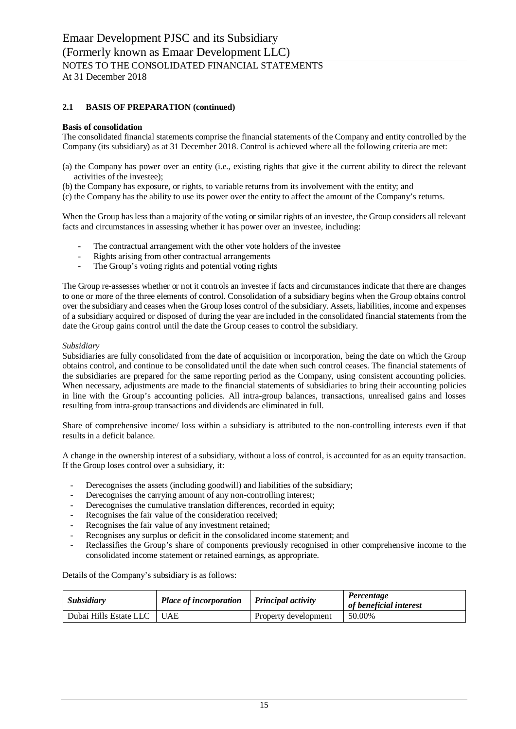## 2.1 BASIS OF PREPARATION (continued)

**Basis of consolidation**

The consolidated financial statements comprise the financial statements of the Company and entity controlled by the Company (its subsidiary) as at 31 December 2018. Control is achieved where all the following criteria are met:

(a) the Company has power over an entity (i.e., existing rights that give it the current ability to direct the relevant activities of the investee);

(b) the Company has exposure, or rights, to variable returns from its involvement with the entity; and

(c) the Company has the ability to use its power over the entity to affect the amount of the Company's returns.

When the Group has less than a majority of the voting or similar rights of an investee, the Group considers all relevant facts and circumstances in assessing whether it has power over an investee, including:

- The contractual arrangement with the other vote holders of the investee
- Rights arising from other contractual arrangements
- The Group's voting rights and potential voting rights

The Group re-assesses whether or not it controls an investee if facts and circumstances indicate that there are changes to one or more of the three elements of control. Consolidation of a subsidiary begins when the Group obtains control over the subsidiary and ceases when the Group loses control of the subsidiary. Assets, liabilities, income and expenses of a subsidiary acquired or disposed of during the year are included in the consolidated financial statements from the date the Group gains control until the date the Group ceases to control the subsidiary.

*Subsidiary*

Subsidiaries are fully consolidated from the date of acquisition or incorporation, being the date on which the Group obtains control, and continue to be consolidated until the date when such control ceases. The financial statements of the subsidiaries are prepared for the same reporting period as the Company, using consistent accounting policies. When necessary, adjustments are made to the financial statements of subsidiaries to bring their accounting policies in line with the Group's accounting policies. All intra-group balances, transactions, unrealised gains and losses resulting from intra-group transactions and dividends are eliminated in full.

Share of comprehensive income/ loss within a subsidiary is attributed to the non-controlling interests even if that results in a deficit balance.

A change in the ownership interest of a subsidiary, without a loss of control, is accounted for as an equity transaction. If the Group loses control over a subsidiary, it:

- Derecognises the assets (including goodwill) and liabilities of the subsidiary;
- Derecognises the carrying amount of any non-controlling interest;
- Derecognises the cumulative translation differences, recorded in equity;
- Recognises the fair value of the consideration received;
- Recognises the fair value of any investment retained;
- Recognises any surplus or deficit in the consolidated income statement; and
- Reclassifies the Group's share of components previously recognised in other comprehensive income to the consolidated income statement or retained earnings, as appropriate.

Details of the Company's subsidiary is as follows:

| *Subsidiary* | *Place of incorporation* | *Principal activity* | *Percentage of beneficial interest* |
|---|---|---|---|
| Dubai Hills Estate LLC | UAE | Property development | 50.00% |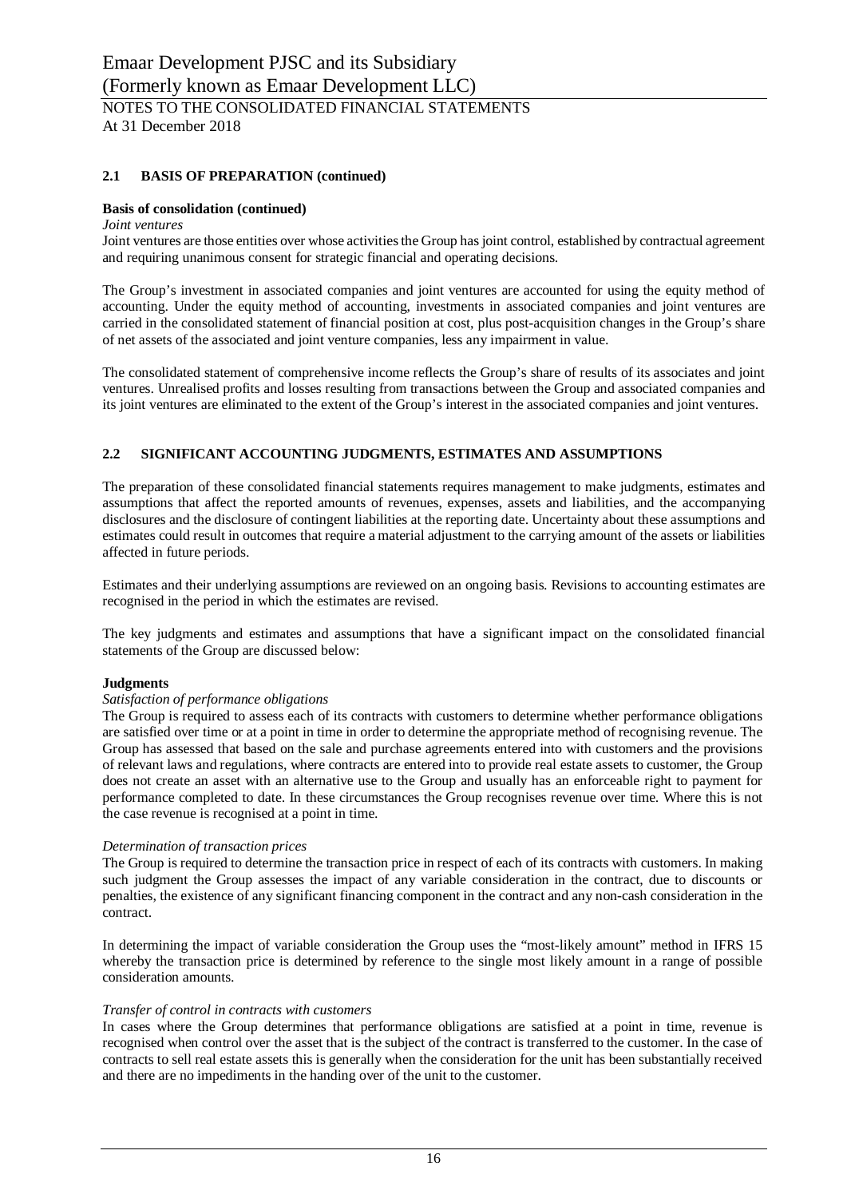## 2.1 BASIS OF PREPARATION (continued)

**Basis of consolidation (continued)**

*Joint ventures*

Joint ventures are those entities over whose activities the Group has joint control, established by contractual agreement and requiring unanimous consent for strategic financial and operating decisions.

The Group's investment in associated companies and joint ventures are accounted for using the equity method of accounting. Under the equity method of accounting, investments in associated companies and joint ventures are carried in the consolidated statement of financial position at cost, plus post-acquisition changes in the Group's share of net assets of the associated and joint venture companies, less any impairment in value.

The consolidated statement of comprehensive income reflects the Group's share of results of its associates and joint ventures. Unrealised profits and losses resulting from transactions between the Group and associated companies and its joint ventures are eliminated to the extent of the Group's interest in the associated companies and joint ventures.

## 2.2 SIGNIFICANT ACCOUNTING JUDGMENTS, ESTIMATES AND ASSUMPTIONS

The preparation of these consolidated financial statements requires management to make judgments, estimates and assumptions that affect the reported amounts of revenues, expenses, assets and liabilities, and the accompanying disclosures and the disclosure of contingent liabilities at the reporting date. Uncertainty about these assumptions and estimates could result in outcomes that require a material adjustment to the carrying amount of the assets or liabilities affected in future periods.

Estimates and their underlying assumptions are reviewed on an ongoing basis. Revisions to accounting estimates are recognised in the period in which the estimates are revised.

The key judgments and estimates and assumptions that have a significant impact on the consolidated financial statements of the Group are discussed below:

**Judgments**

*Satisfaction of performance obligations*

The Group is required to assess each of its contracts with customers to determine whether performance obligations are satisfied over time or at a point in time in order to determine the appropriate method of recognising revenue. The Group has assessed that based on the sale and purchase agreements entered into with customers and the provisions of relevant laws and regulations, where contracts are entered into to provide real estate assets to customer, the Group does not create an asset with an alternative use to the Group and usually has an enforceable right to payment for performance completed to date. In these circumstances the Group recognises revenue over time. Where this is not the case revenue is recognised at a point in time.

*Determination of transaction prices*

The Group is required to determine the transaction price in respect of each of its contracts with customers. In making such judgment the Group assesses the impact of any variable consideration in the contract, due to discounts or penalties, the existence of any significant financing component in the contract and any non-cash consideration in the contract.

In determining the impact of variable consideration the Group uses the "most-likely amount" method in IFRS 15 whereby the transaction price is determined by reference to the single most likely amount in a range of possible consideration amounts.

*Transfer of control in contracts with customers*

In cases where the Group determines that performance obligations are satisfied at a point in time, revenue is recognised when control over the asset that is the subject of the contract is transferred to the customer. In the case of contracts to sell real estate assets this is generally when the consideration for the unit has been substantially received and there are no impediments in the handing over of the unit to the customer.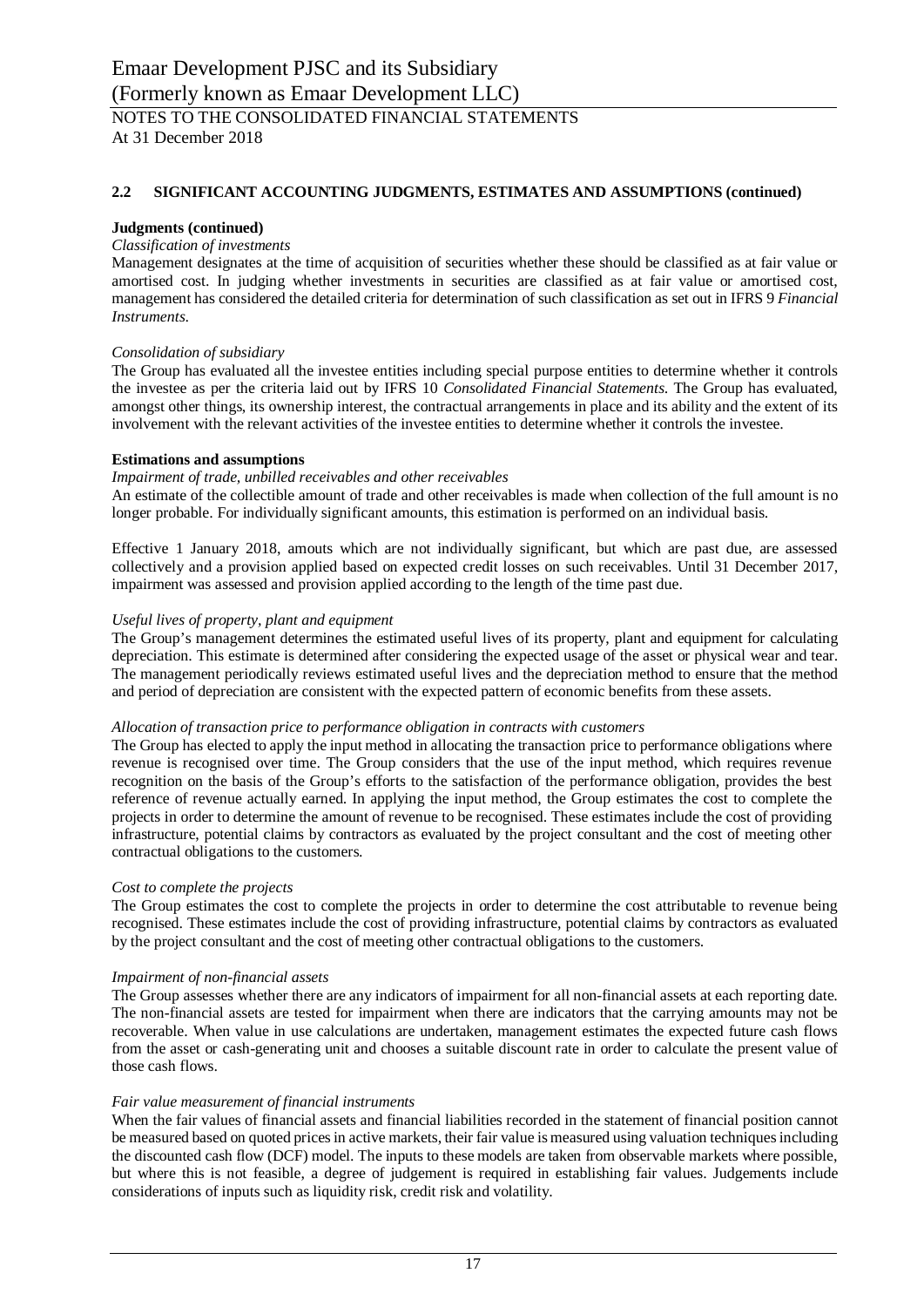## 2.2 SIGNIFICANT ACCOUNTING JUDGMENTS, ESTIMATES AND ASSUMPTIONS (continued)

**Judgments (continued)**

*Classification of investments*

Management designates at the time of acquisition of securities whether these should be classified as at fair value or amortised cost. In judging whether investments in securities are classified as at fair value or amortised cost, management has considered the detailed criteria for determination of such classification as set out in IFRS 9 *Financial Instruments.*

*Consolidation of subsidiary*

The Group has evaluated all the investee entities including special purpose entities to determine whether it controls the investee as per the criteria laid out by IFRS 10 *Consolidated Financial Statements.* The Group has evaluated, amongst other things, its ownership interest, the contractual arrangements in place and its ability and the extent of its involvement with the relevant activities of the investee entities to determine whether it controls the investee.

**Estimations and assumptions**

*Impairment of trade, unbilled receivables and other receivables*

An estimate of the collectible amount of trade and other receivables is made when collection of the full amount is no longer probable. For individually significant amounts, this estimation is performed on an individual basis.

Effective 1 January 2018, amouts which are not individually significant, but which are past due, are assessed collectively and a provision applied based on expected credit losses on such receivables. Until 31 December 2017, impairment was assessed and provision applied according to the length of the time past due.

*Useful lives of property, plant and equipment*

The Group's management determines the estimated useful lives of its property, plant and equipment for calculating depreciation. This estimate is determined after considering the expected usage of the asset or physical wear and tear. The management periodically reviews estimated useful lives and the depreciation method to ensure that the method and period of depreciation are consistent with the expected pattern of economic benefits from these assets.

*Allocation of transaction price to performance obligation in contracts with customers*

The Group has elected to apply the input method in allocating the transaction price to performance obligations where revenue is recognised over time. The Group considers that the use of the input method, which requires revenue recognition on the basis of the Group's efforts to the satisfaction of the performance obligation, provides the best reference of revenue actually earned. In applying the input method, the Group estimates the cost to complete the projects in order to determine the amount of revenue to be recognised. These estimates include the cost of providing infrastructure, potential claims by contractors as evaluated by the project consultant and the cost of meeting other contractual obligations to the customers.

*Cost to complete the projects*

The Group estimates the cost to complete the projects in order to determine the cost attributable to revenue being recognised. These estimates include the cost of providing infrastructure, potential claims by contractors as evaluated by the project consultant and the cost of meeting other contractual obligations to the customers.

*Impairment of non-financial assets*

The Group assesses whether there are any indicators of impairment for all non-financial assets at each reporting date. The non-financial assets are tested for impairment when there are indicators that the carrying amounts may not be recoverable. When value in use calculations are undertaken, management estimates the expected future cash flows from the asset or cash-generating unit and chooses a suitable discount rate in order to calculate the present value of those cash flows.

*Fair value measurement of financial instruments*

When the fair values of financial assets and financial liabilities recorded in the statement of financial position cannot be measured based on quoted prices in active markets, their fair value is measured using valuation techniques including the discounted cash flow (DCF) model. The inputs to these models are taken from observable markets where possible, but where this is not feasible, a degree of judgement is required in establishing fair values. Judgements include considerations of inputs such as liquidity risk, credit risk and volatility.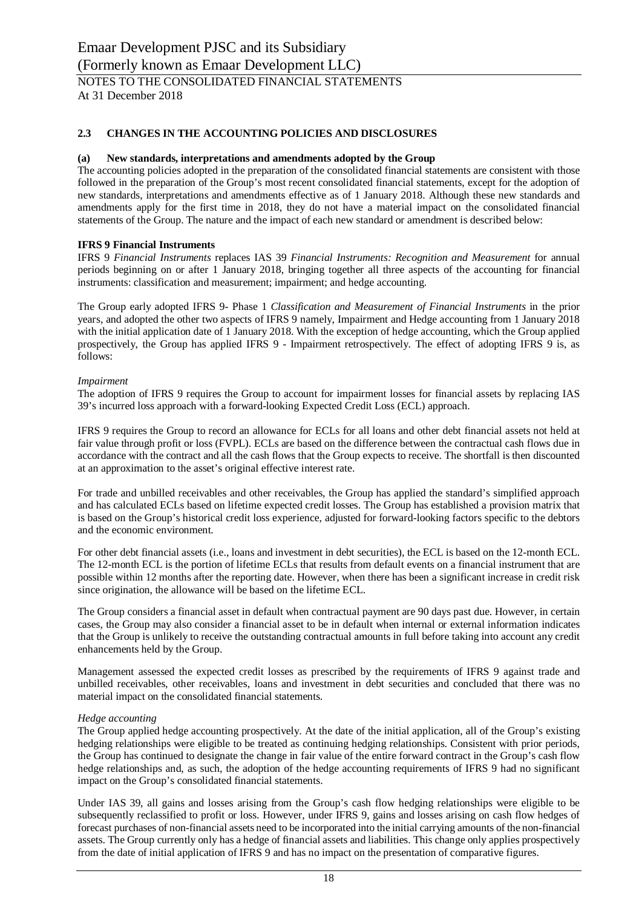## 2.3 CHANGES IN THE ACCOUNTING POLICIES AND DISCLOSURES

### (a) New standards, interpretations and amendments adopted by the Group

The accounting policies adopted in the preparation of the consolidated financial statements are consistent with those followed in the preparation of the Group's most recent consolidated financial statements, except for the adoption of new standards, interpretations and amendments effective as of 1 January 2018. Although these new standards and amendments apply for the first time in 2018, they do not have a material impact on the consolidated financial statements of the Group. The nature and the impact of each new standard or amendment is described below:

**IFRS 9 Financial Instruments**

IFRS 9 *Financial Instruments* replaces IAS 39 *Financial Instruments: Recognition and Measurement* for annual periods beginning on or after 1 January 2018, bringing together all three aspects of the accounting for financial instruments: classification and measurement; impairment; and hedge accounting.

The Group early adopted IFRS 9- Phase 1 *Classification and Measurement of Financial Instruments* in the prior years, and adopted the other two aspects of IFRS 9 namely, Impairment and Hedge accounting from 1 January 2018 with the initial application date of 1 January 2018. With the exception of hedge accounting, which the Group applied prospectively, the Group has applied IFRS 9 - Impairment retrospectively. The effect of adopting IFRS 9 is, as follows:

*Impairment*

The adoption of IFRS 9 requires the Group to account for impairment losses for financial assets by replacing IAS 39's incurred loss approach with a forward-looking Expected Credit Loss (ECL) approach.

IFRS 9 requires the Group to record an allowance for ECLs for all loans and other debt financial assets not held at fair value through profit or loss (FVPL). ECLs are based on the difference between the contractual cash flows due in accordance with the contract and all the cash flows that the Group expects to receive. The shortfall is then discounted at an approximation to the asset's original effective interest rate.

For trade and unbilled receivables and other receivables, the Group has applied the standard's simplified approach and has calculated ECLs based on lifetime expected credit losses. The Group has established a provision matrix that is based on the Group's historical credit loss experience, adjusted for forward-looking factors specific to the debtors and the economic environment.

For other debt financial assets (i.e., loans and investment in debt securities), the ECL is based on the 12-month ECL. The 12-month ECL is the portion of lifetime ECLs that results from default events on a financial instrument that are possible within 12 months after the reporting date. However, when there has been a significant increase in credit risk since origination, the allowance will be based on the lifetime ECL.

The Group considers a financial asset in default when contractual payment are 90 days past due. However, in certain cases, the Group may also consider a financial asset to be in default when internal or external information indicates that the Group is unlikely to receive the outstanding contractual amounts in full before taking into account any credit enhancements held by the Group.

Management assessed the expected credit losses as prescribed by the requirements of IFRS 9 against trade and unbilled receivables, other receivables, loans and investment in debt securities and concluded that there was no material impact on the consolidated financial statements.

*Hedge accounting*

The Group applied hedge accounting prospectively. At the date of the initial application, all of the Group's existing hedging relationships were eligible to be treated as continuing hedging relationships. Consistent with prior periods, the Group has continued to designate the change in fair value of the entire forward contract in the Group's cash flow hedge relationships and, as such, the adoption of the hedge accounting requirements of IFRS 9 had no significant impact on the Group's consolidated financial statements.

Under IAS 39, all gains and losses arising from the Group's cash flow hedging relationships were eligible to be subsequently reclassified to profit or loss. However, under IFRS 9, gains and losses arising on cash flow hedges of forecast purchases of non-financial assets need to be incorporated into the initial carrying amounts of the non-financial assets. The Group currently only has a hedge of financial assets and liabilities. This change only applies prospectively from the date of initial application of IFRS 9 and has no impact on the presentation of comparative figures.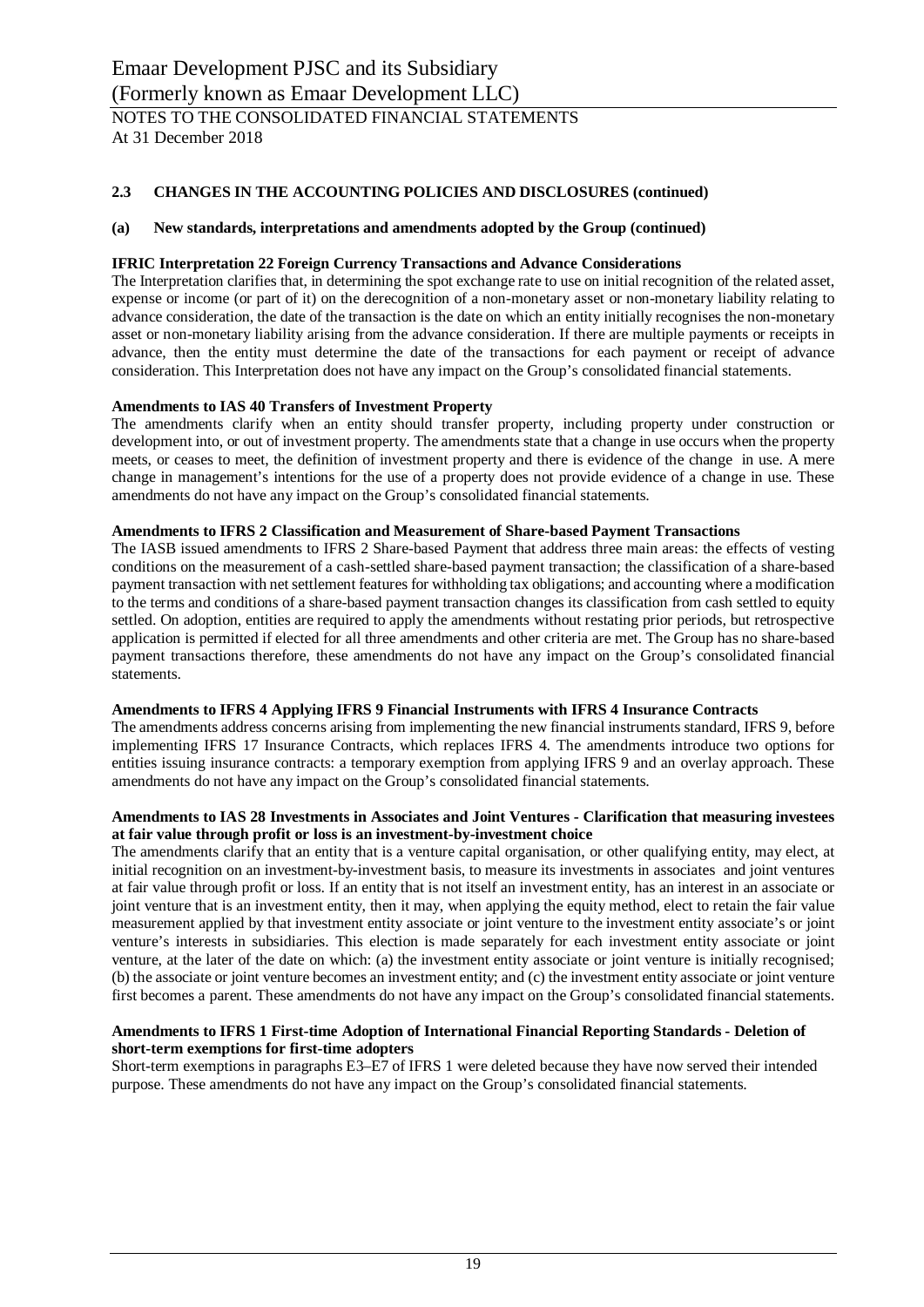## 2.3 CHANGES IN THE ACCOUNTING POLICIES AND DISCLOSURES (continued)

### (a) New standards, interpretations and amendments adopted by the Group (continued)

**IFRIC Interpretation 22 Foreign Currency Transactions and Advance Considerations**

The Interpretation clarifies that, in determining the spot exchange rate to use on initial recognition of the related asset, expense or income (or part of it) on the derecognition of a non-monetary asset or non-monetary liability relating to advance consideration, the date of the transaction is the date on which an entity initially recognises the non-monetary asset or non-monetary liability arising from the advance consideration. If there are multiple payments or receipts in advance, then the entity must determine the date of the transactions for each payment or receipt of advance consideration. This Interpretation does not have any impact on the Group's consolidated financial statements.

**Amendments to IAS 40 Transfers of Investment Property**

The amendments clarify when an entity should transfer property, including property under construction or development into, or out of investment property. The amendments state that a change in use occurs when the property meets, or ceases to meet, the definition of investment property and there is evidence of the change in use. A mere change in management's intentions for the use of a property does not provide evidence of a change in use. These amendments do not have any impact on the Group's consolidated financial statements.

**Amendments to IFRS 2 Classification and Measurement of Share-based Payment Transactions**

The IASB issued amendments to IFRS 2 Share-based Payment that address three main areas: the effects of vesting conditions on the measurement of a cash-settled share-based payment transaction; the classification of a share-based payment transaction with net settlement features for withholding tax obligations; and accounting where a modification to the terms and conditions of a share-based payment transaction changes its classification from cash settled to equity settled. On adoption, entities are required to apply the amendments without restating prior periods, but retrospective application is permitted if elected for all three amendments and other criteria are met. The Group has no share-based payment transactions therefore, these amendments do not have any impact on the Group's consolidated financial statements.

**Amendments to IFRS 4 Applying IFRS 9 Financial Instruments with IFRS 4 Insurance Contracts**

The amendments address concerns arising from implementing the new financial instruments standard, IFRS 9, before implementing IFRS 17 Insurance Contracts, which replaces IFRS 4. The amendments introduce two options for entities issuing insurance contracts: a temporary exemption from applying IFRS 9 and an overlay approach. These amendments do not have any impact on the Group's consolidated financial statements.

**Amendments to IAS 28 Investments in Associates and Joint Ventures - Clarification that measuring investees at fair value through profit or loss is an investment-by-investment choice**

The amendments clarify that an entity that is a venture capital organisation, or other qualifying entity, may elect, at initial recognition on an investment-by-investment basis, to measure its investments in associates and joint ventures at fair value through profit or loss. If an entity that is not itself an investment entity, has an interest in an associate or joint venture that is an investment entity, then it may, when applying the equity method, elect to retain the fair value measurement applied by that investment entity associate or joint venture to the investment entity associate's or joint venture's interests in subsidiaries. This election is made separately for each investment entity associate or joint venture, at the later of the date on which: (a) the investment entity associate or joint venture is initially recognised; (b) the associate or joint venture becomes an investment entity; and (c) the investment entity associate or joint venture first becomes a parent. These amendments do not have any impact on the Group's consolidated financial statements.

**Amendments to IFRS 1 First-time Adoption of International Financial Reporting Standards - Deletion of short-term exemptions for first-time adopters**

Short-term exemptions in paragraphs E3–E7 of IFRS 1 were deleted because they have now served their intended purpose. These amendments do not have any impact on the Group's consolidated financial statements.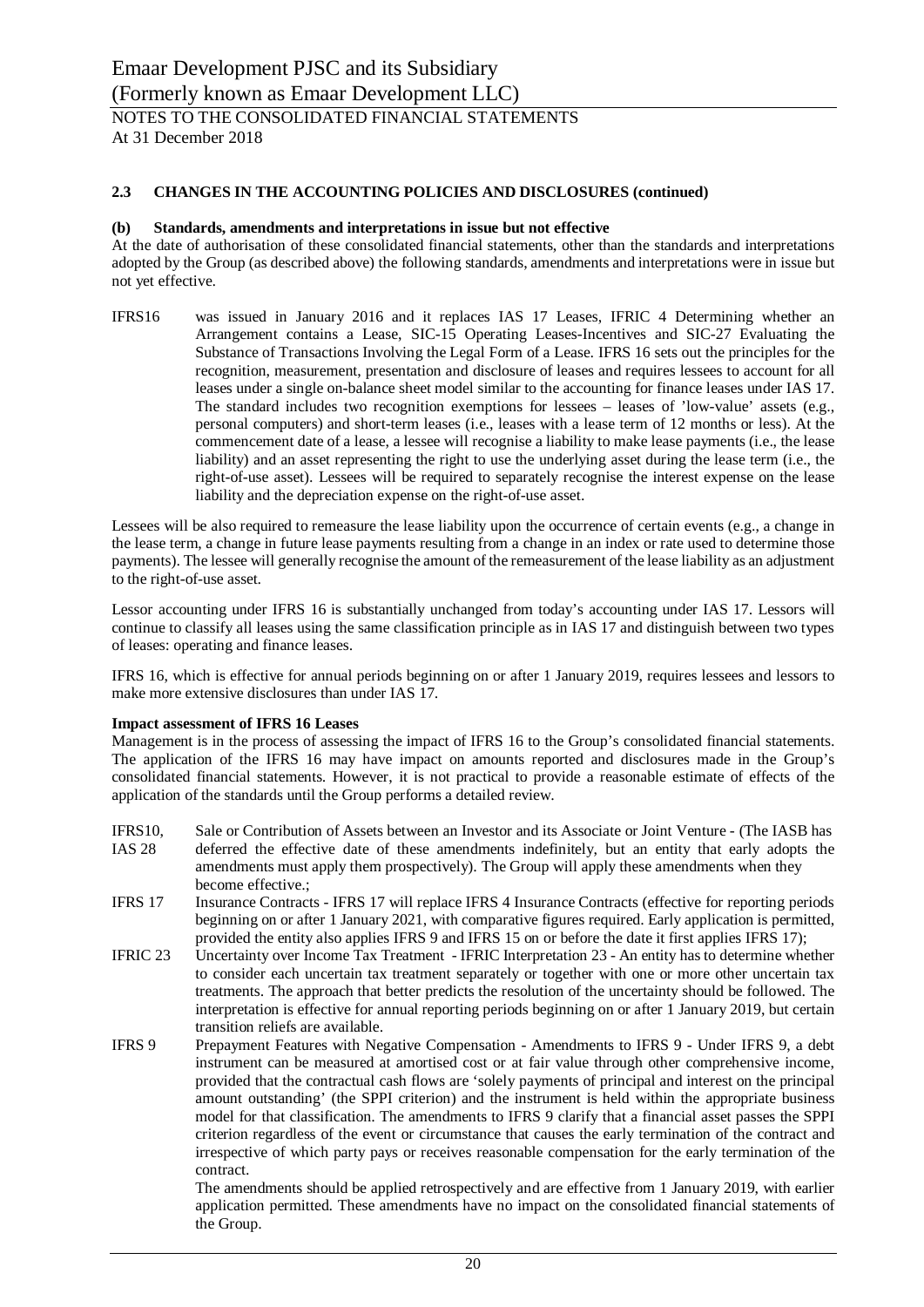## 2.3 CHANGES IN THE ACCOUNTING POLICIES AND DISCLOSURES (continued)

### (b) Standards, amendments and interpretations in issue but not effective

At the date of authorisation of these consolidated financial statements, other than the standards and interpretations adopted by the Group (as described above) the following standards, amendments and interpretations were in issue but not yet effective.

IFRS16 was issued in January 2016 and it replaces IAS 17 Leases, IFRIC 4 Determining whether an Arrangement contains a Lease, SIC-15 Operating Leases-Incentives and SIC-27 Evaluating the Substance of Transactions Involving the Legal Form of a Lease. IFRS 16 sets out the principles for the recognition, measurement, presentation and disclosure of leases and requires lessees to account for all leases under a single on-balance sheet model similar to the accounting for finance leases under IAS 17. The standard includes two recognition exemptions for lessees – leases of 'low-value' assets (e.g., personal computers) and short-term leases (i.e., leases with a lease term of 12 months or less). At the commencement date of a lease, a lessee will recognise a liability to make lease payments (i.e., the lease liability) and an asset representing the right to use the underlying asset during the lease term (i.e., the right-of-use asset). Lessees will be required to separately recognise the interest expense on the lease liability and the depreciation expense on the right-of-use asset.

Lessees will be also required to remeasure the lease liability upon the occurrence of certain events (e.g., a change in the lease term, a change in future lease payments resulting from a change in an index or rate used to determine those payments). The lessee will generally recognise the amount of the remeasurement of the lease liability as an adjustment to the right-of-use asset.

Lessor accounting under IFRS 16 is substantially unchanged from today's accounting under IAS 17. Lessors will continue to classify all leases using the same classification principle as in IAS 17 and distinguish between two types of leases: operating and finance leases.

IFRS 16, which is effective for annual periods beginning on or after 1 January 2019, requires lessees and lessors to make more extensive disclosures than under IAS 17.

**Impact assessment of IFRS 16 Leases**

Management is in the process of assessing the impact of IFRS 16 to the Group's consolidated financial statements. The application of the IFRS 16 may have impact on amounts reported and disclosures made in the Group's consolidated financial statements. However, it is not practical to provide a reasonable estimate of effects of the application of the standards until the Group performs a detailed review.

IFRS10, IAS 28 Sale or Contribution of Assets between an Investor and its Associate or Joint Venture - (The IASB has deferred the effective date of these amendments indefinitely, but an entity that early adopts the amendments must apply them prospectively). The Group will apply these amendments when they become effective.;

IFRS 17 Insurance Contracts - IFRS 17 will replace IFRS 4 Insurance Contracts (effective for reporting periods beginning on or after 1 January 2021, with comparative figures required. Early application is permitted, provided the entity also applies IFRS 9 and IFRS 15 on or before the date it first applies IFRS 17);

IFRIC 23 Uncertainty over Income Tax Treatment - IFRIC Interpretation 23 - An entity has to determine whether to consider each uncertain tax treatment separately or together with one or more other uncertain tax treatments. The approach that better predicts the resolution of the uncertainty should be followed. The interpretation is effective for annual reporting periods beginning on or after 1 January 2019, but certain transition reliefs are available.

IFRS 9 Prepayment Features with Negative Compensation - Amendments to IFRS 9 - Under IFRS 9, a debt instrument can be measured at amortised cost or at fair value through other comprehensive income, provided that the contractual cash flows are 'solely payments of principal and interest on the principal amount outstanding' (the SPPI criterion) and the instrument is held within the appropriate business model for that classification. The amendments to IFRS 9 clarify that a financial asset passes the SPPI criterion regardless of the event or circumstance that causes the early termination of the contract and irrespective of which party pays or receives reasonable compensation for the early termination of the contract.

The amendments should be applied retrospectively and are effective from 1 January 2019, with earlier application permitted. These amendments have no impact on the consolidated financial statements of the Group.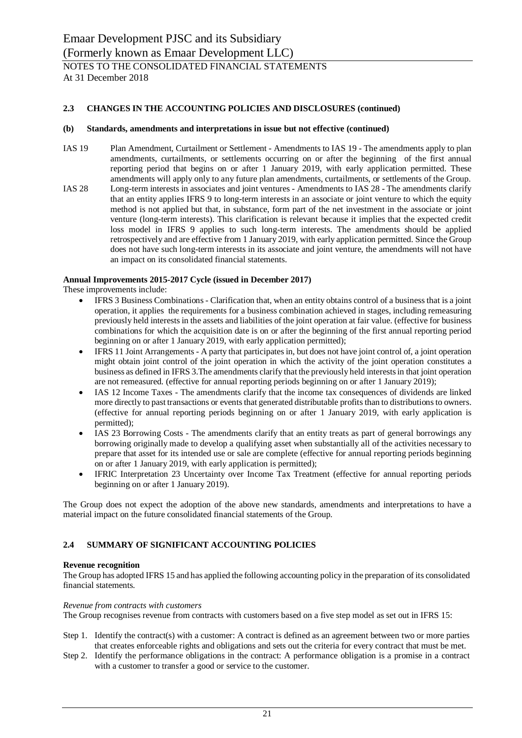## 2.3 CHANGES IN THE ACCOUNTING POLICIES AND DISCLOSURES (continued)

### (b) Standards, amendments and interpretations in issue but not effective (continued)

IAS 19 Plan Amendment, Curtailment or Settlement - Amendments to IAS 19 - The amendments apply to plan amendments, curtailments, or settlements occurring on or after the beginning of the first annual reporting period that begins on or after 1 January 2019, with early application permitted. These amendments will apply only to any future plan amendments, curtailments, or settlements of the Group.

IAS 28 Long-term interests in associates and joint ventures - Amendments to IAS 28 - The amendments clarify that an entity applies IFRS 9 to long-term interests in an associate or joint venture to which the equity method is not applied but that, in substance, form part of the net investment in the associate or joint venture (long-term interests). This clarification is relevant because it implies that the expected credit loss model in IFRS 9 applies to such long-term interests. The amendments should be applied retrospectively and are effective from 1 January 2019, with early application permitted. Since the Group does not have such long-term interests in its associate and joint venture, the amendments will not have an impact on its consolidated financial statements.

**Annual Improvements 2015-2017 Cycle (issued in December 2017)**

These improvements include:

- IFRS 3 Business Combinations - Clarification that, when an entity obtains control of a business that is a joint operation, it applies the requirements for a business combination achieved in stages, including remeasuring previously held interests in the assets and liabilities of the joint operation at fair value. (effective for business combinations for which the acquisition date is on or after the beginning of the first annual reporting period beginning on or after 1 January 2019, with early application permitted);
- IFRS 11 Joint Arrangements - A party that participates in, but does not have joint control of, a joint operation might obtain joint control of the joint operation in which the activity of the joint operation constitutes a business as defined in IFRS 3.The amendments clarify that the previously held interests in that joint operation are not remeasured. (effective for annual reporting periods beginning on or after 1 January 2019);
- IAS 12 Income Taxes - The amendments clarify that the income tax consequences of dividends are linked more directly to past transactions or events that generated distributable profits than to distributions to owners. (effective for annual reporting periods beginning on or after 1 January 2019, with early application is permitted);
- IAS 23 Borrowing Costs - The amendments clarify that an entity treats as part of general borrowings any borrowing originally made to develop a qualifying asset when substantially all of the activities necessary to prepare that asset for its intended use or sale are complete (effective for annual reporting periods beginning on or after 1 January 2019, with early application is permitted);
- IFRIC Interpretation 23 Uncertainty over Income Tax Treatment (effective for annual reporting periods beginning on or after 1 January 2019).

The Group does not expect the adoption of the above new standards, amendments and interpretations to have a material impact on the future consolidated financial statements of the Group.

## 2.4 SUMMARY OF SIGNIFICANT ACCOUNTING POLICIES

**Revenue recognition**

The Group has adopted IFRS 15 and has applied the following accounting policy in the preparation of its consolidated financial statements.

*Revenue from contracts with customers*

The Group recognises revenue from contracts with customers based on a five step model as set out in IFRS 15:

Step 1. Identify the contract(s) with a customer: A contract is defined as an agreement between two or more parties that creates enforceable rights and obligations and sets out the criteria for every contract that must be met.

Step 2. Identify the performance obligations in the contract: A performance obligation is a promise in a contract with a customer to transfer a good or service to the customer.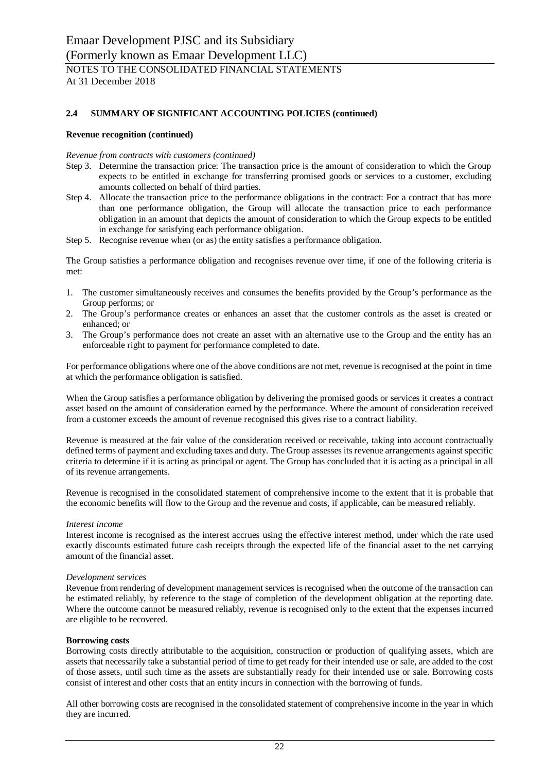## 2.4 SUMMARY OF SIGNIFICANT ACCOUNTING POLICIES (continued)

### Revenue recognition (continued)

*Revenue from contracts with customers (continued)*

Step 3. Determine the transaction price: The transaction price is the amount of consideration to which the Group expects to be entitled in exchange for transferring promised goods or services to a customer, excluding amounts collected on behalf of third parties.

Step 4. Allocate the transaction price to the performance obligations in the contract: For a contract that has more than one performance obligation, the Group will allocate the transaction price to each performance obligation in an amount that depicts the amount of consideration to which the Group expects to be entitled in exchange for satisfying each performance obligation.

Step 5. Recognise revenue when (or as) the entity satisfies a performance obligation.

The Group satisfies a performance obligation and recognises revenue over time, if one of the following criteria is met:

1. The customer simultaneously receives and consumes the benefits provided by the Group's performance as the Group performs; or
2. The Group's performance creates or enhances an asset that the customer controls as the asset is created or enhanced; or
3. The Group's performance does not create an asset with an alternative use to the Group and the entity has an enforceable right to payment for performance completed to date.

For performance obligations where one of the above conditions are not met, revenue is recognised at the point in time at which the performance obligation is satisfied.

When the Group satisfies a performance obligation by delivering the promised goods or services it creates a contract asset based on the amount of consideration earned by the performance. Where the amount of consideration received from a customer exceeds the amount of revenue recognised this gives rise to a contract liability.

Revenue is measured at the fair value of the consideration received or receivable, taking into account contractually defined terms of payment and excluding taxes and duty. The Group assesses its revenue arrangements against specific criteria to determine if it is acting as principal or agent. The Group has concluded that it is acting as a principal in all of its revenue arrangements.

Revenue is recognised in the consolidated statement of comprehensive income to the extent that it is probable that the economic benefits will flow to the Group and the revenue and costs, if applicable, can be measured reliably.

*Interest income*

Interest income is recognised as the interest accrues using the effective interest method, under which the rate used exactly discounts estimated future cash receipts through the expected life of the financial asset to the net carrying amount of the financial asset.

*Development services*

Revenue from rendering of development management services is recognised when the outcome of the transaction can be estimated reliably, by reference to the stage of completion of the development obligation at the reporting date. Where the outcome cannot be measured reliably, revenue is recognised only to the extent that the expenses incurred are eligible to be recovered.

### Borrowing costs

Borrowing costs directly attributable to the acquisition, construction or production of qualifying assets, which are assets that necessarily take a substantial period of time to get ready for their intended use or sale, are added to the cost of those assets, until such time as the assets are substantially ready for their intended use or sale. Borrowing costs consist of interest and other costs that an entity incurs in connection with the borrowing of funds.

All other borrowing costs are recognised in the consolidated statement of comprehensive income in the year in which they are incurred.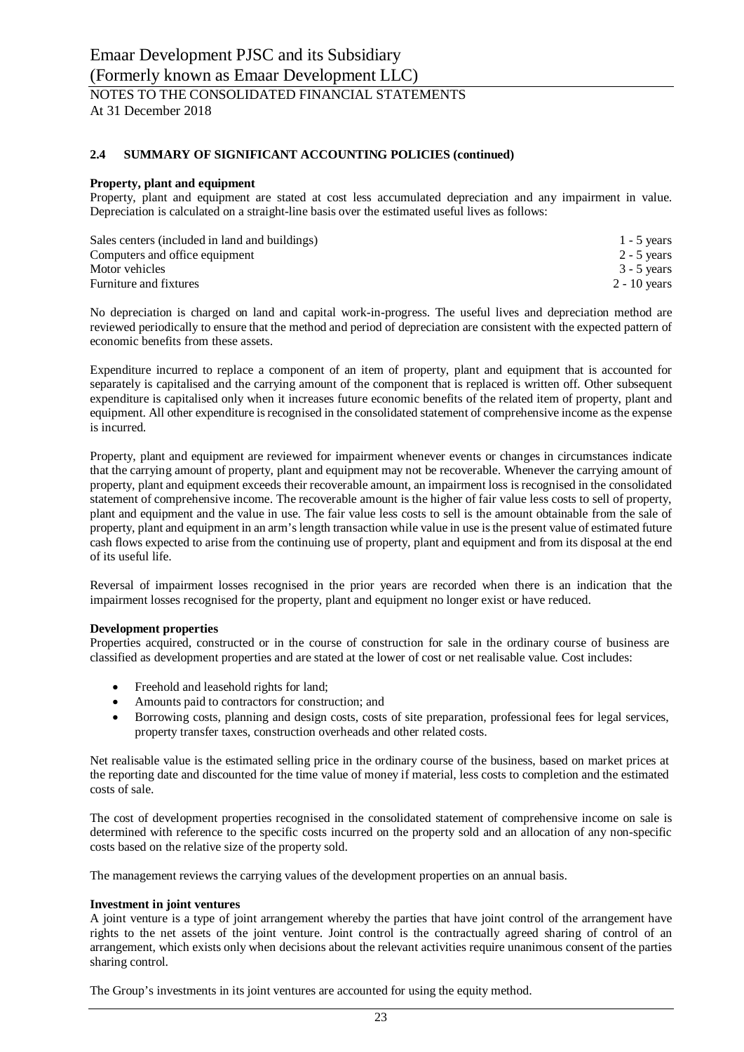## 2.4 SUMMARY OF SIGNIFICANT ACCOUNTING POLICIES (continued)

### Property, plant and equipment

Property, plant and equipment are stated at cost less accumulated depreciation and any impairment in value. Depreciation is calculated on a straight-line basis over the estimated useful lives as follows:

| | |
|---|---|
| Sales centers (included in land and buildings) | 1 - 5 years |
| Computers and office equipment | 2 - 5 years |
| Motor vehicles | 3 - 5 years |
| Furniture and fixtures | 2 - 10 years |

No depreciation is charged on land and capital work-in-progress. The useful lives and depreciation method are reviewed periodically to ensure that the method and period of depreciation are consistent with the expected pattern of economic benefits from these assets.

Expenditure incurred to replace a component of an item of property, plant and equipment that is accounted for separately is capitalised and the carrying amount of the component that is replaced is written off. Other subsequent expenditure is capitalised only when it increases future economic benefits of the related item of property, plant and equipment. All other expenditure is recognised in the consolidated statement of comprehensive income as the expense is incurred.

Property, plant and equipment are reviewed for impairment whenever events or changes in circumstances indicate that the carrying amount of property, plant and equipment may not be recoverable. Whenever the carrying amount of property, plant and equipment exceeds their recoverable amount, an impairment loss is recognised in the consolidated statement of comprehensive income. The recoverable amount is the higher of fair value less costs to sell of property, plant and equipment and the value in use. The fair value less costs to sell is the amount obtainable from the sale of property, plant and equipment in an arm's length transaction while value in use is the present value of estimated future cash flows expected to arise from the continuing use of property, plant and equipment and from its disposal at the end of its useful life.

Reversal of impairment losses recognised in the prior years are recorded when there is an indication that the impairment losses recognised for the property, plant and equipment no longer exist or have reduced.

### Development properties

Properties acquired, constructed or in the course of construction for sale in the ordinary course of business are classified as development properties and are stated at the lower of cost or net realisable value. Cost includes:

- Freehold and leasehold rights for land;
- Amounts paid to contractors for construction; and
- Borrowing costs, planning and design costs, costs of site preparation, professional fees for legal services, property transfer taxes, construction overheads and other related costs.

Net realisable value is the estimated selling price in the ordinary course of the business, based on market prices at the reporting date and discounted for the time value of money if material, less costs to completion and the estimated costs of sale.

The cost of development properties recognised in the consolidated statement of comprehensive income on sale is determined with reference to the specific costs incurred on the property sold and an allocation of any non-specific costs based on the relative size of the property sold.

The management reviews the carrying values of the development properties on an annual basis.

### Investment in joint ventures

A joint venture is a type of joint arrangement whereby the parties that have joint control of the arrangement have rights to the net assets of the joint venture. Joint control is the contractually agreed sharing of control of an arrangement, which exists only when decisions about the relevant activities require unanimous consent of the parties sharing control.

The Group's investments in its joint ventures are accounted for using the equity method.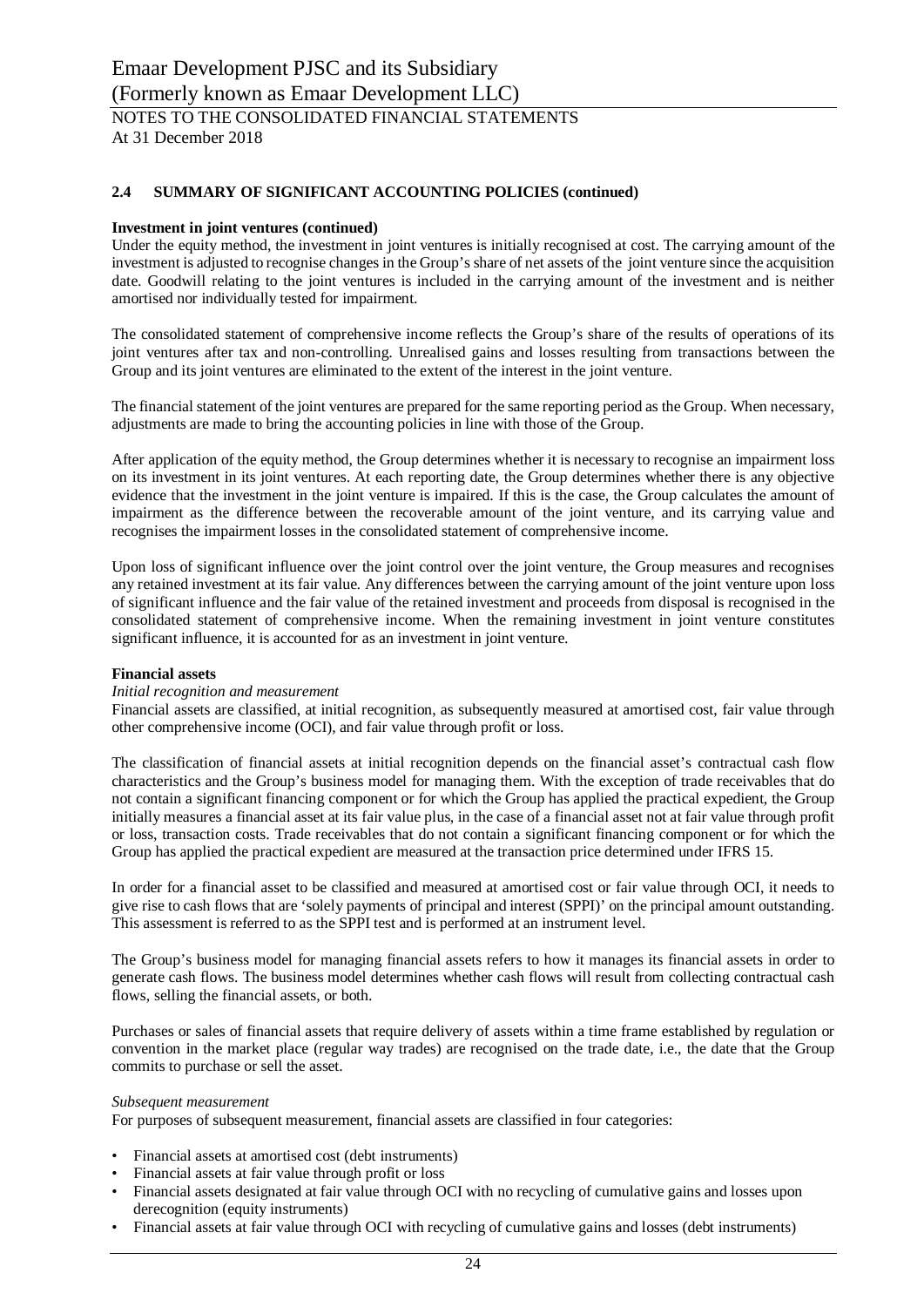## 2.4 SUMMARY OF SIGNIFICANT ACCOUNTING POLICIES (continued)

**Investment in joint ventures (continued)**

Under the equity method, the investment in joint ventures is initially recognised at cost. The carrying amount of the investment is adjusted to recognise changes in the Group's share of net assets of the joint venture since the acquisition date. Goodwill relating to the joint ventures is included in the carrying amount of the investment and is neither amortised nor individually tested for impairment.

The consolidated statement of comprehensive income reflects the Group's share of the results of operations of its joint ventures after tax and non-controlling. Unrealised gains and losses resulting from transactions between the Group and its joint ventures are eliminated to the extent of the interest in the joint venture.

The financial statement of the joint ventures are prepared for the same reporting period as the Group. When necessary, adjustments are made to bring the accounting policies in line with those of the Group.

After application of the equity method, the Group determines whether it is necessary to recognise an impairment loss on its investment in its joint ventures. At each reporting date, the Group determines whether there is any objective evidence that the investment in the joint venture is impaired. If this is the case, the Group calculates the amount of impairment as the difference between the recoverable amount of the joint venture, and its carrying value and recognises the impairment losses in the consolidated statement of comprehensive income.

Upon loss of significant influence over the joint control over the joint venture, the Group measures and recognises any retained investment at its fair value. Any differences between the carrying amount of the joint venture upon loss of significant influence and the fair value of the retained investment and proceeds from disposal is recognised in the consolidated statement of comprehensive income. When the remaining investment in joint venture constitutes significant influence, it is accounted for as an investment in joint venture.

**Financial assets**

*Initial recognition and measurement*

Financial assets are classified, at initial recognition, as subsequently measured at amortised cost, fair value through other comprehensive income (OCI), and fair value through profit or loss.

The classification of financial assets at initial recognition depends on the financial asset's contractual cash flow characteristics and the Group's business model for managing them. With the exception of trade receivables that do not contain a significant financing component or for which the Group has applied the practical expedient, the Group initially measures a financial asset at its fair value plus, in the case of a financial asset not at fair value through profit or loss, transaction costs. Trade receivables that do not contain a significant financing component or for which the Group has applied the practical expedient are measured at the transaction price determined under IFRS 15.

In order for a financial asset to be classified and measured at amortised cost or fair value through OCI, it needs to give rise to cash flows that are 'solely payments of principal and interest (SPPI)' on the principal amount outstanding. This assessment is referred to as the SPPI test and is performed at an instrument level.

The Group's business model for managing financial assets refers to how it manages its financial assets in order to generate cash flows. The business model determines whether cash flows will result from collecting contractual cash flows, selling the financial assets, or both.

Purchases or sales of financial assets that require delivery of assets within a time frame established by regulation or convention in the market place (regular way trades) are recognised on the trade date, i.e., the date that the Group commits to purchase or sell the asset.

*Subsequent measurement*

For purposes of subsequent measurement, financial assets are classified in four categories:

- Financial assets at amortised cost (debt instruments)
- Financial assets at fair value through profit or loss
- Financial assets designated at fair value through OCI with no recycling of cumulative gains and losses upon derecognition (equity instruments)
- Financial assets at fair value through OCI with recycling of cumulative gains and losses (debt instruments)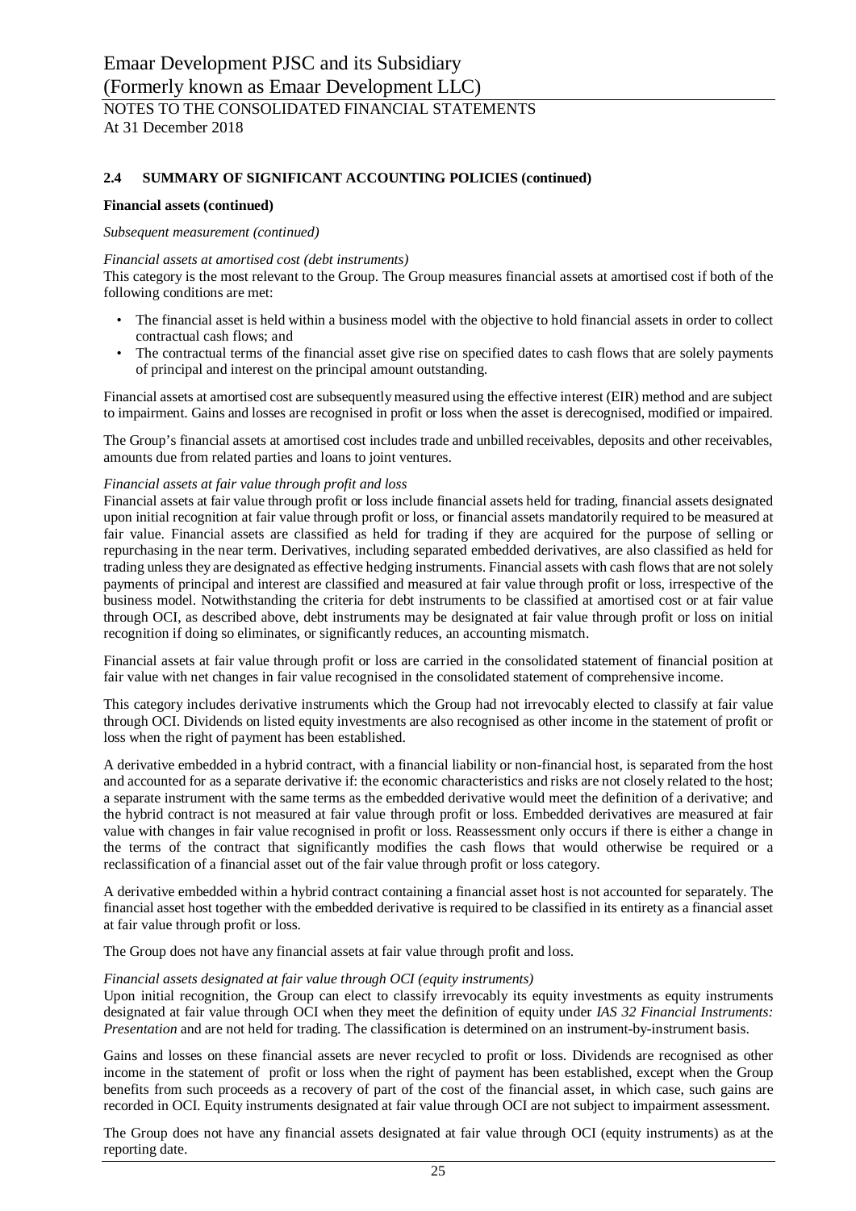## 2.4 SUMMARY OF SIGNIFICANT ACCOUNTING POLICIES (continued)

**Financial assets (continued)**

*Subsequent measurement (continued)*

*Financial assets at amortised cost (debt instruments)*
This category is the most relevant to the Group. The Group measures financial assets at amortised cost if both of the following conditions are met:

- The financial asset is held within a business model with the objective to hold financial assets in order to collect contractual cash flows; and
- The contractual terms of the financial asset give rise on specified dates to cash flows that are solely payments of principal and interest on the principal amount outstanding.

Financial assets at amortised cost are subsequently measured using the effective interest (EIR) method and are subject to impairment. Gains and losses are recognised in profit or loss when the asset is derecognised, modified or impaired.

The Group's financial assets at amortised cost includes trade and unbilled receivables, deposits and other receivables, amounts due from related parties and loans to joint ventures.

*Financial assets at fair value through profit and loss*
Financial assets at fair value through profit or loss include financial assets held for trading, financial assets designated upon initial recognition at fair value through profit or loss, or financial assets mandatorily required to be measured at fair value. Financial assets are classified as held for trading if they are acquired for the purpose of selling or repurchasing in the near term. Derivatives, including separated embedded derivatives, are also classified as held for trading unless they are designated as effective hedging instruments. Financial assets with cash flows that are not solely payments of principal and interest are classified and measured at fair value through profit or loss, irrespective of the business model. Notwithstanding the criteria for debt instruments to be classified at amortised cost or at fair value through OCI, as described above, debt instruments may be designated at fair value through profit or loss on initial recognition if doing so eliminates, or significantly reduces, an accounting mismatch.

Financial assets at fair value through profit or loss are carried in the consolidated statement of financial position at fair value with net changes in fair value recognised in the consolidated statement of comprehensive income.

This category includes derivative instruments which the Group had not irrevocably elected to classify at fair value through OCI. Dividends on listed equity investments are also recognised as other income in the statement of profit or loss when the right of payment has been established.

A derivative embedded in a hybrid contract, with a financial liability or non-financial host, is separated from the host and accounted for as a separate derivative if: the economic characteristics and risks are not closely related to the host; a separate instrument with the same terms as the embedded derivative would meet the definition of a derivative; and the hybrid contract is not measured at fair value through profit or loss. Embedded derivatives are measured at fair value with changes in fair value recognised in profit or loss. Reassessment only occurs if there is either a change in the terms of the contract that significantly modifies the cash flows that would otherwise be required or a reclassification of a financial asset out of the fair value through profit or loss category.

A derivative embedded within a hybrid contract containing a financial asset host is not accounted for separately. The financial asset host together with the embedded derivative is required to be classified in its entirety as a financial asset at fair value through profit or loss.

The Group does not have any financial assets at fair value through profit and loss.

*Financial assets designated at fair value through OCI (equity instruments)*
Upon initial recognition, the Group can elect to classify irrevocably its equity investments as equity instruments designated at fair value through OCI when they meet the definition of equity under *IAS 32 Financial Instruments: Presentation* and are not held for trading. The classification is determined on an instrument-by-instrument basis.

Gains and losses on these financial assets are never recycled to profit or loss. Dividends are recognised as other income in the statement of profit or loss when the right of payment has been established, except when the Group benefits from such proceeds as a recovery of part of the cost of the financial asset, in which case, such gains are recorded in OCI. Equity instruments designated at fair value through OCI are not subject to impairment assessment.

The Group does not have any financial assets designated at fair value through OCI (equity instruments) as at the reporting date.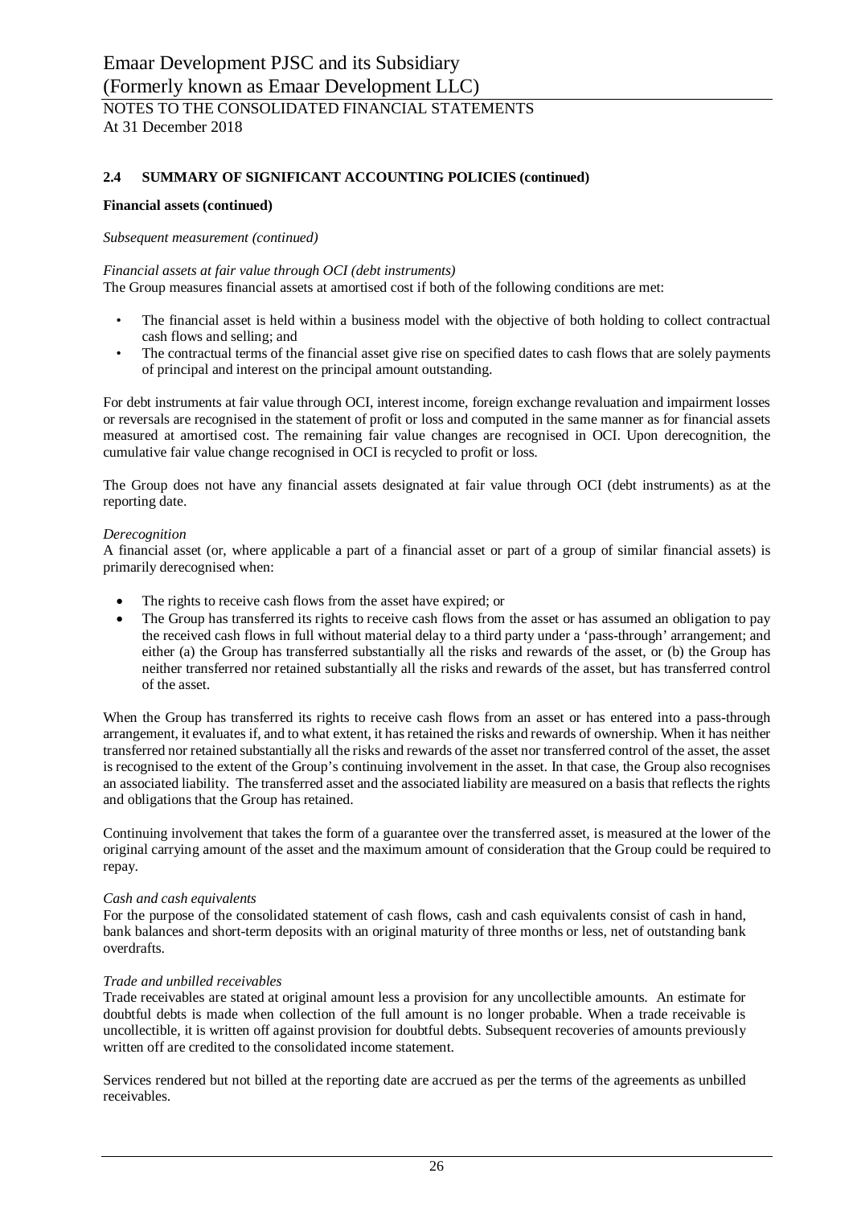## 2.4 SUMMARY OF SIGNIFICANT ACCOUNTING POLICIES (continued)

**Financial assets (continued)**

*Subsequent measurement (continued)*

*Financial assets at fair value through OCI (debt instruments)*
The Group measures financial assets at amortised cost if both of the following conditions are met:

- The financial asset is held within a business model with the objective of both holding to collect contractual cash flows and selling; and
- The contractual terms of the financial asset give rise on specified dates to cash flows that are solely payments of principal and interest on the principal amount outstanding.

For debt instruments at fair value through OCI, interest income, foreign exchange revaluation and impairment losses or reversals are recognised in the statement of profit or loss and computed in the same manner as for financial assets measured at amortised cost. The remaining fair value changes are recognised in OCI. Upon derecognition, the cumulative fair value change recognised in OCI is recycled to profit or loss.

The Group does not have any financial assets designated at fair value through OCI (debt instruments) as at the reporting date.

*Derecognition*
A financial asset (or, where applicable a part of a financial asset or part of a group of similar financial assets) is primarily derecognised when:

- The rights to receive cash flows from the asset have expired; or
- The Group has transferred its rights to receive cash flows from the asset or has assumed an obligation to pay the received cash flows in full without material delay to a third party under a 'pass-through' arrangement; and either (a) the Group has transferred substantially all the risks and rewards of the asset, or (b) the Group has neither transferred nor retained substantially all the risks and rewards of the asset, but has transferred control of the asset.

When the Group has transferred its rights to receive cash flows from an asset or has entered into a pass-through arrangement, it evaluates if, and to what extent, it has retained the risks and rewards of ownership. When it has neither transferred nor retained substantially all the risks and rewards of the asset nor transferred control of the asset, the asset is recognised to the extent of the Group's continuing involvement in the asset. In that case, the Group also recognises an associated liability. The transferred asset and the associated liability are measured on a basis that reflects the rights and obligations that the Group has retained.

Continuing involvement that takes the form of a guarantee over the transferred asset, is measured at the lower of the original carrying amount of the asset and the maximum amount of consideration that the Group could be required to repay.

*Cash and cash equivalents*
For the purpose of the consolidated statement of cash flows, cash and cash equivalents consist of cash in hand, bank balances and short-term deposits with an original maturity of three months or less, net of outstanding bank overdrafts.

*Trade and unbilled receivables*
Trade receivables are stated at original amount less a provision for any uncollectible amounts. An estimate for doubtful debts is made when collection of the full amount is no longer probable. When a trade receivable is uncollectible, it is written off against provision for doubtful debts. Subsequent recoveries of amounts previously written off are credited to the consolidated income statement.

Services rendered but not billed at the reporting date are accrued as per the terms of the agreements as unbilled receivables.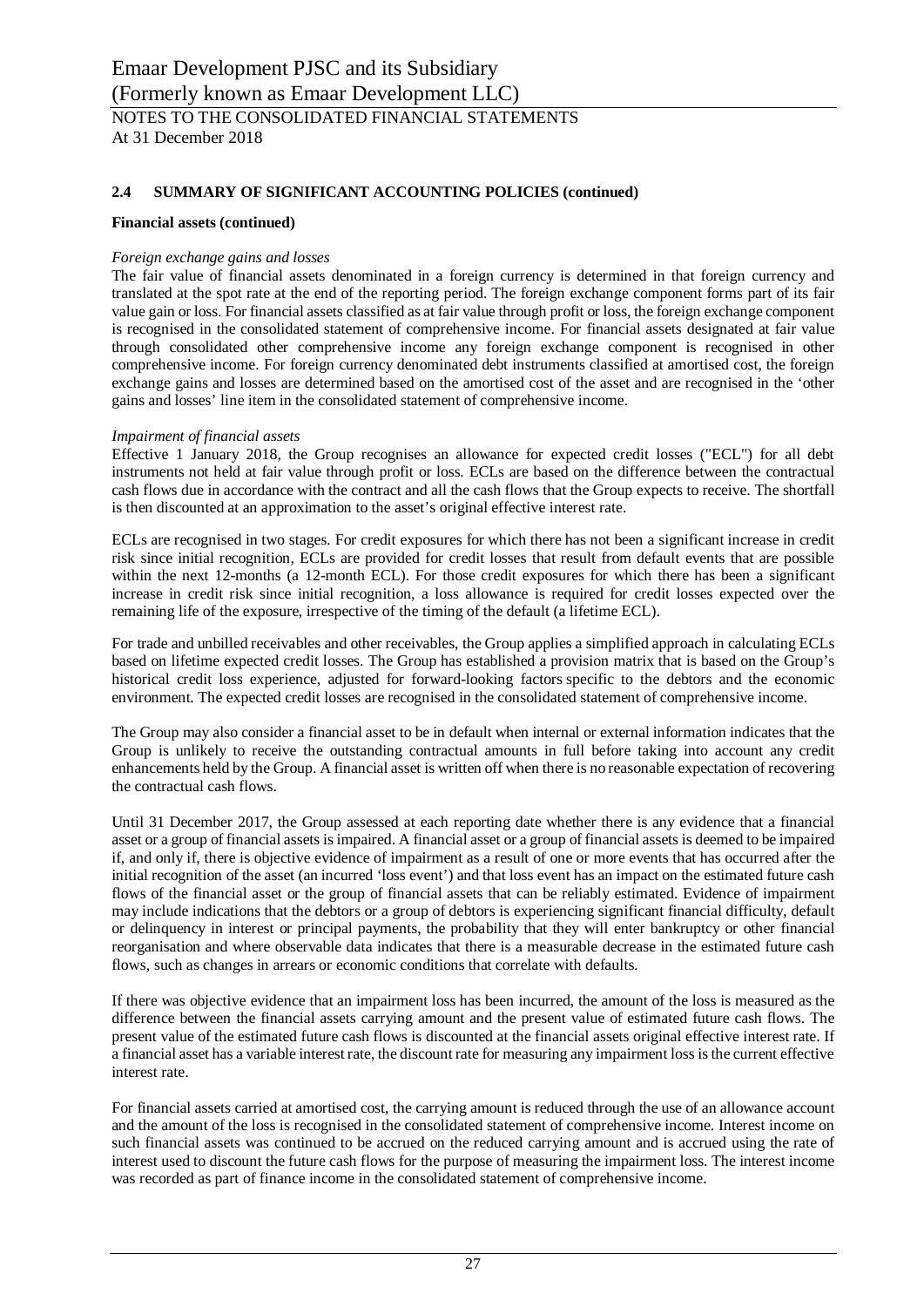## 2.4 SUMMARY OF SIGNIFICANT ACCOUNTING POLICIES (continued)

**Financial assets (continued)**

*Foreign exchange gains and losses*

The fair value of financial assets denominated in a foreign currency is determined in that foreign currency and translated at the spot rate at the end of the reporting period. The foreign exchange component forms part of its fair value gain or loss. For financial assets classified as at fair value through profit or loss, the foreign exchange component is recognised in the consolidated statement of comprehensive income. For financial assets designated at fair value through consolidated other comprehensive income any foreign exchange component is recognised in other comprehensive income. For foreign currency denominated debt instruments classified at amortised cost, the foreign exchange gains and losses are determined based on the amortised cost of the asset and are recognised in the 'other gains and losses' line item in the consolidated statement of comprehensive income.

*Impairment of financial assets*

Effective 1 January 2018, the Group recognises an allowance for expected credit losses ("ECL") for all debt instruments not held at fair value through profit or loss. ECLs are based on the difference between the contractual cash flows due in accordance with the contract and all the cash flows that the Group expects to receive. The shortfall is then discounted at an approximation to the asset's original effective interest rate.

ECLs are recognised in two stages. For credit exposures for which there has not been a significant increase in credit risk since initial recognition, ECLs are provided for credit losses that result from default events that are possible within the next 12-months (a 12-month ECL). For those credit exposures for which there has been a significant increase in credit risk since initial recognition, a loss allowance is required for credit losses expected over the remaining life of the exposure, irrespective of the timing of the default (a lifetime ECL).

For trade and unbilled receivables and other receivables, the Group applies a simplified approach in calculating ECLs based on lifetime expected credit losses. The Group has established a provision matrix that is based on the Group's historical credit loss experience, adjusted for forward-looking factors specific to the debtors and the economic environment. The expected credit losses are recognised in the consolidated statement of comprehensive income.

The Group may also consider a financial asset to be in default when internal or external information indicates that the Group is unlikely to receive the outstanding contractual amounts in full before taking into account any credit enhancements held by the Group. A financial asset is written off when there is no reasonable expectation of recovering the contractual cash flows.

Until 31 December 2017, the Group assessed at each reporting date whether there is any evidence that a financial asset or a group of financial assets is impaired. A financial asset or a group of financial assets is deemed to be impaired if, and only if, there is objective evidence of impairment as a result of one or more events that has occurred after the initial recognition of the asset (an incurred 'loss event') and that loss event has an impact on the estimated future cash flows of the financial asset or the group of financial assets that can be reliably estimated. Evidence of impairment may include indications that the debtors or a group of debtors is experiencing significant financial difficulty, default or delinquency in interest or principal payments, the probability that they will enter bankruptcy or other financial reorganisation and where observable data indicates that there is a measurable decrease in the estimated future cash flows, such as changes in arrears or economic conditions that correlate with defaults.

If there was objective evidence that an impairment loss has been incurred, the amount of the loss is measured as the difference between the financial assets carrying amount and the present value of estimated future cash flows. The present value of the estimated future cash flows is discounted at the financial assets original effective interest rate. If a financial asset has a variable interest rate, the discount rate for measuring any impairment loss is the current effective interest rate.

For financial assets carried at amortised cost, the carrying amount is reduced through the use of an allowance account and the amount of the loss is recognised in the consolidated statement of comprehensive income. Interest income on such financial assets was continued to be accrued on the reduced carrying amount and is accrued using the rate of interest used to discount the future cash flows for the purpose of measuring the impairment loss. The interest income was recorded as part of finance income in the consolidated statement of comprehensive income.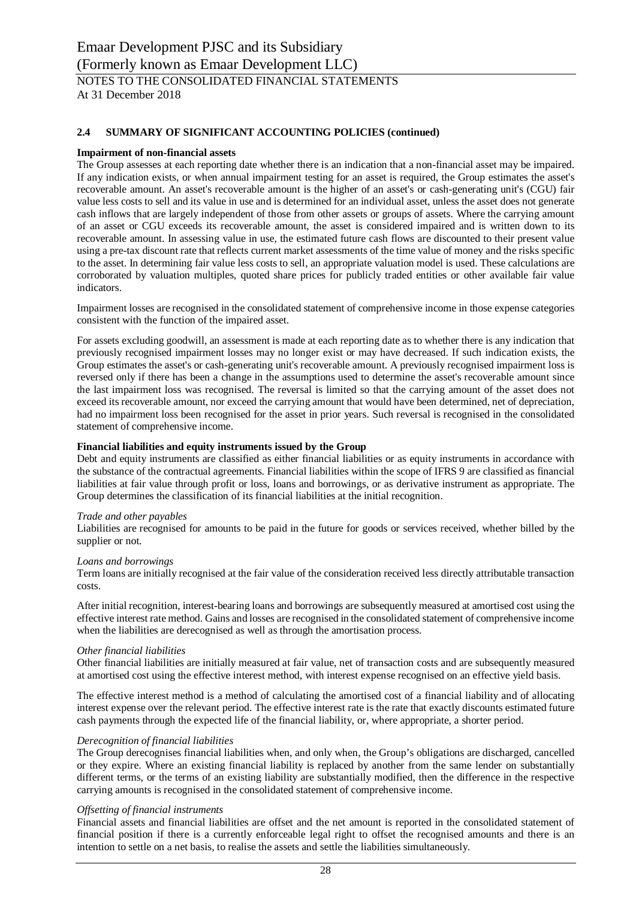## 2.4 SUMMARY OF SIGNIFICANT ACCOUNTING POLICIES (continued)

**Impairment of non-financial assets**

The Group assesses at each reporting date whether there is an indication that a non-financial asset may be impaired. If any indication exists, or when annual impairment testing for an asset is required, the Group estimates the asset's recoverable amount. An asset's recoverable amount is the higher of an asset's or cash-generating unit's (CGU) fair value less costs to sell and its value in use and is determined for an individual asset, unless the asset does not generate cash inflows that are largely independent of those from other assets or groups of assets. Where the carrying amount of an asset or CGU exceeds its recoverable amount, the asset is considered impaired and is written down to its recoverable amount. In assessing value in use, the estimated future cash flows are discounted to their present value using a pre-tax discount rate that reflects current market assessments of the time value of money and the risks specific to the asset. In determining fair value less costs to sell, an appropriate valuation model is used. These calculations are corroborated by valuation multiples, quoted share prices for publicly traded entities or other available fair value indicators.

Impairment losses are recognised in the consolidated statement of comprehensive income in those expense categories consistent with the function of the impaired asset.

For assets excluding goodwill, an assessment is made at each reporting date as to whether there is any indication that previously recognised impairment losses may no longer exist or may have decreased. If such indication exists, the Group estimates the asset's or cash-generating unit's recoverable amount. A previously recognised impairment loss is reversed only if there has been a change in the assumptions used to determine the asset's recoverable amount since the last impairment loss was recognised. The reversal is limited so that the carrying amount of the asset does not exceed its recoverable amount, nor exceed the carrying amount that would have been determined, net of depreciation, had no impairment loss been recognised for the asset in prior years. Such reversal is recognised in the consolidated statement of comprehensive income.

**Financial liabilities and equity instruments issued by the Group**

Debt and equity instruments are classified as either financial liabilities or as equity instruments in accordance with the substance of the contractual agreements. Financial liabilities within the scope of IFRS 9 are classified as financial liabilities at fair value through profit or loss, loans and borrowings, or as derivative instrument as appropriate. The Group determines the classification of its financial liabilities at the initial recognition.

*Trade and other payables*

Liabilities are recognised for amounts to be paid in the future for goods or services received, whether billed by the supplier or not.

*Loans and borrowings*

Term loans are initially recognised at the fair value of the consideration received less directly attributable transaction costs.

After initial recognition, interest-bearing loans and borrowings are subsequently measured at amortised cost using the effective interest rate method. Gains and losses are recognised in the consolidated statement of comprehensive income when the liabilities are derecognised as well as through the amortisation process.

*Other financial liabilities*

Other financial liabilities are initially measured at fair value, net of transaction costs and are subsequently measured at amortised cost using the effective interest method, with interest expense recognised on an effective yield basis.

The effective interest method is a method of calculating the amortised cost of a financial liability and of allocating interest expense over the relevant period. The effective interest rate is the rate that exactly discounts estimated future cash payments through the expected life of the financial liability, or, where appropriate, a shorter period.

*Derecognition of financial liabilities*

The Group derecognises financial liabilities when, and only when, the Group's obligations are discharged, cancelled or they expire. Where an existing financial liability is replaced by another from the same lender on substantially different terms, or the terms of an existing liability are substantially modified, then the difference in the respective carrying amounts is recognised in the consolidated statement of comprehensive income.

*Offsetting of financial instruments*

Financial assets and financial liabilities are offset and the net amount is reported in the consolidated statement of financial position if there is a currently enforceable legal right to offset the recognised amounts and there is an intention to settle on a net basis, to realise the assets and settle the liabilities simultaneously.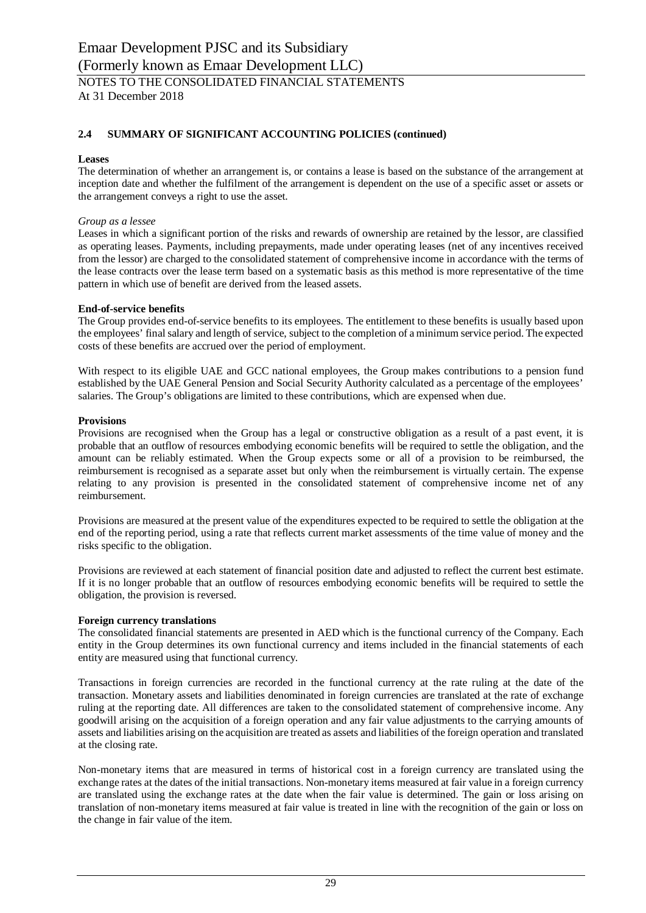## 2.4 SUMMARY OF SIGNIFICANT ACCOUNTING POLICIES (continued)

**Leases**

The determination of whether an arrangement is, or contains a lease is based on the substance of the arrangement at inception date and whether the fulfilment of the arrangement is dependent on the use of a specific asset or assets or the arrangement conveys a right to use the asset.

*Group as a lessee*

Leases in which a significant portion of the risks and rewards of ownership are retained by the lessor, are classified as operating leases. Payments, including prepayments, made under operating leases (net of any incentives received from the lessor) are charged to the consolidated statement of comprehensive income in accordance with the terms of the lease contracts over the lease term based on a systematic basis as this method is more representative of the time pattern in which use of benefit are derived from the leased assets.

**End-of-service benefits**

The Group provides end-of-service benefits to its employees. The entitlement to these benefits is usually based upon the employees' final salary and length of service, subject to the completion of a minimum service period. The expected costs of these benefits are accrued over the period of employment.

With respect to its eligible UAE and GCC national employees, the Group makes contributions to a pension fund established by the UAE General Pension and Social Security Authority calculated as a percentage of the employees' salaries. The Group's obligations are limited to these contributions, which are expensed when due.

**Provisions**

Provisions are recognised when the Group has a legal or constructive obligation as a result of a past event, it is probable that an outflow of resources embodying economic benefits will be required to settle the obligation, and the amount can be reliably estimated. When the Group expects some or all of a provision to be reimbursed, the reimbursement is recognised as a separate asset but only when the reimbursement is virtually certain. The expense relating to any provision is presented in the consolidated statement of comprehensive income net of any reimbursement.

Provisions are measured at the present value of the expenditures expected to be required to settle the obligation at the end of the reporting period, using a rate that reflects current market assessments of the time value of money and the risks specific to the obligation.

Provisions are reviewed at each statement of financial position date and adjusted to reflect the current best estimate. If it is no longer probable that an outflow of resources embodying economic benefits will be required to settle the obligation, the provision is reversed.

**Foreign currency translations**

The consolidated financial statements are presented in AED which is the functional currency of the Company. Each entity in the Group determines its own functional currency and items included in the financial statements of each entity are measured using that functional currency.

Transactions in foreign currencies are recorded in the functional currency at the rate ruling at the date of the transaction. Monetary assets and liabilities denominated in foreign currencies are translated at the rate of exchange ruling at the reporting date. All differences are taken to the consolidated statement of comprehensive income. Any goodwill arising on the acquisition of a foreign operation and any fair value adjustments to the carrying amounts of assets and liabilities arising on the acquisition are treated as assets and liabilities of the foreign operation and translated at the closing rate.

Non-monetary items that are measured in terms of historical cost in a foreign currency are translated using the exchange rates at the dates of the initial transactions. Non-monetary items measured at fair value in a foreign currency are translated using the exchange rates at the date when the fair value is determined. The gain or loss arising on translation of non-monetary items measured at fair value is treated in line with the recognition of the gain or loss on the change in fair value of the item.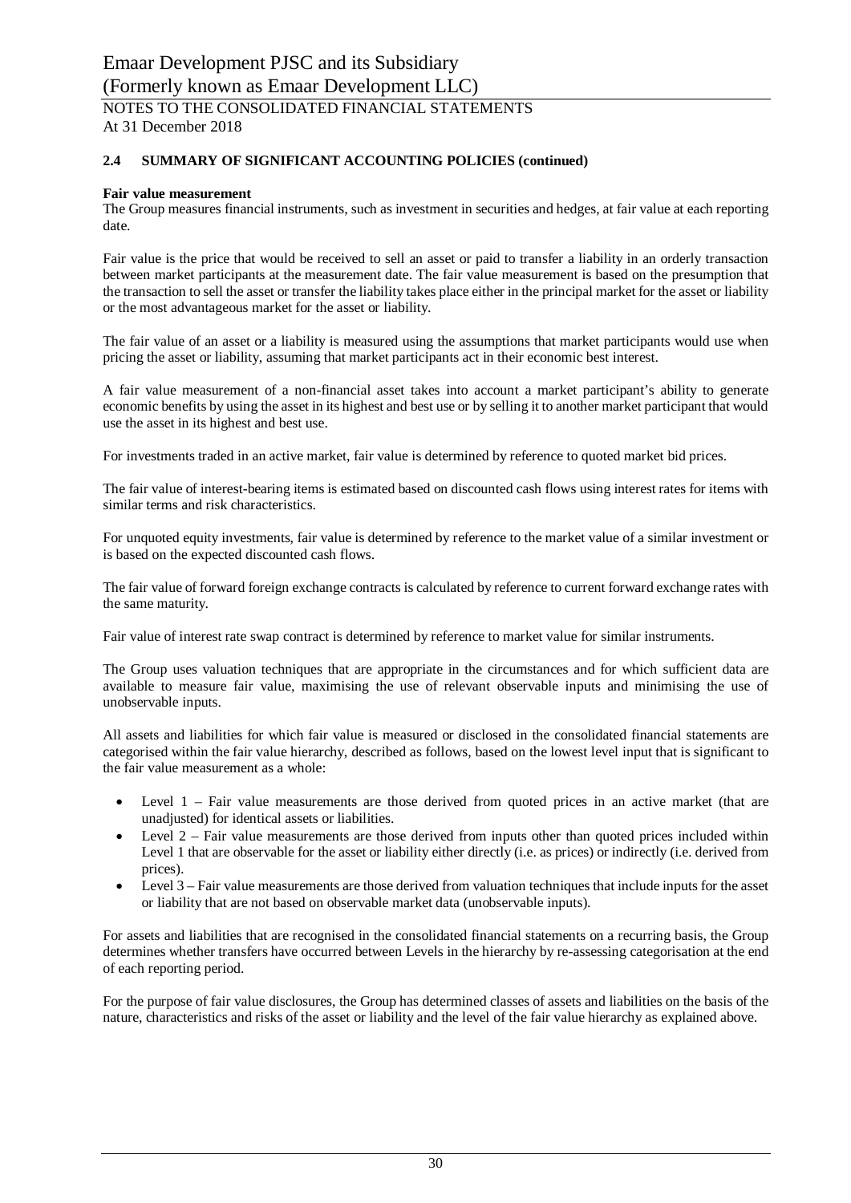## 2.4 SUMMARY OF SIGNIFICANT ACCOUNTING POLICIES (continued)

**Fair value measurement**

The Group measures financial instruments, such as investment in securities and hedges, at fair value at each reporting date.

Fair value is the price that would be received to sell an asset or paid to transfer a liability in an orderly transaction between market participants at the measurement date. The fair value measurement is based on the presumption that the transaction to sell the asset or transfer the liability takes place either in the principal market for the asset or liability or the most advantageous market for the asset or liability.

The fair value of an asset or a liability is measured using the assumptions that market participants would use when pricing the asset or liability, assuming that market participants act in their economic best interest.

A fair value measurement of a non-financial asset takes into account a market participant's ability to generate economic benefits by using the asset in its highest and best use or by selling it to another market participant that would use the asset in its highest and best use.

For investments traded in an active market, fair value is determined by reference to quoted market bid prices.

The fair value of interest-bearing items is estimated based on discounted cash flows using interest rates for items with similar terms and risk characteristics.

For unquoted equity investments, fair value is determined by reference to the market value of a similar investment or is based on the expected discounted cash flows.

The fair value of forward foreign exchange contracts is calculated by reference to current forward exchange rates with the same maturity.

Fair value of interest rate swap contract is determined by reference to market value for similar instruments.

The Group uses valuation techniques that are appropriate in the circumstances and for which sufficient data are available to measure fair value, maximising the use of relevant observable inputs and minimising the use of unobservable inputs.

All assets and liabilities for which fair value is measured or disclosed in the consolidated financial statements are categorised within the fair value hierarchy, described as follows, based on the lowest level input that is significant to the fair value measurement as a whole:

- Level 1 – Fair value measurements are those derived from quoted prices in an active market (that are unadjusted) for identical assets or liabilities.
- Level 2 – Fair value measurements are those derived from inputs other than quoted prices included within Level 1 that are observable for the asset or liability either directly (i.e. as prices) or indirectly (i.e. derived from prices).
- Level 3 – Fair value measurements are those derived from valuation techniques that include inputs for the asset or liability that are not based on observable market data (unobservable inputs).

For assets and liabilities that are recognised in the consolidated financial statements on a recurring basis, the Group determines whether transfers have occurred between Levels in the hierarchy by re-assessing categorisation at the end of each reporting period.

For the purpose of fair value disclosures, the Group has determined classes of assets and liabilities on the basis of the nature, characteristics and risks of the asset or liability and the level of the fair value hierarchy as explained above.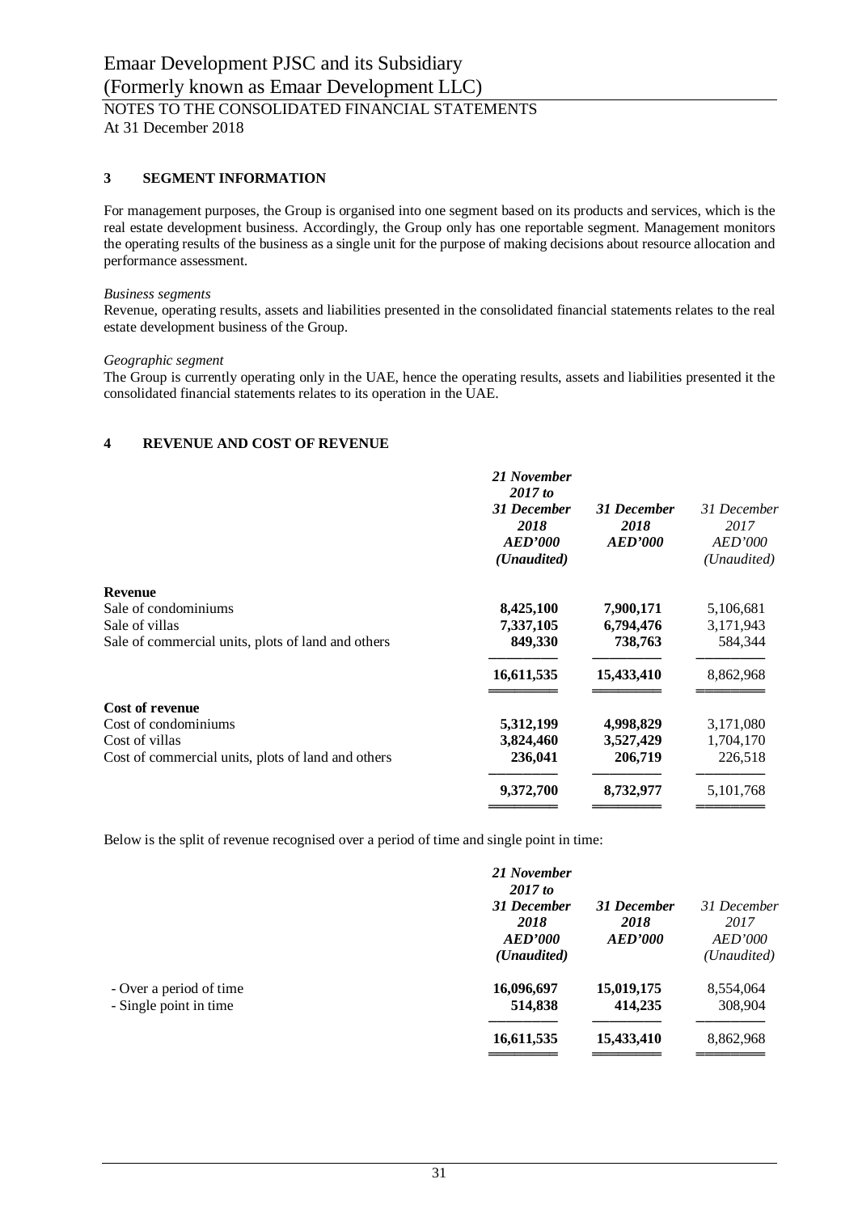## 3 SEGMENT INFORMATION

For management purposes, the Group is organised into one segment based on its products and services, which is the real estate development business. Accordingly, the Group only has one reportable segment. Management monitors the operating results of the business as a single unit for the purpose of making decisions about resource allocation and performance assessment.

*Business segments*
Revenue, operating results, assets and liabilities presented in the consolidated financial statements relates to the real estate development business of the Group.

*Geographic segment*
The Group is currently operating only in the UAE, hence the operating results, assets and liabilities presented it the consolidated financial statements relates to its operation in the UAE.

## 4 REVENUE AND COST OF REVENUE

| | ***21 November 2017 to 31 December 2018 AED'000 (Unaudited)*** | ***31 December 2018 AED'000*** | *31 December 2017 AED'000 (Unaudited)* |
|---|---|---|---|
| **Revenue** | | | |
| Sale of condominiums | **8,425,100** | **7,900,171** | 5,106,681 |
| Sale of villas | **7,337,105** | **6,794,476** | 3,171,943 |
| Sale of commercial units, plots of land and others | **849,330** | **738,763** | 584,344 |
| | **16,611,535** | **15,433,410** | 8,862,968 |
| **Cost of revenue** | | | |
| Cost of condominiums | **5,312,199** | **4,998,829** | 3,171,080 |
| Cost of villas | **3,824,460** | **3,527,429** | 1,704,170 |
| Cost of commercial units, plots of land and others | **236,041** | **206,719** | 226,518 |
| | **9,372,700** | **8,732,977** | 5,101,768 |

Below is the split of revenue recognised over a period of time and single point in time:

| | ***21 November 2017 to 31 December 2018 AED'000 (Unaudited)*** | ***31 December 2018 AED'000*** | *31 December 2017 AED'000 (Unaudited)* |
|---|---|---|---|
| - Over a period of time | **16,096,697** | **15,019,175** | 8,554,064 |
| - Single point in time | **514,838** | **414,235** | 308,904 |
| | **16,611,535** | **15,433,410** | 8,862,968 |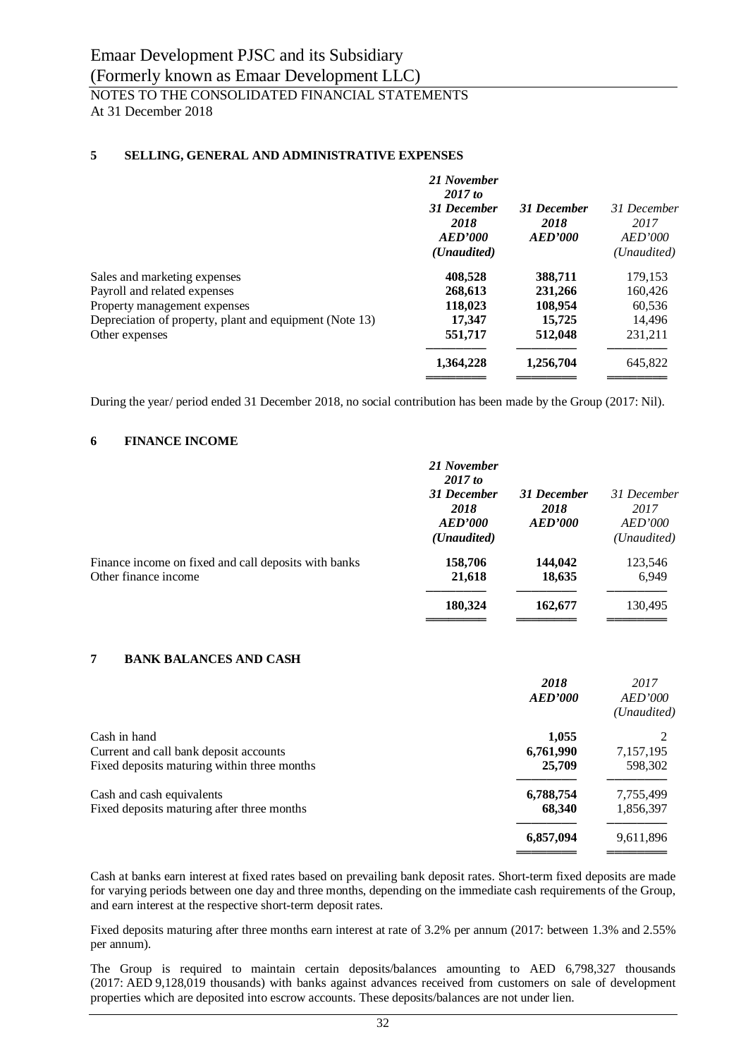## 5 SELLING, GENERAL AND ADMINISTRATIVE EXPENSES

| | *21 November 2017 to 31 December 2018 AED'000 (Unaudited)* | *31 December 2018 AED'000* | *31 December 2017 AED'000 (Unaudited)* |
|---|---|---|---|
| Sales and marketing expenses | **408,528** | **388,711** | 179,153 |
| Payroll and related expenses | **268,613** | **231,266** | 160,426 |
| Property management expenses | **118,023** | **108,954** | 60,536 |
| Depreciation of property, plant and equipment (Note 13) | **17,347** | **15,725** | 14,496 |
| Other expenses | **551,717** | **512,048** | 231,211 |
| | **1,364,228** | **1,256,704** | 645,822 |

During the year/ period ended 31 December 2018, no social contribution has been made by the Group (2017: Nil).

## 6 FINANCE INCOME

| | *21 November 2017 to 31 December 2018 AED'000 (Unaudited)* | *31 December 2018 AED'000* | *31 December 2017 AED'000 (Unaudited)* |
|---|---|---|---|
| Finance income on fixed and call deposits with banks | **158,706** | **144,042** | 123,546 |
| Other finance income | **21,618** | **18,635** | 6,949 |
| | **180,324** | **162,677** | 130,495 |

## 7 BANK BALANCES AND CASH

| | *2018 AED'000* | *2017 AED'000 (Unaudited)* |
|---|---|---|
| Cash in hand | **1,055** | 2 |
| Current and call bank deposit accounts | **6,761,990** | 7,157,195 |
| Fixed deposits maturing within three months | **25,709** | 598,302 |
| Cash and cash equivalents | **6,788,754** | 7,755,499 |
| Fixed deposits maturing after three months | **68,340** | 1,856,397 |
| | **6,857,094** | 9,611,896 |

Cash at banks earn interest at fixed rates based on prevailing bank deposit rates. Short-term fixed deposits are made for varying periods between one day and three months, depending on the immediate cash requirements of the Group, and earn interest at the respective short-term deposit rates.

Fixed deposits maturing after three months earn interest at rate of 3.2% per annum (2017: between 1.3% and 2.55% per annum).

The Group is required to maintain certain deposits/balances amounting to AED 6,798,327 thousands (2017: AED 9,128,019 thousands) with banks against advances received from customers on sale of development properties which are deposited into escrow accounts. These deposits/balances are not under lien.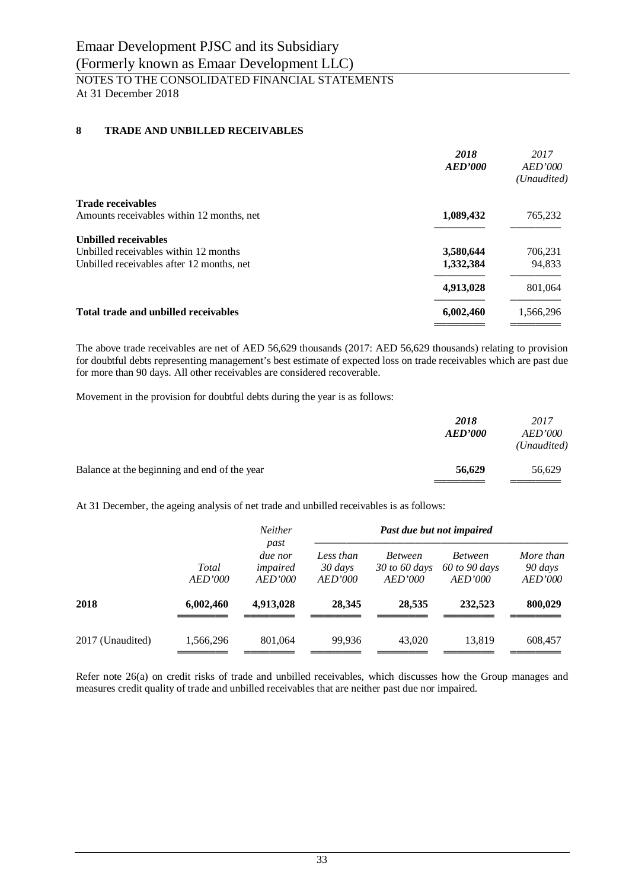## 8 TRADE AND UNBILLED RECEIVABLES

| | 2018 AED'000 | 2017 AED'000 (Unaudited) |
|---|---|---|
| **Trade receivables** | | |
| Amounts receivables within 12 months, net | **1,089,432** | 765,232 |
| **Unbilled receivables** | | |
| Unbilled receivables within 12 months | **3,580,644** | 706,231 |
| Unbilled receivables after 12 months, net | **1,332,384** | 94,833 |
| | **4,913,028** | 801,064 |
| **Total trade and unbilled receivables** | **6,002,460** | 1,566,296 |

The above trade receivables are net of AED 56,629 thousands (2017: AED 56,629 thousands) relating to provision for doubtful debts representing management's best estimate of expected loss on trade receivables which are past due for more than 90 days. All other receivables are considered recoverable.

Movement in the provision for doubtful debts during the year is as follows:

| | 2018 AED'000 | 2017 AED'000 (Unaudited) |
|---|---|---|
| Balance at the beginning and end of the year | **56,629** | 56,629 |

At 31 December, the ageing analysis of net trade and unbilled receivables is as follows:

| | | | Past due but not impaired | | | |
|---|---|---|---|---|---|---|
| | Total AED'000 | Neither past due nor impaired AED'000 | Less than 30 days AED'000 | Between 30 to 60 days AED'000 | Between 60 to 90 days AED'000 | More than 90 days AED'000 |
| **2018** | **6,002,460** | **4,913,028** | **28,345** | **28,535** | **232,523** | **800,029** |
| 2017 (Unaudited) | 1,566,296 | 801,064 | 99,936 | 43,020 | 13,819 | 608,457 |

Refer note 26(a) on credit risks of trade and unbilled receivables, which discusses how the Group manages and measures credit quality of trade and unbilled receivables that are neither past due nor impaired.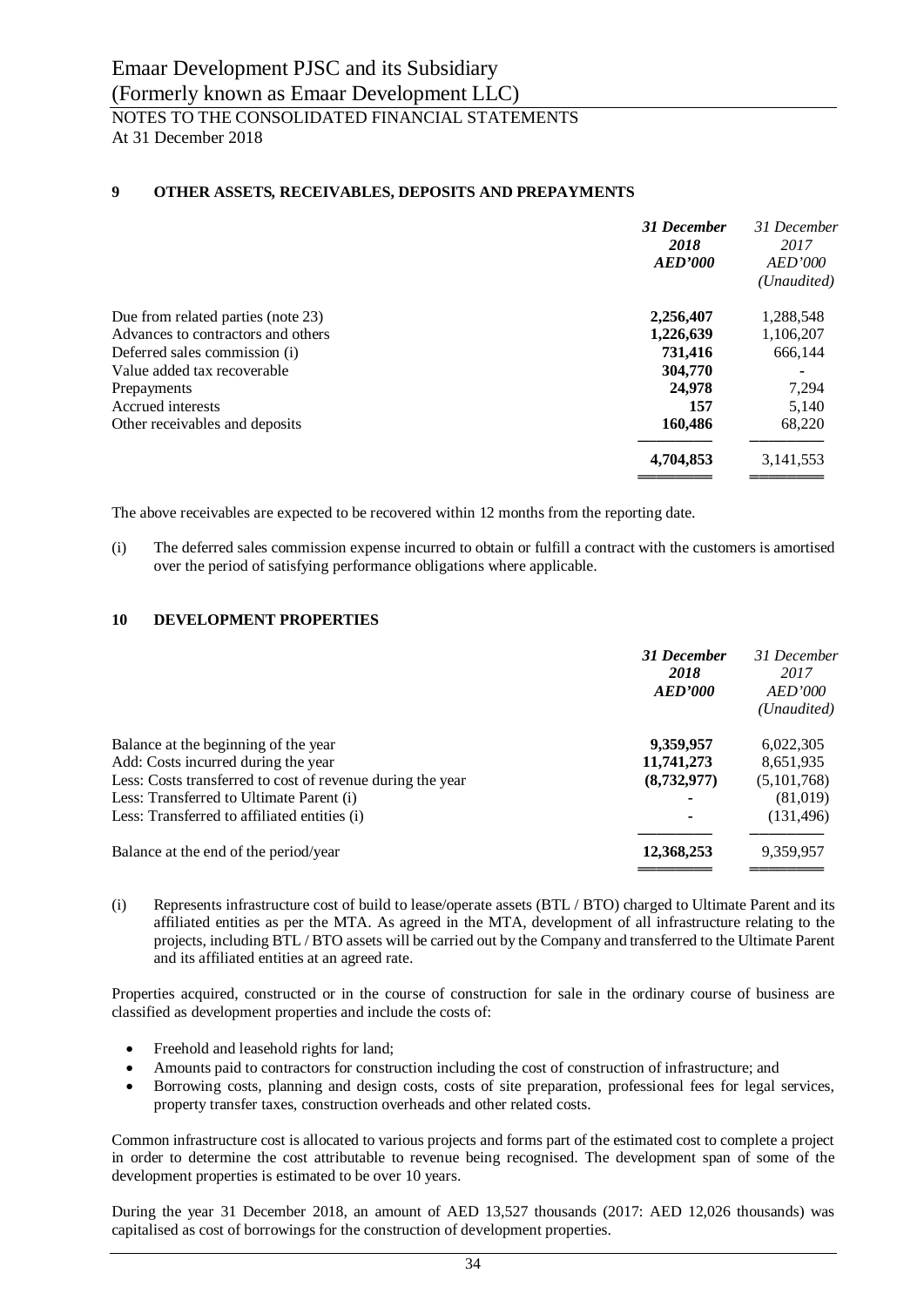## 9 OTHER ASSETS, RECEIVABLES, DEPOSITS AND PREPAYMENTS

| | ***31 December 2018 AED'000*** | *31 December 2017 AED'000 (Unaudited)* |
|---|---|---|
| Due from related parties (note 23) | **2,256,407** | 1,288,548 |
| Advances to contractors and others | **1,226,639** | 1,106,207 |
| Deferred sales commission (i) | **731,416** | 666,144 |
| Value added tax recoverable | **304,770** | - |
| Prepayments | **24,978** | 7,294 |
| Accrued interests | **157** | 5,140 |
| Other receivables and deposits | **160,486** | 68,220 |
| | **4,704,853** | 3,141,553 |

The above receivables are expected to be recovered within 12 months from the reporting date.

(i) The deferred sales commission expense incurred to obtain or fulfill a contract with the customers is amortised over the period of satisfying performance obligations where applicable.

## 10 DEVELOPMENT PROPERTIES

| | ***31 December 2018 AED'000*** | *31 December 2017 AED'000 (Unaudited)* |
|---|---|---|
| Balance at the beginning of the year | **9,359,957** | 6,022,305 |
| Add: Costs incurred during the year | **11,741,273** | 8,651,935 |
| Less: Costs transferred to cost of revenue during the year | **(8,732,977)** | (5,101,768) |
| Less: Transferred to Ultimate Parent (i) | **-** | (81,019) |
| Less: Transferred to affiliated entities (i) | **-** | (131,496) |
| Balance at the end of the period/year | **12,368,253** | 9,359,957 |

(i) Represents infrastructure cost of build to lease/operate assets (BTL / BTO) charged to Ultimate Parent and its affiliated entities as per the MTA. As agreed in the MTA, development of all infrastructure relating to the projects, including BTL / BTO assets will be carried out by the Company and transferred to the Ultimate Parent and its affiliated entities at an agreed rate.

Properties acquired, constructed or in the course of construction for sale in the ordinary course of business are classified as development properties and include the costs of:

- Freehold and leasehold rights for land;
- Amounts paid to contractors for construction including the cost of construction of infrastructure; and
- Borrowing costs, planning and design costs, costs of site preparation, professional fees for legal services, property transfer taxes, construction overheads and other related costs.

Common infrastructure cost is allocated to various projects and forms part of the estimated cost to complete a project in order to determine the cost attributable to revenue being recognised. The development span of some of the development properties is estimated to be over 10 years.

During the year 31 December 2018, an amount of AED 13,527 thousands (2017: AED 12,026 thousands) was capitalised as cost of borrowings for the construction of development properties.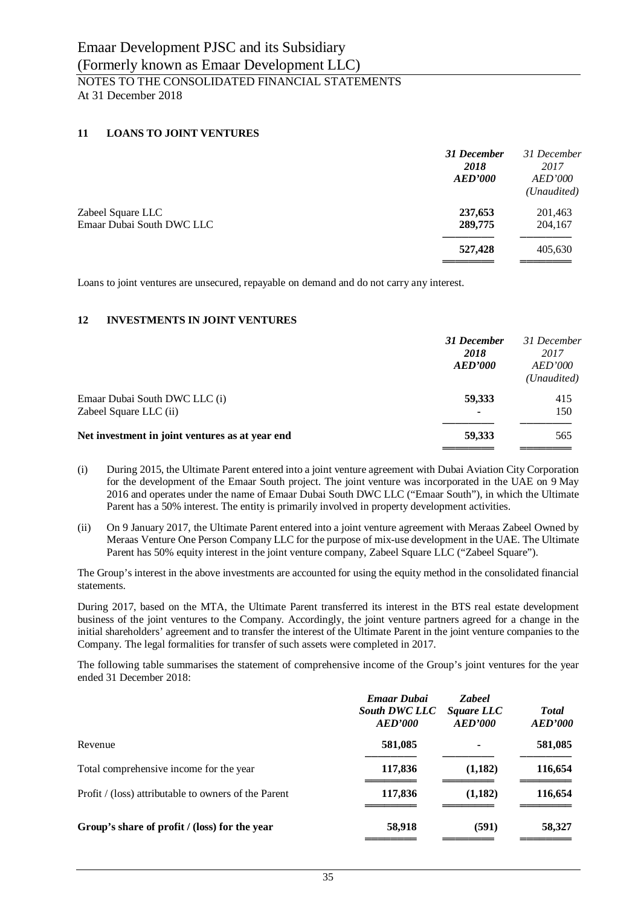## 11 LOANS TO JOINT VENTURES

| | 31 December 2018 AED'000 | 31 December 2017 AED'000 (Unaudited) |
|---|---|---|
| Zabeel Square LLC | **237,653** | 201,463 |
| Emaar Dubai South DWC LLC | **289,775** | 204,167 |
| | **527,428** | 405,630 |

Loans to joint ventures are unsecured, repayable on demand and do not carry any interest.

## 12 INVESTMENTS IN JOINT VENTURES

| | 31 December 2018 AED'000 | 31 December 2017 AED'000 (Unaudited) |
|---|---|---|
| Emaar Dubai South DWC LLC (i) | **59,333** | 415 |
| Zabeel Square LLC (ii) | **-** | 150 |
| **Net investment in joint ventures as at year end** | **59,333** | 565 |

(i) During 2015, the Ultimate Parent entered into a joint venture agreement with Dubai Aviation City Corporation for the development of the Emaar South project. The joint venture was incorporated in the UAE on 9 May 2016 and operates under the name of Emaar Dubai South DWC LLC ("Emaar South"), in which the Ultimate Parent has a 50% interest. The entity is primarily involved in property development activities.

(ii) On 9 January 2017, the Ultimate Parent entered into a joint venture agreement with Meraas Zabeel Owned by Meraas Venture One Person Company LLC for the purpose of mix-use development in the UAE. The Ultimate Parent has 50% equity interest in the joint venture company, Zabeel Square LLC ("Zabeel Square").

The Group's interest in the above investments are accounted for using the equity method in the consolidated financial statements.

During 2017, based on the MTA, the Ultimate Parent transferred its interest in the BTS real estate development business of the joint ventures to the Company. Accordingly, the joint venture partners agreed for a change in the initial shareholders' agreement and to transfer the interest of the Ultimate Parent in the joint venture companies to the Company. The legal formalities for transfer of such assets were completed in 2017.

The following table summarises the statement of comprehensive income of the Group's joint ventures for the year ended 31 December 2018:

| | Emaar Dubai South DWC LLC AED'000 | Zabeel Square LLC AED'000 | Total AED'000 |
|---|---|---|---|
| Revenue | **581,085** | **-** | **581,085** |
| Total comprehensive income for the year | **117,836** | **(1,182)** | **116,654** |
| Profit / (loss) attributable to owners of the Parent | **117,836** | **(1,182)** | **116,654** |
| **Group's share of profit / (loss) for the year** | **58,918** | **(591)** | **58,327** |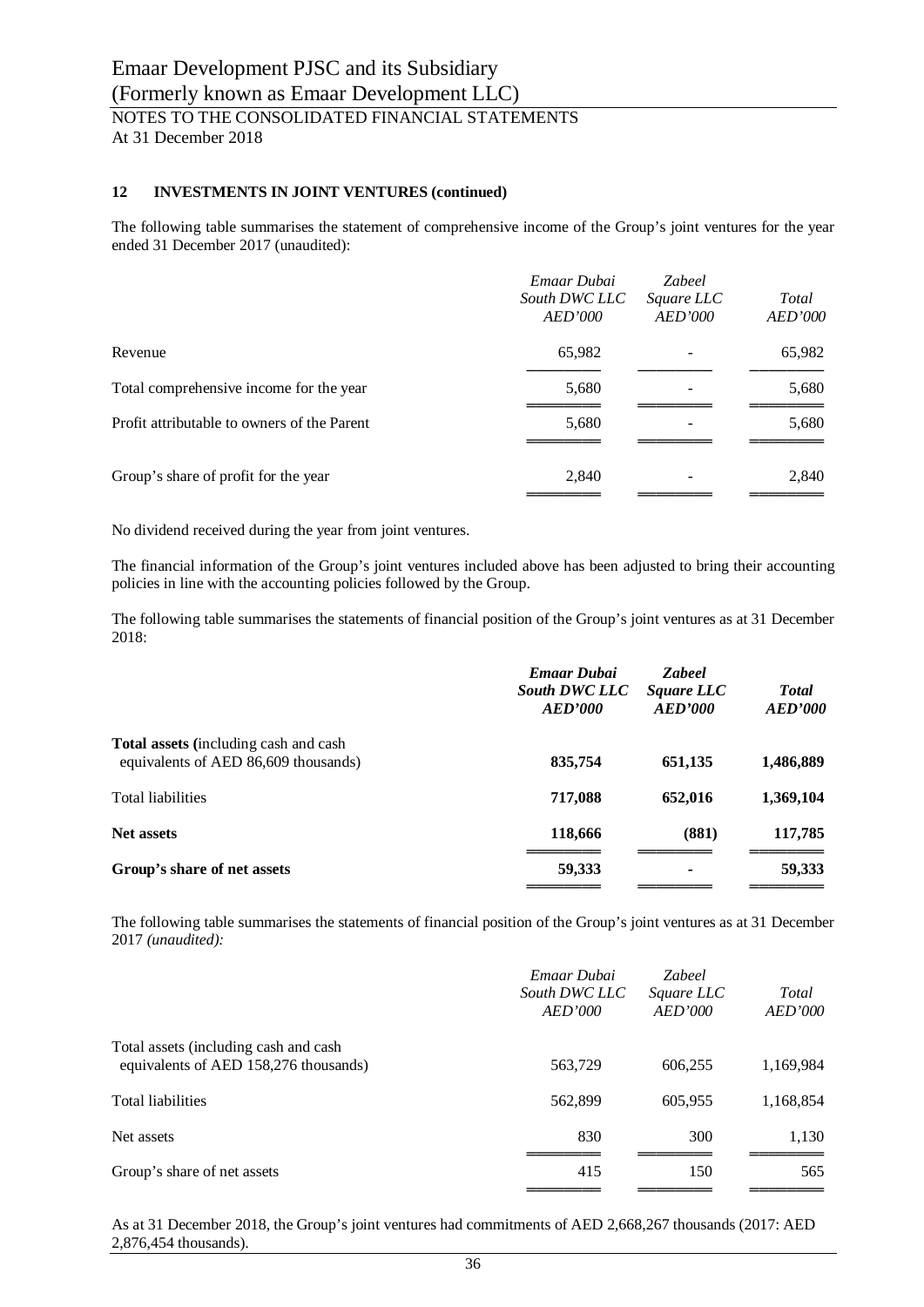## 12 INVESTMENTS IN JOINT VENTURES (continued)

The following table summarises the statement of comprehensive income of the Group's joint ventures for the year ended 31 December 2017 (unaudited):

| | *Emaar Dubai South DWC LLC AED'000* | *Zabeel Square LLC AED'000* | *Total AED'000* |
|---|---|---|---|
| Revenue | 65,982 | - | 65,982 |
| Total comprehensive income for the year | 5,680 | - | 5,680 |
| Profit attributable to owners of the Parent | 5,680 | - | 5,680 |
| Group's share of profit for the year | 2,840 | - | 2,840 |

No dividend received during the year from joint ventures.

The financial information of the Group's joint ventures included above has been adjusted to bring their accounting policies in line with the accounting policies followed by the Group.

The following table summarises the statements of financial position of the Group's joint ventures as at 31 December 2018:

| | ***Emaar Dubai South DWC LLC AED'000*** | ***Zabeel Square LLC AED'000*** | ***Total AED'000*** |
|---|---|---|---|
| **Total assets (**including cash and cash equivalents of AED 86,609 thousands) | **835,754** | **651,135** | **1,486,889** |
| Total liabilities | **717,088** | **652,016** | **1,369,104** |
| **Net assets** | **118,666** | **(881)** | **117,785** |
| **Group's share of net assets** | **59,333** | **-** | **59,333** |

The following table summarises the statements of financial position of the Group's joint ventures as at 31 December 2017 *(unaudited):*

| | *Emaar Dubai South DWC LLC AED'000* | *Zabeel Square LLC AED'000* | *Total AED'000* |
|---|---|---|---|
| Total assets (including cash and cash equivalents of AED 158,276 thousands) | 563,729 | 606,255 | 1,169,984 |
| Total liabilities | 562,899 | 605,955 | 1,168,854 |
| Net assets | 830 | 300 | 1,130 |
| Group's share of net assets | 415 | 150 | 565 |

As at 31 December 2018, the Group's joint ventures had commitments of AED 2,668,267 thousands (2017: AED 2,876,454 thousands).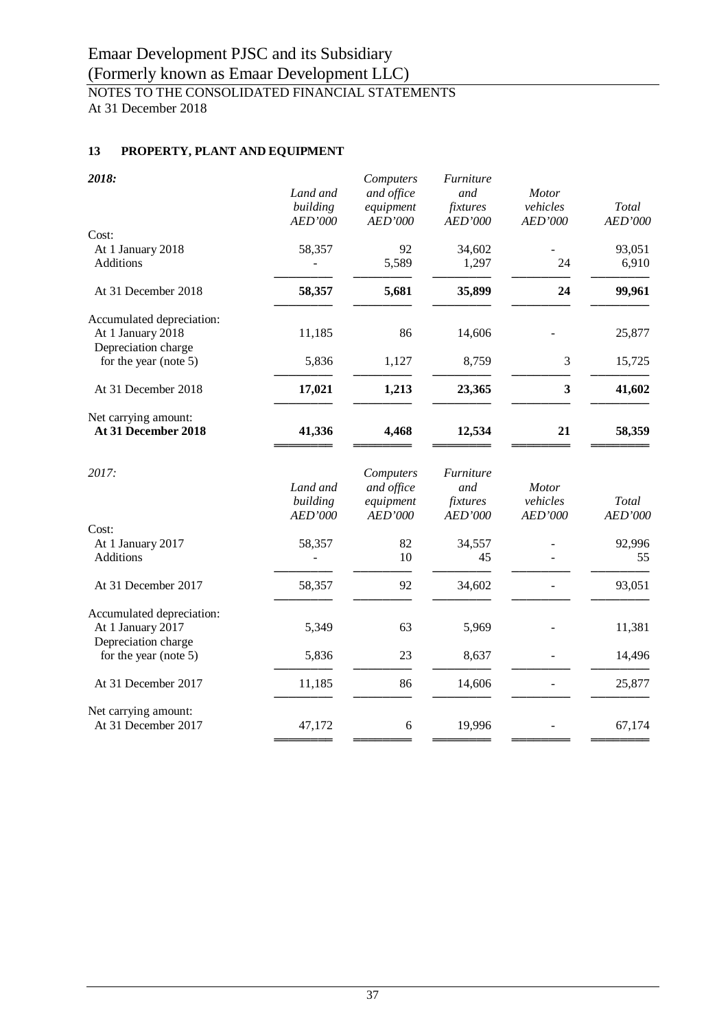## 13 PROPERTY, PLANT AND EQUIPMENT

| *2018:* | *Land and building AED'000* | *Computers and office equipment AED'000* | *Furniture and fixtures AED'000* | *Motor vehicles AED'000* | *Total AED'000* |
|---|---|---|---|---|---|
| Cost: | | | | | |
| At 1 January 2018 | 58,357 | 92 | 34,602 | - | 93,051 |
| Additions | - | 5,589 | 1,297 | 24 | 6,910 |
| At 31 December 2018 | **58,357** | **5,681** | **35,899** | **24** | **99,961** |
| Accumulated depreciation: | | | | | |
| At 1 January 2018 | 11,185 | 86 | 14,606 | - | 25,877 |
| Depreciation charge for the year (note 5) | 5,836 | 1,127 | 8,759 | 3 | 15,725 |
| At 31 December 2018 | **17,021** | **1,213** | **23,365** | **3** | **41,602** |
| Net carrying amount: | | | | | |
| **At 31 December 2018** | **41,336** | **4,468** | **12,534** | **21** | **58,359** |

| *2017:* | *Land and building AED'000* | *Computers and office equipment AED'000* | *Furniture and fixtures AED'000* | *Motor vehicles AED'000* | *Total AED'000* |
|---|---|---|---|---|---|
| Cost: | | | | | |
| At 1 January 2017 | 58,357 | 82 | 34,557 | - | 92,996 |
| Additions | - | 10 | 45 | - | 55 |
| At 31 December 2017 | 58,357 | 92 | 34,602 | - | 93,051 |
| Accumulated depreciation: | | | | | |
| At 1 January 2017 | 5,349 | 63 | 5,969 | - | 11,381 |
| Depreciation charge for the year (note 5) | 5,836 | 23 | 8,637 | - | 14,496 |
| At 31 December 2017 | 11,185 | 86 | 14,606 | - | 25,877 |
| Net carrying amount: | | | | | |
| At 31 December 2017 | 47,172 | 6 | 19,996 | - | 67,174 |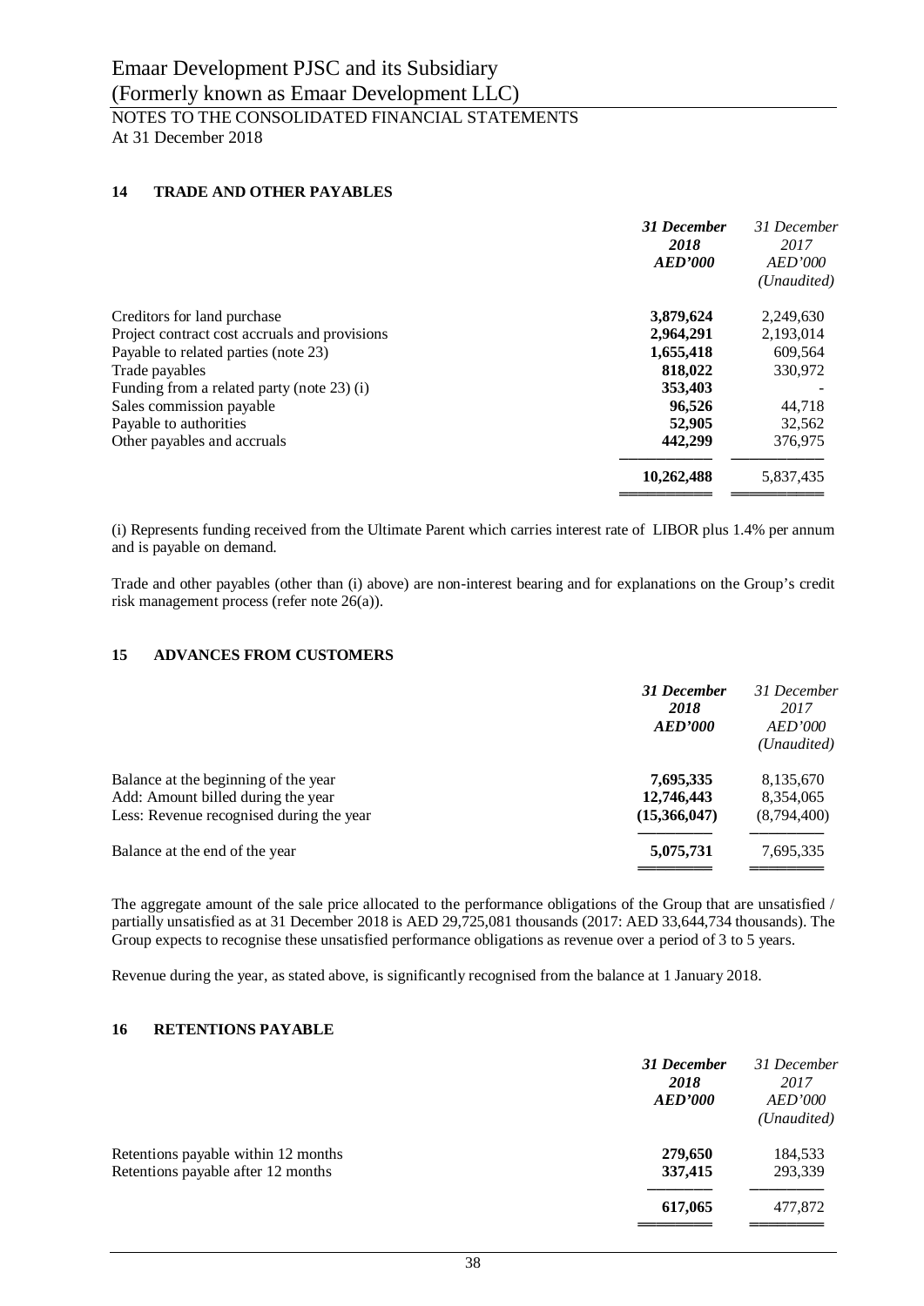# Emaar Development PJSC and its Subsidiary
# (Formerly known as Emaar Development LLC)

NOTES TO THE CONSOLIDATED FINANCIAL STATEMENTS
At 31 December 2018

## 14 TRADE AND OTHER PAYABLES

| | ***31 December 2018 AED'000*** | *31 December 2017 AED'000 (Unaudited)* |
|---|---|---|
| Creditors for land purchase | **3,879,624** | 2,249,630 |
| Project contract cost accruals and provisions | **2,964,291** | 2,193,014 |
| Payable to related parties (note 23) | **1,655,418** | 609,564 |
| Trade payables | **818,022** | 330,972 |
| Funding from a related party (note 23) (i) | **353,403** | - |
| Sales commission payable | **96,526** | 44,718 |
| Payable to authorities | **52,905** | 32,562 |
| Other payables and accruals | **442,299** | 376,975 |
| | **10,262,488** | 5,837,435 |

(i) Represents funding received from the Ultimate Parent which carries interest rate of LIBOR plus 1.4% per annum and is payable on demand.

Trade and other payables (other than (i) above) are non-interest bearing and for explanations on the Group's credit risk management process (refer note 26(a)).

## 15 ADVANCES FROM CUSTOMERS

| | ***31 December 2018 AED'000*** | *31 December 2017 AED'000 (Unaudited)* |
|---|---|---|
| Balance at the beginning of the year | **7,695,335** | 8,135,670 |
| Add: Amount billed during the year | **12,746,443** | 8,354,065 |
| Less: Revenue recognised during the year | **(15,366,047)** | (8,794,400) |
| Balance at the end of the year | **5,075,731** | 7,695,335 |

The aggregate amount of the sale price allocated to the performance obligations of the Group that are unsatisfied / partially unsatisfied as at 31 December 2018 is AED 29,725,081 thousands (2017: AED 33,644,734 thousands). The Group expects to recognise these unsatisfied performance obligations as revenue over a period of 3 to 5 years.

Revenue during the year, as stated above, is significantly recognised from the balance at 1 January 2018.

## 16 RETENTIONS PAYABLE

| | ***31 December 2018 AED'000*** | *31 December 2017 AED'000 (Unaudited)* |
|---|---|---|
| Retentions payable within 12 months | **279,650** | 184,533 |
| Retentions payable after 12 months | **337,415** | 293,339 |
| | **617,065** | 477,872 |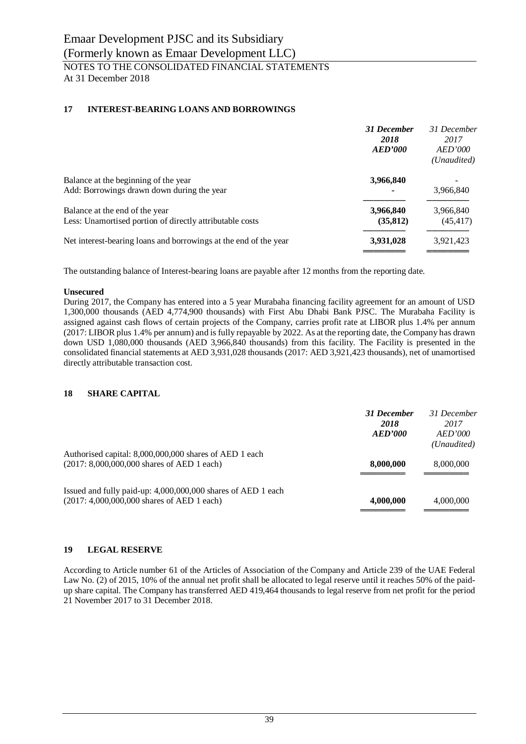## 17 INTEREST-BEARING LOANS AND BORROWINGS

| | *31 December 2018 AED'000* | *31 December 2017 AED'000 (Unaudited)* |
|---|---|---|
| Balance at the beginning of the year | **3,966,840** | - |
| Add: Borrowings drawn down during the year | **-** | 3,966,840 |
| Balance at the end of the year | **3,966,840** | 3,966,840 |
| Less: Unamortised portion of directly attributable costs | **(35,812)** | (45,417) |
| Net interest-bearing loans and borrowings at the end of the year | **3,931,028** | 3,921,423 |

The outstanding balance of Interest-bearing loans are payable after 12 months from the reporting date.

**Unsecured**

During 2017, the Company has entered into a 5 year Murabaha financing facility agreement for an amount of USD 1,300,000 thousands (AED 4,774,900 thousands) with First Abu Dhabi Bank PJSC. The Murabaha Facility is assigned against cash flows of certain projects of the Company, carries profit rate at LIBOR plus 1.4% per annum (2017: LIBOR plus 1.4% per annum) and is fully repayable by 2022. As at the reporting date, the Company has drawn down USD 1,080,000 thousands (AED 3,966,840 thousands) from this facility. The Facility is presented in the consolidated financial statements at AED 3,931,028 thousands (2017: AED 3,921,423 thousands), net of unamortised directly attributable transaction cost.

## 18 SHARE CAPITAL

| | *31 December 2018 AED'000* | *31 December 2017 AED'000 (Unaudited)* |
|---|---|---|
| Authorised capital: 8,000,000,000 shares of AED 1 each (2017: 8,000,000,000 shares of AED 1 each) | **8,000,000** | 8,000,000 |
| Issued and fully paid-up: 4,000,000,000 shares of AED 1 each (2017: 4,000,000,000 shares of AED 1 each) | **4,000,000** | 4,000,000 |

## 19 LEGAL RESERVE

According to Article number 61 of the Articles of Association of the Company and Article 239 of the UAE Federal Law No. (2) of 2015, 10% of the annual net profit shall be allocated to legal reserve until it reaches 50% of the paid-up share capital. The Company has transferred AED 419,464 thousands to legal reserve from net profit for the period 21 November 2017 to 31 December 2018.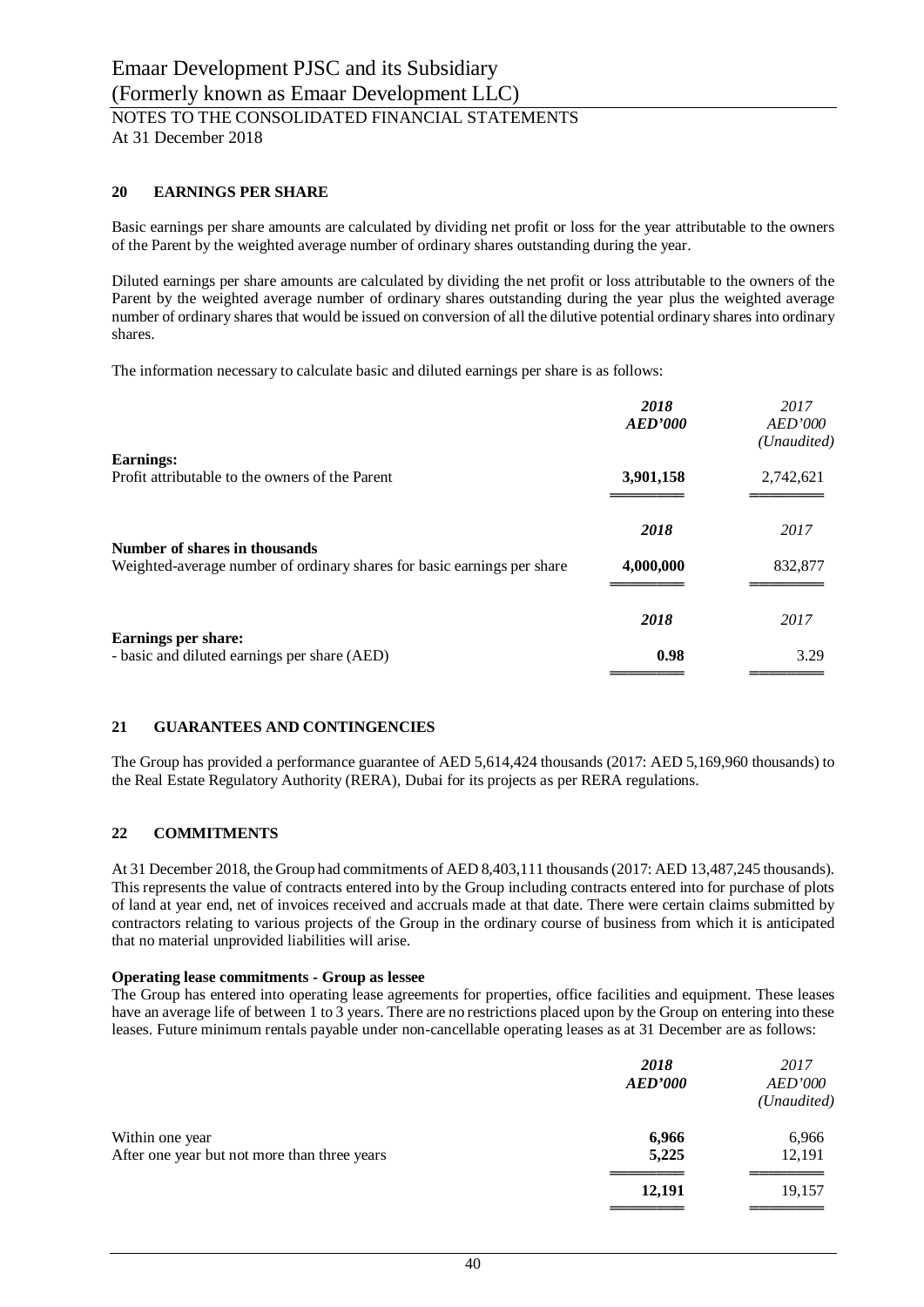## 20 EARNINGS PER SHARE

Basic earnings per share amounts are calculated by dividing net profit or loss for the year attributable to the owners of the Parent by the weighted average number of ordinary shares outstanding during the year.

Diluted earnings per share amounts are calculated by dividing the net profit or loss attributable to the owners of the Parent by the weighted average number of ordinary shares outstanding during the year plus the weighted average number of ordinary shares that would be issued on conversion of all the dilutive potential ordinary shares into ordinary shares.

The information necessary to calculate basic and diluted earnings per share is as follows:

| | ***2018*** ***AED'000*** | *2017* *AED'000* *(Unaudited)* |
|---|---|---|
| **Earnings:** | | |
| Profit attributable to the owners of the Parent | **3,901,158** | 2,742,621 |
| | ***2018*** | *2017* |
| **Number of shares in thousands** | | |
| Weighted-average number of ordinary shares for basic earnings per share | **4,000,000** | 832,877 |
| | ***2018*** | *2017* |
| **Earnings per share:** | | |
| - basic and diluted earnings per share (AED) | **0.98** | 3.29 |

## 21 GUARANTEES AND CONTINGENCIES

The Group has provided a performance guarantee of AED 5,614,424 thousands (2017: AED 5,169,960 thousands) to the Real Estate Regulatory Authority (RERA), Dubai for its projects as per RERA regulations.

## 22 COMMITMENTS

At 31 December 2018, the Group had commitments of AED 8,403,111 thousands (2017: AED 13,487,245 thousands). This represents the value of contracts entered into by the Group including contracts entered into for purchase of plots of land at year end, net of invoices received and accruals made at that date. There were certain claims submitted by contractors relating to various projects of the Group in the ordinary course of business from which it is anticipated that no material unprovided liabilities will arise.

**Operating lease commitments - Group as lessee**

The Group has entered into operating lease agreements for properties, office facilities and equipment. These leases have an average life of between 1 to 3 years. There are no restrictions placed upon by the Group on entering into these leases. Future minimum rentals payable under non-cancellable operating leases as at 31 December are as follows:

| | ***2018*** ***AED'000*** | *2017* *AED'000* *(Unaudited)* |
|---|---|---|
| Within one year | **6,966** | 6,966 |
| After one year but not more than three years | **5,225** | 12,191 |
| | **12,191** | 19,157 |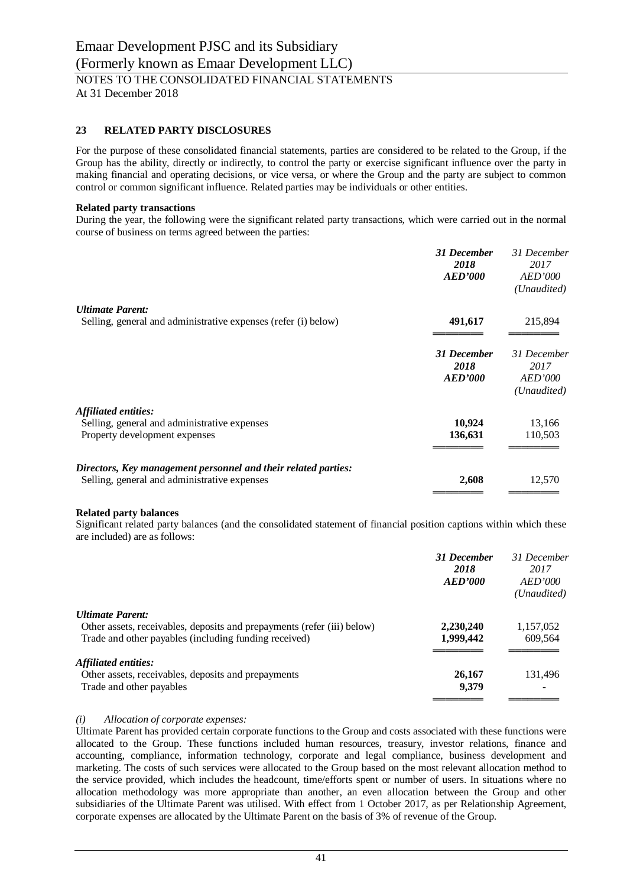## 23 RELATED PARTY DISCLOSURES

For the purpose of these consolidated financial statements, parties are considered to be related to the Group, if the Group has the ability, directly or indirectly, to control the party or exercise significant influence over the party in making financial and operating decisions, or vice versa, or where the Group and the party are subject to common control or common significant influence. Related parties may be individuals or other entities.

**Related party transactions**

During the year, the following were the significant related party transactions, which were carried out in the normal course of business on terms agreed between the parties:

| | ***31 December 2018 AED'000*** | *31 December 2017 AED'000 (Unaudited)* |
|---|---|---|
| ***Ultimate Parent:*** | | |
| Selling, general and administrative expenses (refer (i) below) | **491,617** | 215,894 |

| | ***31 December 2018 AED'000*** | *31 December 2017 AED'000 (Unaudited)* |
|---|---|---|
| ***Affiliated entities:*** | | |
| Selling, general and administrative expenses | **10,924** | 13,166 |
| Property development expenses | **136,631** | 110,503 |
| ***Directors, Key management personnel and their related parties:*** | | |
| Selling, general and administrative expenses | **2,608** | 12,570 |

**Related party balances**

Significant related party balances (and the consolidated statement of financial position captions within which these are included) are as follows:

| | ***31 December 2018 AED'000*** | *31 December 2017 AED'000 (Unaudited)* |
|---|---|---|
| ***Ultimate Parent:*** | | |
| Other assets, receivables, deposits and prepayments (refer (iii) below) | **2,230,240** | 1,157,052 |
| Trade and other payables (including funding received) | **1,999,442** | 609,564 |
| ***Affiliated entities:*** | | |
| Other assets, receivables, deposits and prepayments | **26,167** | 131,496 |
| Trade and other payables | **9,379** | - |

*(i) Allocation of corporate expenses:*

Ultimate Parent has provided certain corporate functions to the Group and costs associated with these functions were allocated to the Group. These functions included human resources, treasury, investor relations, finance and accounting, compliance, information technology, corporate and legal compliance, business development and marketing. The costs of such services were allocated to the Group based on the most relevant allocation method to the service provided, which includes the headcount, time/efforts spent or number of users. In situations where no allocation methodology was more appropriate than another, an even allocation between the Group and other subsidiaries of the Ultimate Parent was utilised. With effect from 1 October 2017, as per Relationship Agreement, corporate expenses are allocated by the Ultimate Parent on the basis of 3% of revenue of the Group.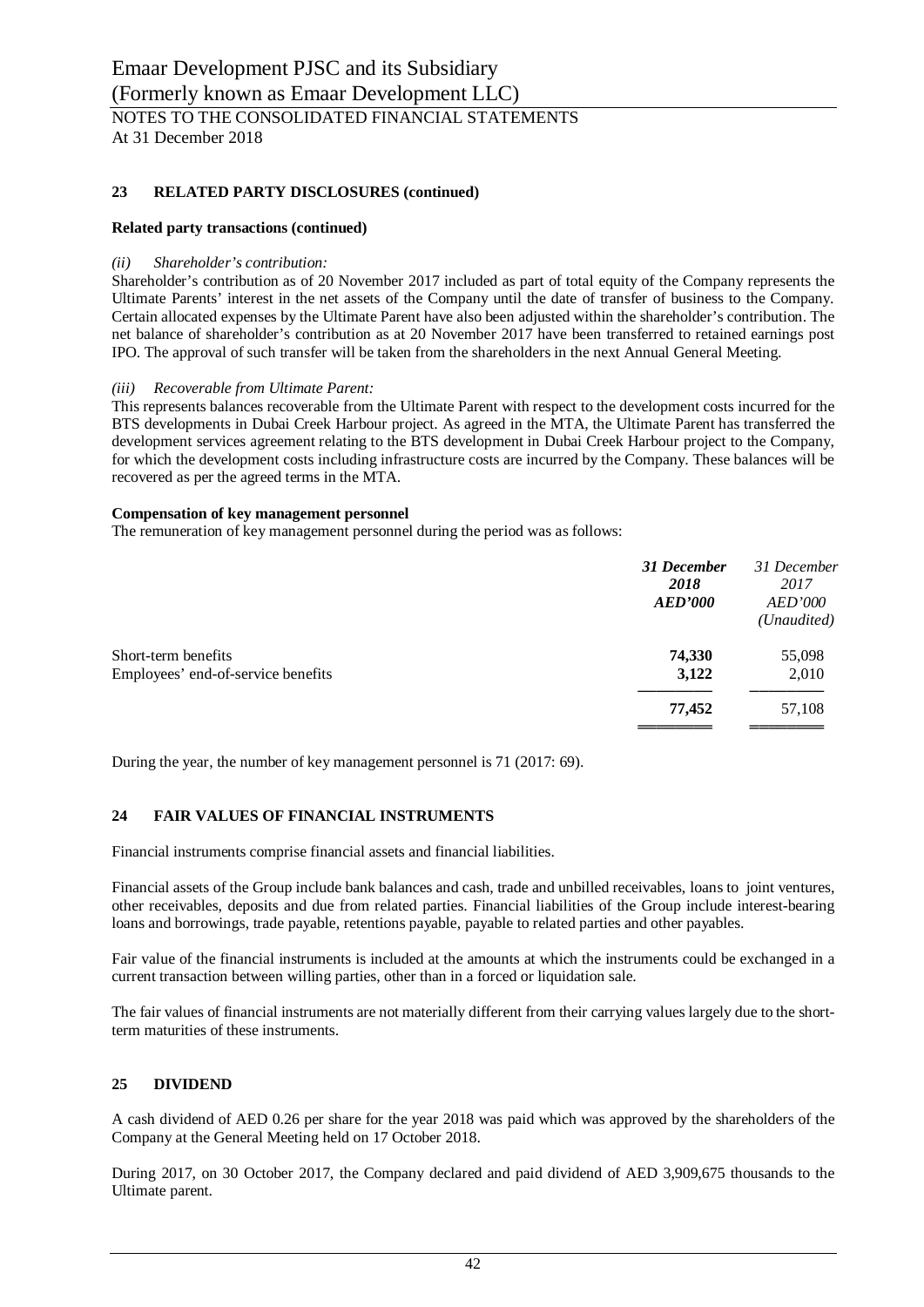## 23 RELATED PARTY DISCLOSURES (continued)

**Related party transactions (continued)**

*(ii) Shareholder's contribution:*

Shareholder's contribution as of 20 November 2017 included as part of total equity of the Company represents the Ultimate Parents' interest in the net assets of the Company until the date of transfer of business to the Company. Certain allocated expenses by the Ultimate Parent have also been adjusted within the shareholder's contribution. The net balance of shareholder's contribution as at 20 November 2017 have been transferred to retained earnings post IPO. The approval of such transfer will be taken from the shareholders in the next Annual General Meeting.

*(iii) Recoverable from Ultimate Parent:*

This represents balances recoverable from the Ultimate Parent with respect to the development costs incurred for the BTS developments in Dubai Creek Harbour project. As agreed in the MTA, the Ultimate Parent has transferred the development services agreement relating to the BTS development in Dubai Creek Harbour project to the Company, for which the development costs including infrastructure costs are incurred by the Company. These balances will be recovered as per the agreed terms in the MTA.

**Compensation of key management personnel**

The remuneration of key management personnel during the period was as follows:

| | ***31 December 2018 AED'000*** | *31 December 2017 AED'000 (Unaudited)* |
|---|---|---|
| Short-term benefits | **74,330** | 55,098 |
| Employees' end-of-service benefits | **3,122** | 2,010 |
| | **77,452** | 57,108 |

During the year, the number of key management personnel is 71 (2017: 69).

## 24 FAIR VALUES OF FINANCIAL INSTRUMENTS

Financial instruments comprise financial assets and financial liabilities.

Financial assets of the Group include bank balances and cash, trade and unbilled receivables, loans to joint ventures, other receivables, deposits and due from related parties. Financial liabilities of the Group include interest-bearing loans and borrowings, trade payable, retentions payable, payable to related parties and other payables.

Fair value of the financial instruments is included at the amounts at which the instruments could be exchanged in a current transaction between willing parties, other than in a forced or liquidation sale.

The fair values of financial instruments are not materially different from their carrying values largely due to the short-term maturities of these instruments.

## 25 DIVIDEND

A cash dividend of AED 0.26 per share for the year 2018 was paid which was approved by the shareholders of the Company at the General Meeting held on 17 October 2018.

During 2017, on 30 October 2017, the Company declared and paid dividend of AED 3,909,675 thousands to the Ultimate parent.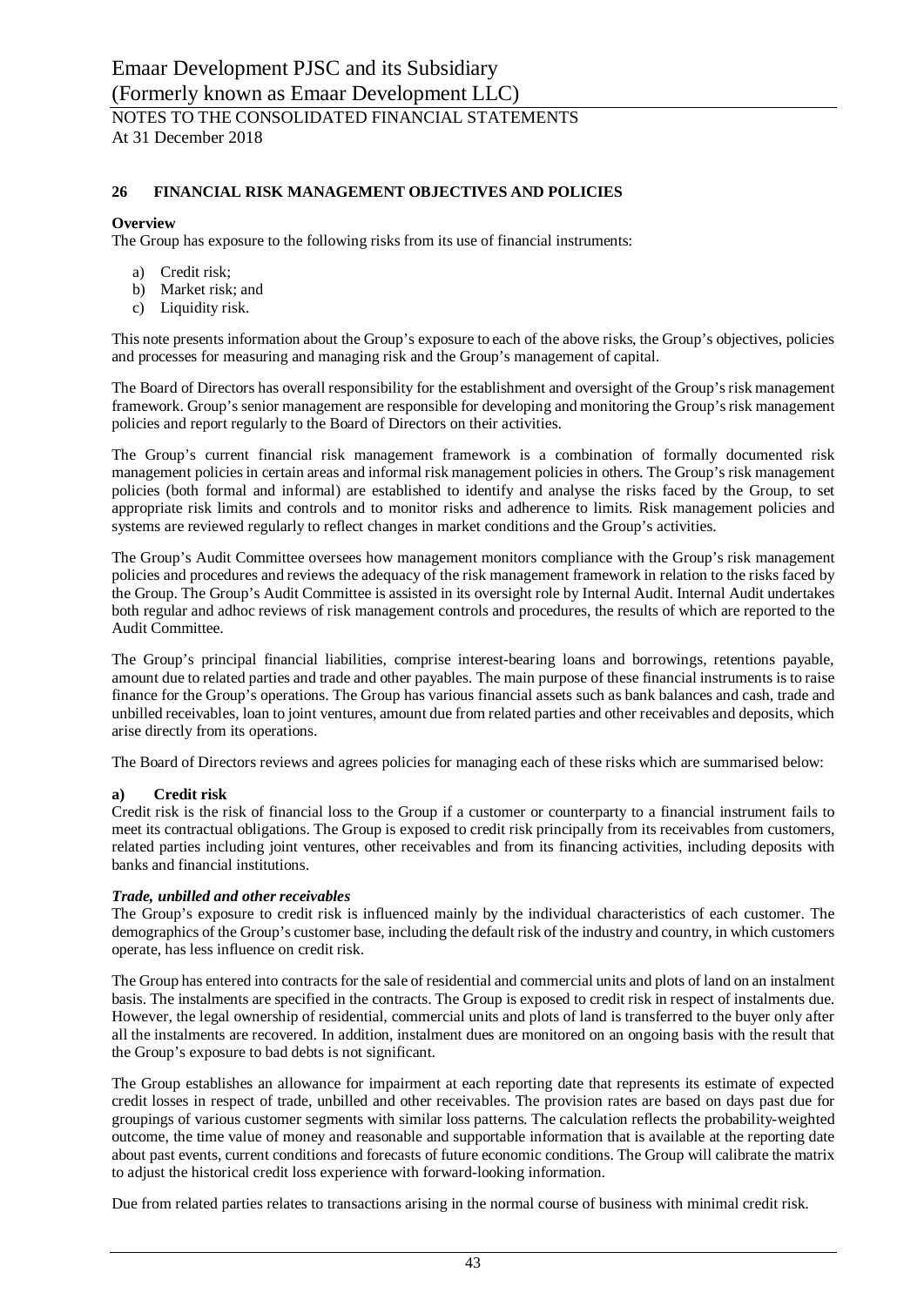## 26 FINANCIAL RISK MANAGEMENT OBJECTIVES AND POLICIES

**Overview**

The Group has exposure to the following risks from its use of financial instruments:

a) Credit risk;
b) Market risk; and
c) Liquidity risk.

This note presents information about the Group's exposure to each of the above risks, the Group's objectives, policies and processes for measuring and managing risk and the Group's management of capital.

The Board of Directors has overall responsibility for the establishment and oversight of the Group's risk management framework. Group's senior management are responsible for developing and monitoring the Group's risk management policies and report regularly to the Board of Directors on their activities.

The Group's current financial risk management framework is a combination of formally documented risk management policies in certain areas and informal risk management policies in others. The Group's risk management policies (both formal and informal) are established to identify and analyse the risks faced by the Group, to set appropriate risk limits and controls and to monitor risks and adherence to limits. Risk management policies and systems are reviewed regularly to reflect changes in market conditions and the Group's activities.

The Group's Audit Committee oversees how management monitors compliance with the Group's risk management policies and procedures and reviews the adequacy of the risk management framework in relation to the risks faced by the Group. The Group's Audit Committee is assisted in its oversight role by Internal Audit. Internal Audit undertakes both regular and adhoc reviews of risk management controls and procedures, the results of which are reported to the Audit Committee.

The Group's principal financial liabilities, comprise interest-bearing loans and borrowings, retentions payable, amount due to related parties and trade and other payables. The main purpose of these financial instruments is to raise finance for the Group's operations. The Group has various financial assets such as bank balances and cash, trade and unbilled receivables, loan to joint ventures, amount due from related parties and other receivables and deposits, which arise directly from its operations.

The Board of Directors reviews and agrees policies for managing each of these risks which are summarised below:

**a) Credit risk**

Credit risk is the risk of financial loss to the Group if a customer or counterparty to a financial instrument fails to meet its contractual obligations. The Group is exposed to credit risk principally from its receivables from customers, related parties including joint ventures, other receivables and from its financing activities, including deposits with banks and financial institutions.

***Trade, unbilled and other receivables***

The Group's exposure to credit risk is influenced mainly by the individual characteristics of each customer. The demographics of the Group's customer base, including the default risk of the industry and country, in which customers operate, has less influence on credit risk.

The Group has entered into contracts for the sale of residential and commercial units and plots of land on an instalment basis. The instalments are specified in the contracts. The Group is exposed to credit risk in respect of instalments due. However, the legal ownership of residential, commercial units and plots of land is transferred to the buyer only after all the instalments are recovered. In addition, instalment dues are monitored on an ongoing basis with the result that the Group's exposure to bad debts is not significant.

The Group establishes an allowance for impairment at each reporting date that represents its estimate of expected credit losses in respect of trade, unbilled and other receivables. The provision rates are based on days past due for groupings of various customer segments with similar loss patterns. The calculation reflects the probability-weighted outcome, the time value of money and reasonable and supportable information that is available at the reporting date about past events, current conditions and forecasts of future economic conditions. The Group will calibrate the matrix to adjust the historical credit loss experience with forward-looking information.

Due from related parties relates to transactions arising in the normal course of business with minimal credit risk.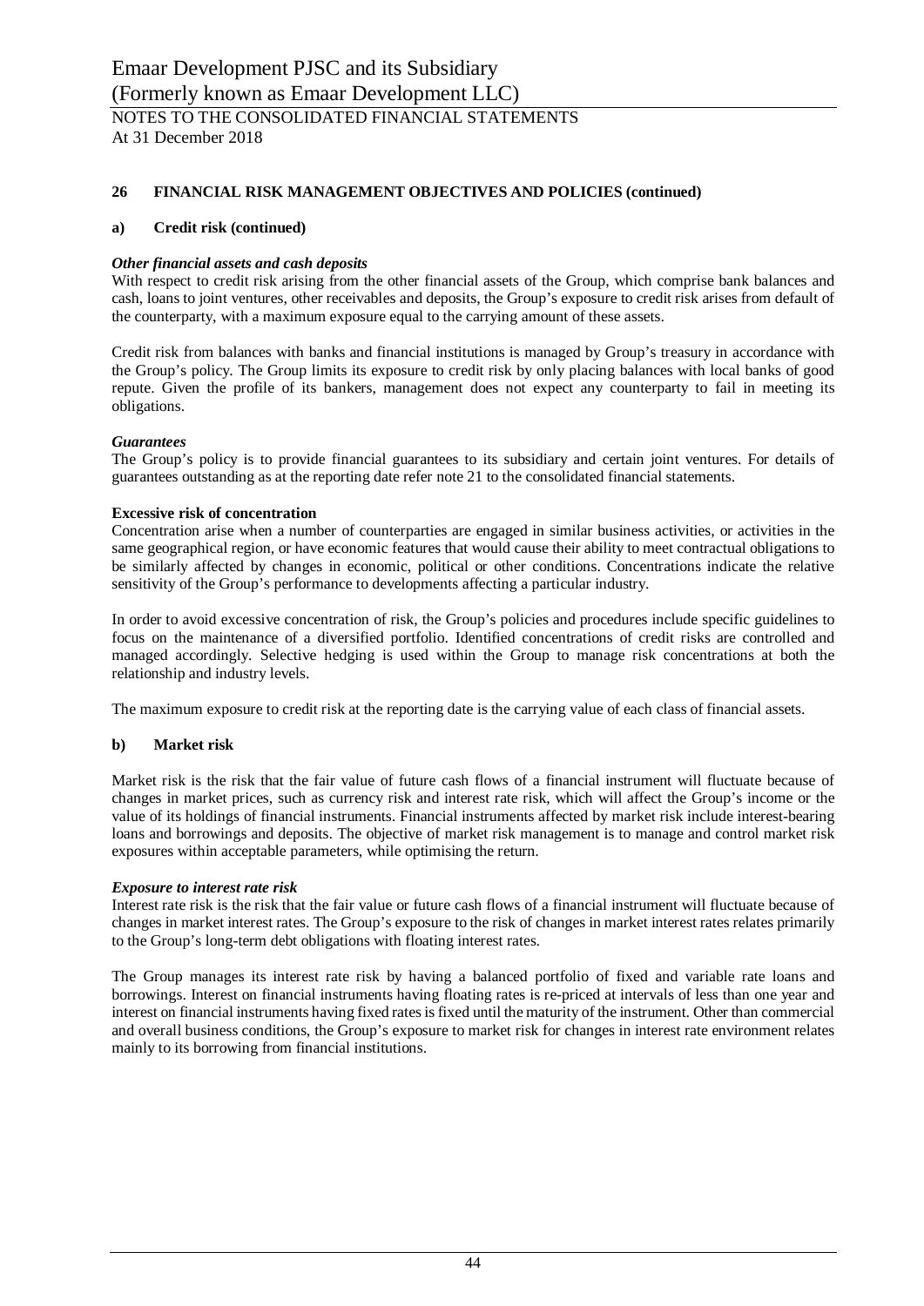## 26 FINANCIAL RISK MANAGEMENT OBJECTIVES AND POLICIES (continued)

### a) Credit risk (continued)

***Other financial assets and cash deposits***

With respect to credit risk arising from the other financial assets of the Group, which comprise bank balances and cash, loans to joint ventures, other receivables and deposits, the Group's exposure to credit risk arises from default of the counterparty, with a maximum exposure equal to the carrying amount of these assets.

Credit risk from balances with banks and financial institutions is managed by Group's treasury in accordance with the Group's policy. The Group limits its exposure to credit risk by only placing balances with local banks of good repute. Given the profile of its bankers, management does not expect any counterparty to fail in meeting its obligations.

***Guarantees***

The Group's policy is to provide financial guarantees to its subsidiary and certain joint ventures. For details of guarantees outstanding as at the reporting date refer note 21 to the consolidated financial statements.

**Excessive risk of concentration**

Concentration arise when a number of counterparties are engaged in similar business activities, or activities in the same geographical region, or have economic features that would cause their ability to meet contractual obligations to be similarly affected by changes in economic, political or other conditions. Concentrations indicate the relative sensitivity of the Group's performance to developments affecting a particular industry.

In order to avoid excessive concentration of risk, the Group's policies and procedures include specific guidelines to focus on the maintenance of a diversified portfolio. Identified concentrations of credit risks are controlled and managed accordingly. Selective hedging is used within the Group to manage risk concentrations at both the relationship and industry levels.

The maximum exposure to credit risk at the reporting date is the carrying value of each class of financial assets.

### b) Market risk

Market risk is the risk that the fair value of future cash flows of a financial instrument will fluctuate because of changes in market prices, such as currency risk and interest rate risk, which will affect the Group's income or the value of its holdings of financial instruments. Financial instruments affected by market risk include interest-bearing loans and borrowings and deposits. The objective of market risk management is to manage and control market risk exposures within acceptable parameters, while optimising the return.

***Exposure to interest rate risk***

Interest rate risk is the risk that the fair value or future cash flows of a financial instrument will fluctuate because of changes in market interest rates. The Group's exposure to the risk of changes in market interest rates relates primarily to the Group's long-term debt obligations with floating interest rates.

The Group manages its interest rate risk by having a balanced portfolio of fixed and variable rate loans and borrowings. Interest on financial instruments having floating rates is re-priced at intervals of less than one year and interest on financial instruments having fixed rates is fixed until the maturity of the instrument. Other than commercial and overall business conditions, the Group's exposure to market risk for changes in interest rate environment relates mainly to its borrowing from financial institutions.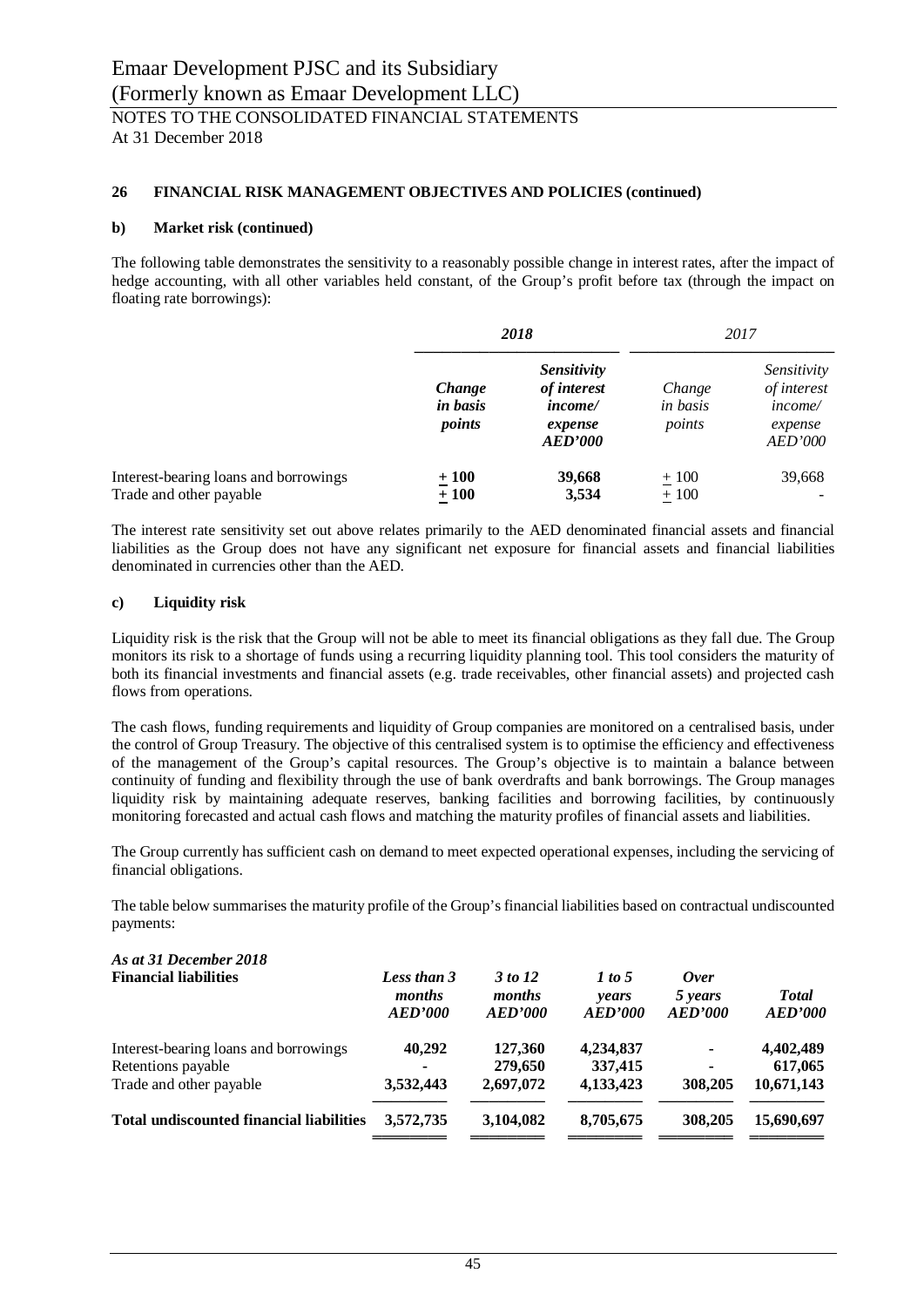## 26 FINANCIAL RISK MANAGEMENT OBJECTIVES AND POLICIES (continued)

### b) Market risk (continued)

The following table demonstrates the sensitivity to a reasonably possible change in interest rates, after the impact of hedge accounting, with all other variables held constant, of the Group's profit before tax (through the impact on floating rate borrowings):

| | ***2018*** | | *2017* | |
|---|---|---|---|---|
| | ***Change in basis points*** | ***Sensitivity of interest income/ expense AED'000*** | *Change in basis points* | *Sensitivity of interest income/ expense AED'000* |
| Interest-bearing loans and borrowings | **± 100** | **39,668** | ± 100 | 39,668 |
| Trade and other payable | **± 100** | **3,534** | ± 100 | - |

The interest rate sensitivity set out above relates primarily to the AED denominated financial assets and financial liabilities as the Group does not have any significant net exposure for financial assets and financial liabilities denominated in currencies other than the AED.

### c) Liquidity risk

Liquidity risk is the risk that the Group will not be able to meet its financial obligations as they fall due. The Group monitors its risk to a shortage of funds using a recurring liquidity planning tool. This tool considers the maturity of both its financial investments and financial assets (e.g. trade receivables, other financial assets) and projected cash flows from operations.

The cash flows, funding requirements and liquidity of Group companies are monitored on a centralised basis, under the control of Group Treasury. The objective of this centralised system is to optimise the efficiency and effectiveness of the management of the Group's capital resources. The Group's objective is to maintain a balance between continuity of funding and flexibility through the use of bank overdrafts and bank borrowings. The Group manages liquidity risk by maintaining adequate reserves, banking facilities and borrowing facilities, by continuously monitoring forecasted and actual cash flows and matching the maturity profiles of financial assets and liabilities.

The Group currently has sufficient cash on demand to meet expected operational expenses, including the servicing of financial obligations.

The table below summarises the maturity profile of the Group's financial liabilities based on contractual undiscounted payments:

***As at 31 December 2018***

| **Financial liabilities** | ***Less than 3 months AED'000*** | ***3 to 12 months AED'000*** | ***1 to 5 years AED'000*** | ***Over 5 years AED'000*** | ***Total AED'000*** |
|---|---|---|---|---|---|
| Interest-bearing loans and borrowings | **40,292** | **127,360** | **4,234,837** | **-** | **4,402,489** |
| Retentions payable | **-** | **279,650** | **337,415** | **-** | **617,065** |
| Trade and other payable | **3,532,443** | **2,697,072** | **4,133,423** | **308,205** | **10,671,143** |
| **Total undiscounted financial liabilities** | **3,572,735** | **3,104,082** | **8,705,675** | **308,205** | **15,690,697** |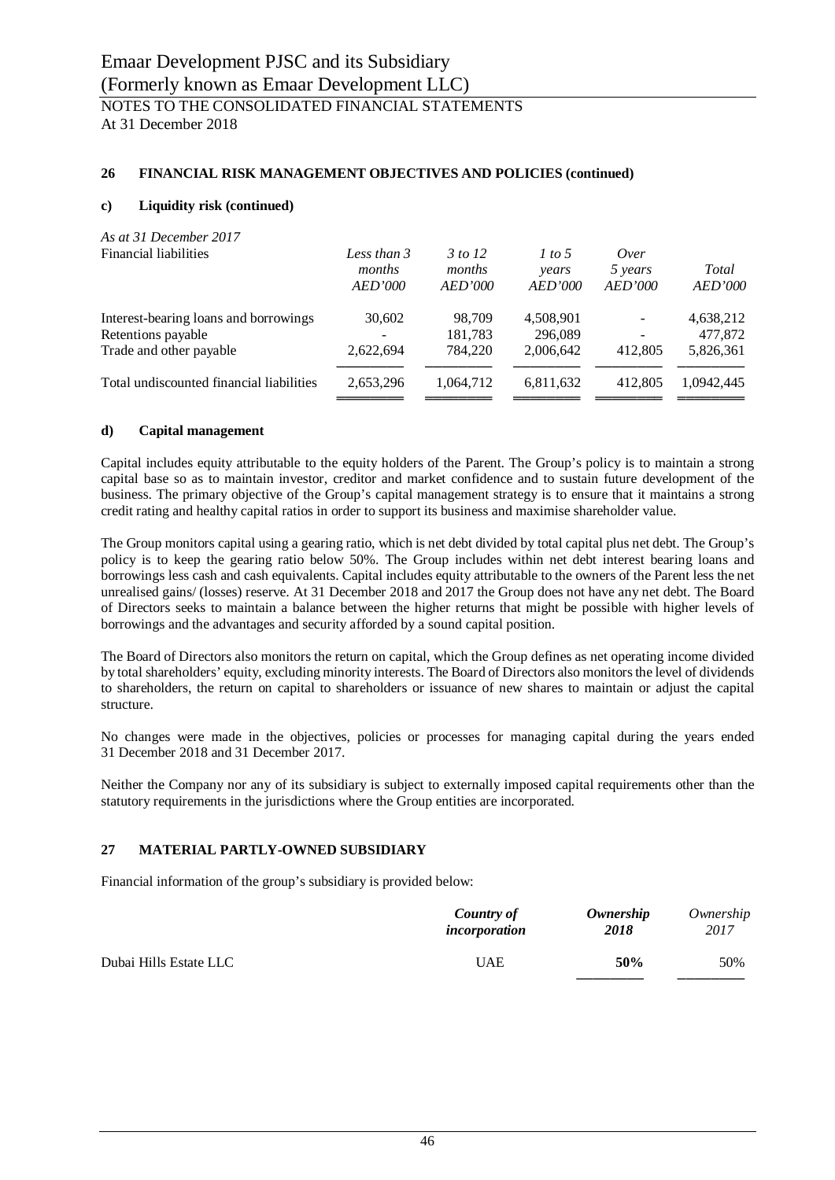## 26 FINANCIAL RISK MANAGEMENT OBJECTIVES AND POLICIES (continued)

### c) Liquidity risk (continued)

*As at 31 December 2017*

| Financial liabilities | *Less than 3 months AED'000* | *3 to 12 months AED'000* | *1 to 5 years AED'000* | *Over 5 years AED'000* | *Total AED'000* |
|---|---|---|---|---|---|
| Interest-bearing loans and borrowings | 30,602 | 98,709 | 4,508,901 | - | 4,638,212 |
| Retentions payable | - | 181,783 | 296,089 | - | 477,872 |
| Trade and other payable | 2,622,694 | 784,220 | 2,006,642 | 412,805 | 5,826,361 |
| Total undiscounted financial liabilities | 2,653,296 | 1,064,712 | 6,811,632 | 412,805 | 1,0942,445 |

### d) Capital management

Capital includes equity attributable to the equity holders of the Parent. The Group's policy is to maintain a strong capital base so as to maintain investor, creditor and market confidence and to sustain future development of the business. The primary objective of the Group's capital management strategy is to ensure that it maintains a strong credit rating and healthy capital ratios in order to support its business and maximise shareholder value.

The Group monitors capital using a gearing ratio, which is net debt divided by total capital plus net debt. The Group's policy is to keep the gearing ratio below 50%. The Group includes within net debt interest bearing loans and borrowings less cash and cash equivalents. Capital includes equity attributable to the owners of the Parent less the net unrealised gains/ (losses) reserve. At 31 December 2018 and 2017 the Group does not have any net debt. The Board of Directors seeks to maintain a balance between the higher returns that might be possible with higher levels of borrowings and the advantages and security afforded by a sound capital position.

The Board of Directors also monitors the return on capital, which the Group defines as net operating income divided by total shareholders' equity, excluding minority interests. The Board of Directors also monitors the level of dividends to shareholders, the return on capital to shareholders or issuance of new shares to maintain or adjust the capital structure.

No changes were made in the objectives, policies or processes for managing capital during the years ended 31 December 2018 and 31 December 2017.

Neither the Company nor any of its subsidiary is subject to externally imposed capital requirements other than the statutory requirements in the jurisdictions where the Group entities are incorporated.

## 27 MATERIAL PARTLY-OWNED SUBSIDIARY

Financial information of the group's subsidiary is provided below:

| | ***Country of incorporation*** | ***Ownership 2018*** | *Ownership 2017* |
|---|---|---|---|
| Dubai Hills Estate LLC | UAE | **50%** | 50% |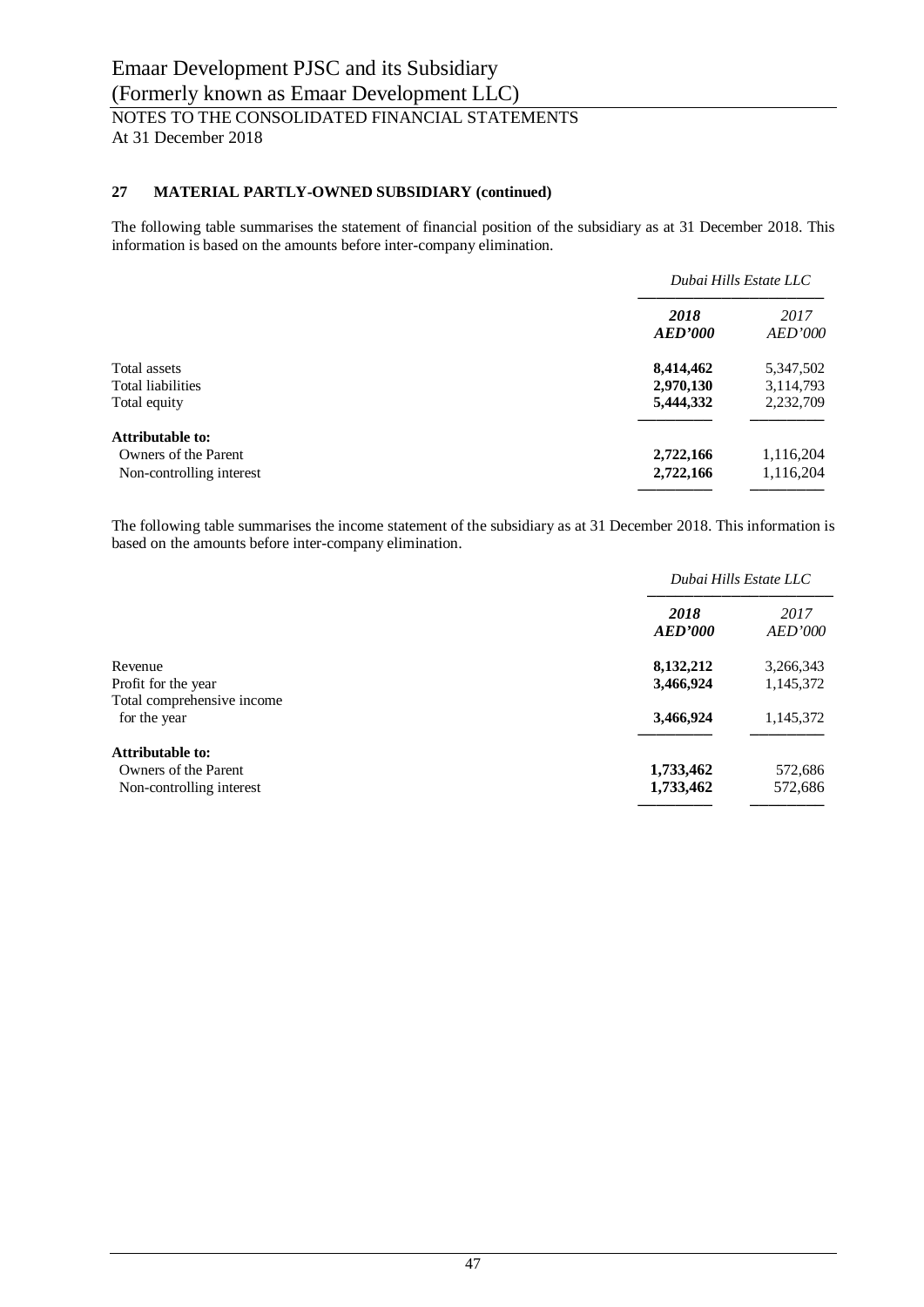## 27 MATERIAL PARTLY-OWNED SUBSIDIARY (continued)

The following table summarises the statement of financial position of the subsidiary as at 31 December 2018. This information is based on the amounts before inter-company elimination.

| | *Dubai Hills Estate LLC* | |
|---|---|---|
| | ***2018*** ***AED'000*** | *2017* *AED'000* |
| Total assets | **8,414,462** | 5,347,502 |
| Total liabilities | **2,970,130** | 3,114,793 |
| Total equity | **5,444,332** | 2,232,709 |
| **Attributable to:** | | |
| Owners of the Parent | **2,722,166** | 1,116,204 |
| Non-controlling interest | **2,722,166** | 1,116,204 |

The following table summarises the income statement of the subsidiary as at 31 December 2018. This information is based on the amounts before inter-company elimination.

| | *Dubai Hills Estate LLC* | |
|---|---|---|
| | ***2018*** ***AED'000*** | *2017* *AED'000* |
| Revenue | **8,132,212** | 3,266,343 |
| Profit for the year | **3,466,924** | 1,145,372 |
| Total comprehensive income for the year | **3,466,924** | 1,145,372 |
| **Attributable to:** | | |
| Owners of the Parent | **1,733,462** | 572,686 |
| Non-controlling interest | **1,733,462** | 572,686 |